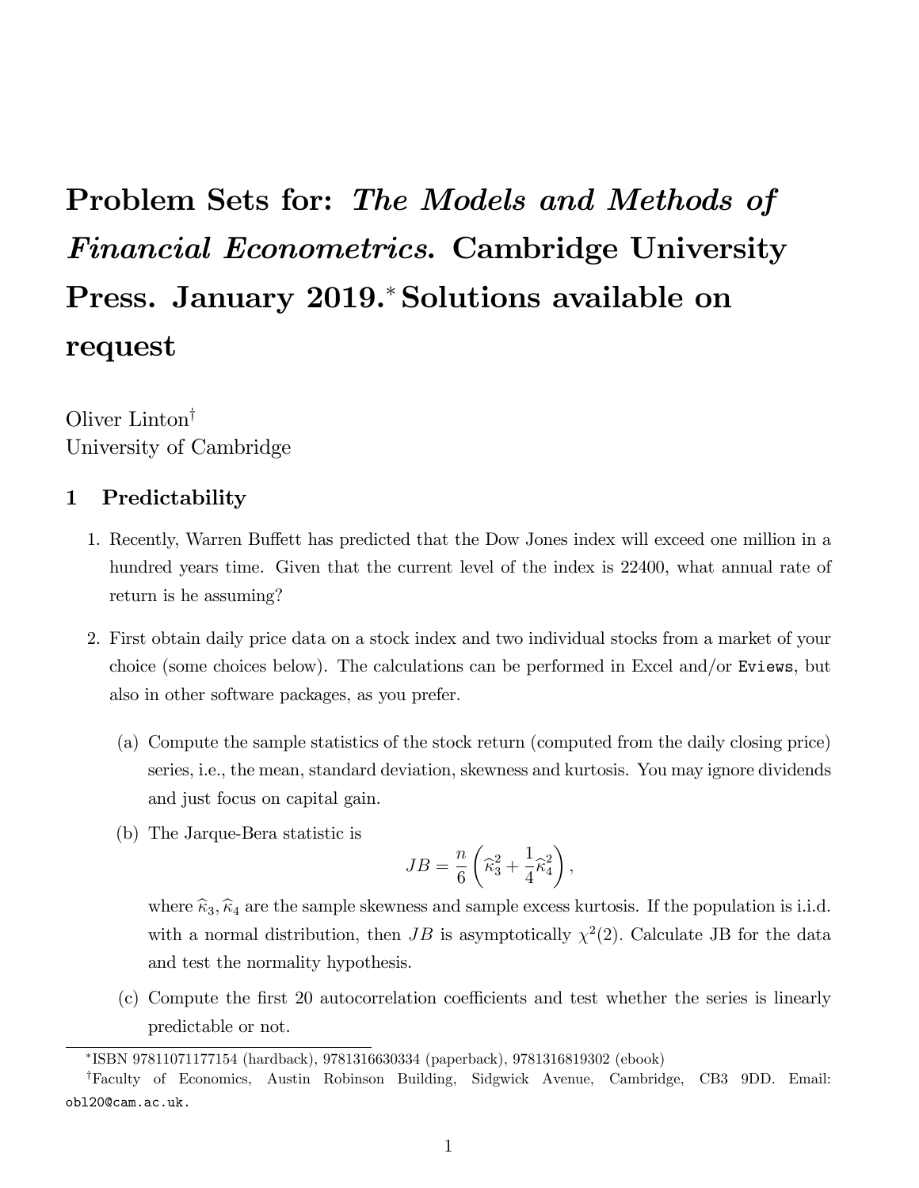# Problem Sets for: *The Models and Methods of Financial Econometrics*. Cambridge University Press. January 2019.[*] Solutions available on request

Oliver Linton[†]
University of Cambridge

## 1 Predictability

1. Recently, Warren Buffett has predicted that the Dow Jones index will exceed one million in a hundred years time. Given that the current level of the index is 22400, what annual rate of return is he assuming?

2. First obtain daily price data on a stock index and two individual stocks from a market of your choice (some choices below). The calculations can be performed in Excel and/or `Eviews`, but also in other software packages, as you prefer.

   (a) Compute the sample statistics of the stock return (computed from the daily closing price) series, i.e., the mean, standard deviation, skewness and kurtosis. You may ignore dividends and just focus on capital gain.

   (b) The Jarque-Bera statistic is

   $$JB = \frac{n}{6}\left(\widehat{\kappa}_3^2 + \frac{1}{4}\widehat{\kappa}_4^2\right),$$

   where $\widehat{\kappa}_3, \widehat{\kappa}_4$ are the sample skewness and sample excess kurtosis. If the population is i.i.d. with a normal distribution, then $JB$ is asymptotically $\chi^2(2)$. Calculate JB for the data and test the normality hypothesis.

   (c) Compute the first 20 autocorrelation coefficients and test whether the series is linearly predictable or not.

---

[*] ISBN 97811071177154 (hardback), 9781316630334 (paperback), 9781316819302 (ebook)

[†] Faculty of Economics, Austin Robinson Building, Sidgwick Avenue, Cambridge, CB3 9DD. Email: `obl20@cam.ac.uk`.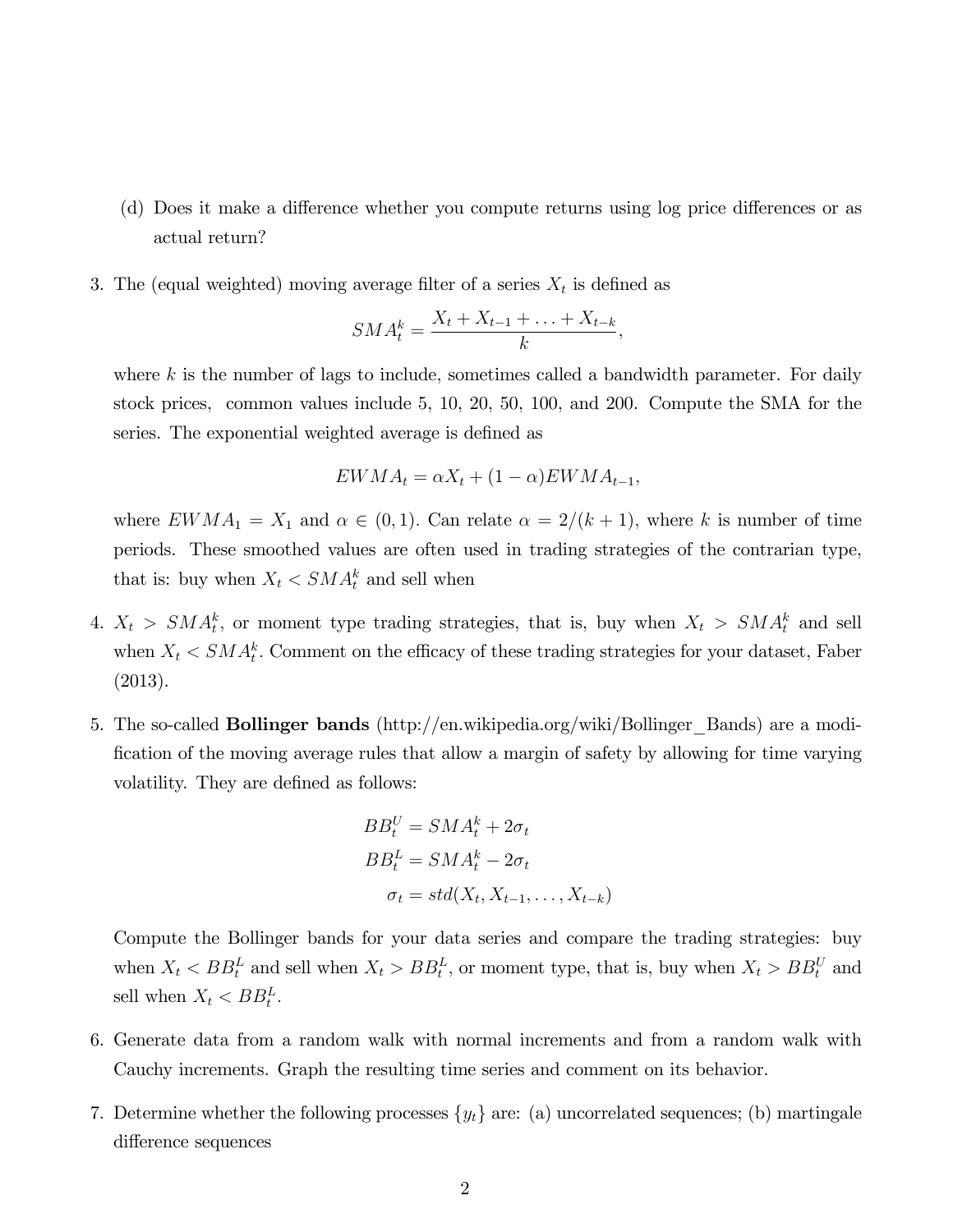(d) Does it make a difference whether you compute returns using log price differences or as actual return?

3. The (equal weighted) moving average filter of a series $X_t$ is defined as

$$SMA_t^k = \frac{X_t + X_{t-1} + \ldots + X_{t-k}}{k},$$

where $k$ is the number of lags to include, sometimes called a bandwidth parameter. For daily stock prices, common values include 5, 10, 20, 50, 100, and 200. Compute the SMA for the series. The exponential weighted average is defined as

$$EWMA_t = \alpha X_t + (1 - \alpha) EWMA_{t-1},$$

where $EWMA_1 = X_1$ and $\alpha \in (0, 1)$. Can relate $\alpha = 2/(k + 1)$, where $k$ is number of time periods. These smoothed values are often used in trading strategies of the contrarian type, that is: buy when $X_t < SMA_t^k$ and sell when

4. $X_t > SMA_t^k$, or moment type trading strategies, that is, buy when $X_t > SMA_t^k$ and sell when $X_t < SMA_t^k$. Comment on the efficacy of these trading strategies for your dataset, Faber (2013).

5. The so-called **Bollinger bands** (http://en.wikipedia.org/wiki/Bollinger_Bands) are a modification of the moving average rules that allow a margin of safety by allowing for time varying volatility. They are defined as follows:

$$BB_t^U = SMA_t^k + 2\sigma_t$$
$$BB_t^L = SMA_t^k - 2\sigma_t$$
$$\sigma_t = std(X_t, X_{t-1}, \ldots, X_{t-k})$$

Compute the Bollinger bands for your data series and compare the trading strategies: buy when $X_t < BB_t^L$ and sell when $X_t > BB_t^L$, or moment type, that is, buy when $X_t > BB_t^U$ and sell when $X_t < BB_t^L$.

6. Generate data from a random walk with normal increments and from a random walk with Cauchy increments. Graph the resulting time series and comment on its behavior.

7. Determine whether the following processes $\{y_t\}$ are: (a) uncorrelated sequences; (b) martingale difference sequences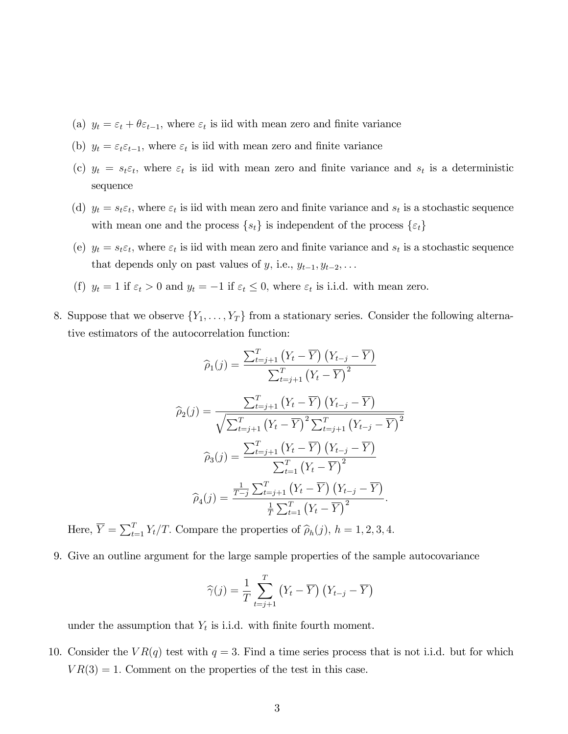(a) $y_t = \varepsilon_t + \theta\varepsilon_{t-1}$, where $\varepsilon_t$ is iid with mean zero and finite variance

(b) $y_t = \varepsilon_t\varepsilon_{t-1}$, where $\varepsilon_t$ is iid with mean zero and finite variance

(c) $y_t = s_t\varepsilon_t$, where $\varepsilon_t$ is iid with mean zero and finite variance and $s_t$ is a deterministic sequence

(d) $y_t = s_t\varepsilon_t$, where $\varepsilon_t$ is iid with mean zero and finite variance and $s_t$ is a stochastic sequence with mean one and the process $\{s_t\}$ is independent of the process $\{\varepsilon_t\}$

(e) $y_t = s_t\varepsilon_t$, where $\varepsilon_t$ is iid with mean zero and finite variance and $s_t$ is a stochastic sequence that depends only on past values of $y$, i.e., $y_{t-1}, y_{t-2}, \ldots$

(f) $y_t = 1$ if $\varepsilon_t > 0$ and $y_t = -1$ if $\varepsilon_t \leq 0$, where $\varepsilon_t$ is i.i.d. with mean zero.

8. Suppose that we observe $\{Y_1, \ldots, Y_T\}$ from a stationary series. Consider the following alternative estimators of the autocorrelation function:

$$\widehat{\rho}_1(j) = \frac{\sum_{t=j+1}^{T}\left(Y_t - \overline{Y}\right)\left(Y_{t-j} - \overline{Y}\right)}{\sum_{t=j+1}^{T}\left(Y_t - \overline{Y}\right)^2}$$

$$\widehat{\rho}_2(j) = \frac{\sum_{t=j+1}^{T}\left(Y_t - \overline{Y}\right)\left(Y_{t-j} - \overline{Y}\right)}{\sqrt{\sum_{t=j+1}^{T}\left(Y_t - \overline{Y}\right)^2 \sum_{t=j+1}^{T}\left(Y_{t-j} - \overline{Y}\right)^2}}$$

$$\widehat{\rho}_3(j) = \frac{\sum_{t=j+1}^{T}\left(Y_t - \overline{Y}\right)\left(Y_{t-j} - \overline{Y}\right)}{\sum_{t=1}^{T}\left(Y_t - \overline{Y}\right)^2}$$

$$\widehat{\rho}_4(j) = \frac{\frac{1}{T-j}\sum_{t=j+1}^{T}\left(Y_t - \overline{Y}\right)\left(Y_{t-j} - \overline{Y}\right)}{\frac{1}{T}\sum_{t=1}^{T}\left(Y_t - \overline{Y}\right)^2}.$$

Here, $\overline{Y} = \sum_{t=1}^{T} Y_t/T$. Compare the properties of $\widehat{\rho}_h(j)$, $h = 1, 2, 3, 4$.

9. Give an outline argument for the large sample properties of the sample autocovariance

$$\widehat{\gamma}(j) = \frac{1}{T}\sum_{t=j+1}^{T}\left(Y_t - \overline{Y}\right)\left(Y_{t-j} - \overline{Y}\right)$$

under the assumption that $Y_t$ is i.i.d. with finite fourth moment.

10. Consider the $VR(q)$ test with $q = 3$. Find a time series process that is not i.i.d. but for which $VR(3) = 1$. Comment on the properties of the test in this case.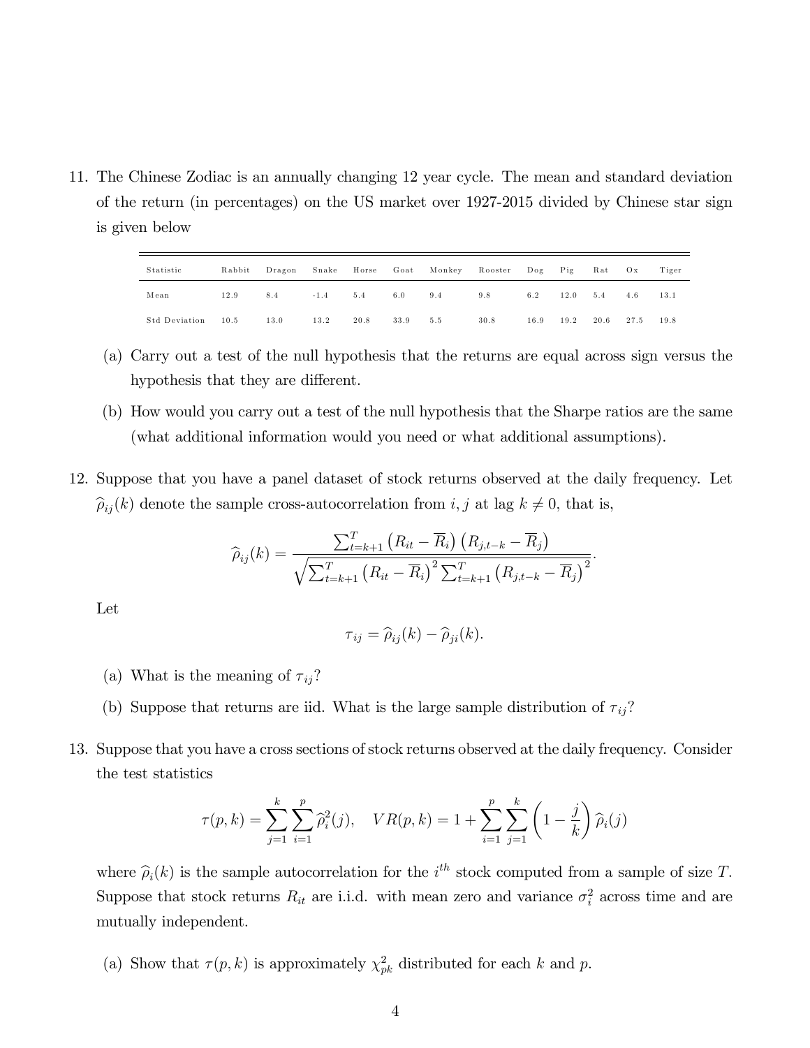11. The Chinese Zodiac is an annually changing 12 year cycle. The mean and standard deviation of the return (in percentages) on the US market over 1927-2015 divided by Chinese star sign is given below

| Statistic | Rabbit | Dragon | Snake | Horse | Goat | Monkey | Rooster | Dog | Pig | Rat | Ox | Tiger |
|---|---|---|---|---|---|---|---|---|---|---|---|---|
| Mean | 12.9 | 8.4 | -1.4 | 5.4 | 6.0 | 9.4 | 9.8 | 6.2 | 12.0 | 5.4 | 4.6 | 13.1 |
| Std Deviation | 10.5 | 13.0 | 13.2 | 20.8 | 33.9 | 5.5 | 30.8 | 16.9 | 19.2 | 20.6 | 27.5 | 19.8 |

   (a) Carry out a test of the null hypothesis that the returns are equal across sign versus the hypothesis that they are different.

   (b) How would you carry out a test of the null hypothesis that the Sharpe ratios are the same (what additional information would you need or what additional assumptions).

12. Suppose that you have a panel dataset of stock returns observed at the daily frequency. Let $\widehat{\rho}_{ij}(k)$ denote the sample cross-autocorrelation from $i, j$ at lag $k \neq 0$, that is,

$$\widehat{\rho}_{ij}(k) = \frac{\sum_{t=k+1}^{T} \left(R_{it} - \overline{R}_i\right)\left(R_{j,t-k} - \overline{R}_j\right)}{\sqrt{\sum_{t=k+1}^{T} \left(R_{it} - \overline{R}_i\right)^2 \sum_{t=k+1}^{T} \left(R_{j,t-k} - \overline{R}_j\right)^2}}.$$

Let

$$\tau_{ij} = \widehat{\rho}_{ij}(k) - \widehat{\rho}_{ji}(k).$$

   (a) What is the meaning of $\tau_{ij}$?

   (b) Suppose that returns are iid. What is the large sample distribution of $\tau_{ij}$?

13. Suppose that you have a cross sections of stock returns observed at the daily frequency. Consider the test statistics

$$\tau(p, k) = \sum_{j=1}^{k} \sum_{i=1}^{p} \widehat{\rho}_i^2(j), \quad VR(p, k) = 1 + \sum_{i=1}^{p} \sum_{j=1}^{k} \left(1 - \frac{j}{k}\right) \widehat{\rho}_i(j)$$

where $\widehat{\rho}_i(k)$ is the sample autocorrelation for the $i^{th}$ stock computed from a sample of size $T$. Suppose that stock returns $R_{it}$ are i.i.d. with mean zero and variance $\sigma_i^2$ across time and are mutually independent.

   (a) Show that $\tau(p, k)$ is approximately $\chi^2_{pk}$ distributed for each $k$ and $p$.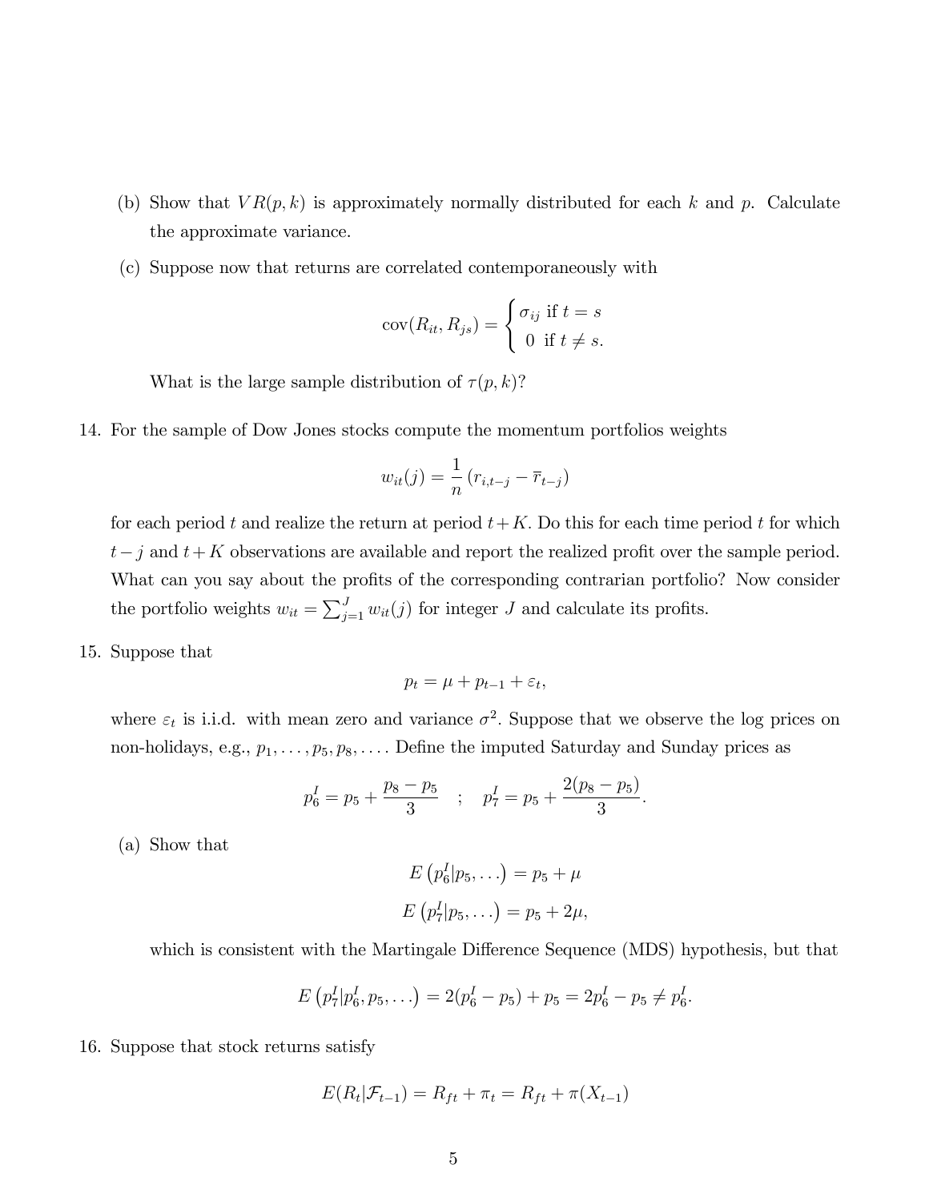(b) Show that $VR(p,k)$ is approximately normally distributed for each $k$ and $p$. Calculate the approximate variance.

(c) Suppose now that returns are correlated contemporaneously with

$$\text{cov}(R_{it}, R_{js}) = \begin{cases} \sigma_{ij} \text{ if } t = s \\ 0 \text{ if } t \neq s. \end{cases}$$

What is the large sample distribution of $\tau(p,k)$?

14. For the sample of Dow Jones stocks compute the momentum portfolios weights

$$w_{it}(j) = \frac{1}{n}\left(r_{i,t-j} - \overline{r}_{t-j}\right)$$

for each period $t$ and realize the return at period $t+K$. Do this for each time period $t$ for which $t-j$ and $t+K$ observations are available and report the realized profit over the sample period. What can you say about the profits of the corresponding contrarian portfolio? Now consider the portfolio weights $w_{it} = \sum_{j=1}^{J} w_{it}(j)$ for integer $J$ and calculate its profits.

15. Suppose that

$$p_t = \mu + p_{t-1} + \varepsilon_t,$$

where $\varepsilon_t$ is i.i.d. with mean zero and variance $\sigma^2$. Suppose that we observe the log prices on non-holidays, e.g., $p_1, \ldots, p_5, p_8, \ldots$. Define the imputed Saturday and Sunday prices as

$$p_6^I = p_5 + \frac{p_8 - p_5}{3} \quad ; \quad p_7^I = p_5 + \frac{2(p_8 - p_5)}{3}.$$

(a) Show that

$$E\left(p_6^I | p_5, \ldots\right) = p_5 + \mu$$
$$E\left(p_7^I | p_5, \ldots\right) = p_5 + 2\mu,$$

which is consistent with the Martingale Difference Sequence (MDS) hypothesis, but that

$$E\left(p_7^I | p_6^I, p_5, \ldots\right) = 2(p_6^I - p_5) + p_5 = 2p_6^I - p_5 \neq p_6^I.$$

16. Suppose that stock returns satisfy

$$E(R_t | \mathcal{F}_{t-1}) = R_{ft} + \pi_t = R_{ft} + \pi(X_{t-1})$$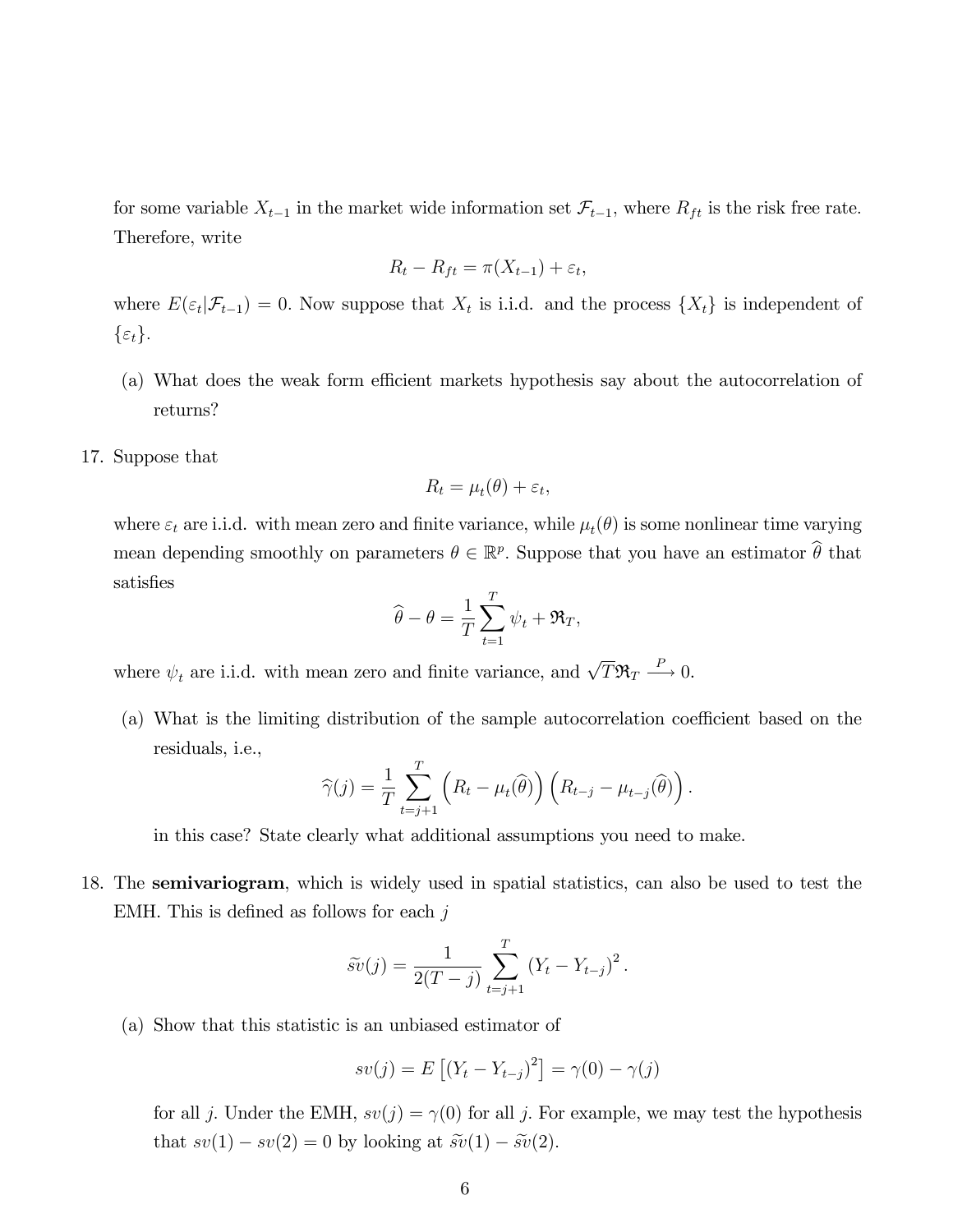for some variable $X_{t-1}$ in the market wide information set $\mathcal{F}_{t-1}$, where $R_{ft}$ is the risk free rate. Therefore, write

$$R_t - R_{ft} = \pi(X_{t-1}) + \varepsilon_t,$$

where $E(\varepsilon_t|\mathcal{F}_{t-1}) = 0$. Now suppose that $X_t$ is i.i.d. and the process $\{X_t\}$ is independent of $\{\varepsilon_t\}$.

(a) What does the weak form efficient markets hypothesis say about the autocorrelation of returns?

17. Suppose that

$$R_t = \mu_t(\theta) + \varepsilon_t,$$

where $\varepsilon_t$ are i.i.d. with mean zero and finite variance, while $\mu_t(\theta)$ is some nonlinear time varying mean depending smoothly on parameters $\theta \in \mathbb{R}^p$. Suppose that you have an estimator $\widehat{\theta}$ that satisfies

$$\widehat{\theta} - \theta = \frac{1}{T}\sum_{t=1}^{T} \psi_t + \mathfrak{R}_T,$$

where $\psi_t$ are i.i.d. with mean zero and finite variance, and $\sqrt{T}\mathfrak{R}_T \overset{P}{\longrightarrow} 0$.

(a) What is the limiting distribution of the sample autocorrelation coefficient based on the residuals, i.e.,

$$\widehat{\gamma}(j) = \frac{1}{T}\sum_{t=j+1}^{T} \left(R_t - \mu_t(\widehat{\theta})\right)\left(R_{t-j} - \mu_{t-j}(\widehat{\theta})\right).$$

in this case? State clearly what additional assumptions you need to make.

18. The **semivariogram**, which is widely used in spatial statistics, can also be used to test the EMH. This is defined as follows for each $j$

$$\widetilde{sv}(j) = \frac{1}{2(T-j)}\sum_{t=j+1}^{T} (Y_t - Y_{t-j})^2.$$

(a) Show that this statistic is an unbiased estimator of

$$sv(j) = E\left[(Y_t - Y_{t-j})^2\right] = \gamma(0) - \gamma(j)$$

for all $j$. Under the EMH, $sv(j) = \gamma(0)$ for all $j$. For example, we may test the hypothesis that $sv(1) - sv(2) = 0$ by looking at $\widetilde{sv}(1) - \widetilde{sv}(2)$.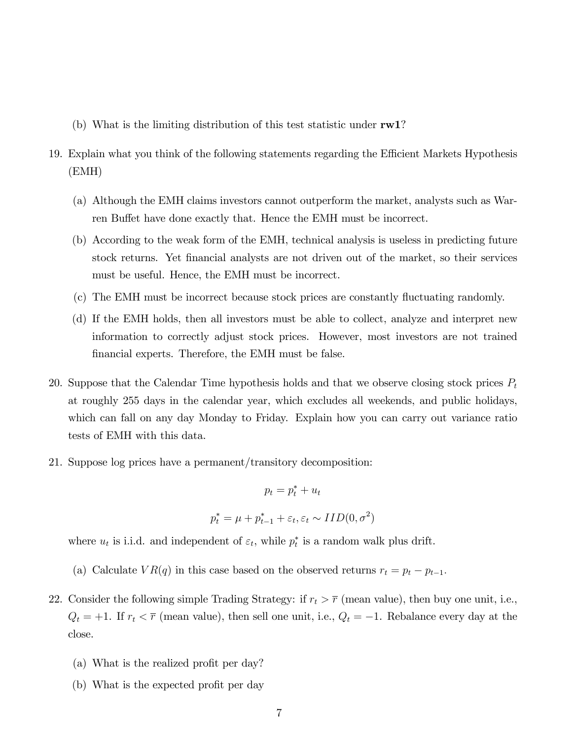(b) What is the limiting distribution of this test statistic under **rw1**?

19. Explain what you think of the following statements regarding the Efficient Markets Hypothesis (EMH)

    (a) Although the EMH claims investors cannot outperform the market, analysts such as Warren Buffet have done exactly that. Hence the EMH must be incorrect.

    (b) According to the weak form of the EMH, technical analysis is useless in predicting future stock returns. Yet financial analysts are not driven out of the market, so their services must be useful. Hence, the EMH must be incorrect.

    (c) The EMH must be incorrect because stock prices are constantly fluctuating randomly.

    (d) If the EMH holds, then all investors must be able to collect, analyze and interpret new information to correctly adjust stock prices. However, most investors are not trained financial experts. Therefore, the EMH must be false.

20. Suppose that the Calendar Time hypothesis holds and that we observe closing stock prices $P_t$ at roughly 255 days in the calendar year, which excludes all weekends, and public holidays, which can fall on any day Monday to Friday. Explain how you can carry out variance ratio tests of EMH with this data.

21. Suppose log prices have a permanent/transitory decomposition:

$$p_t = p_t^* + u_t$$

$$p_t^* = \mu + p_{t-1}^* + \varepsilon_t, \varepsilon_t \sim IID(0, \sigma^2)$$

where $u_t$ is i.i.d. and independent of $\varepsilon_t$, while $p_t^*$ is a random walk plus drift.

    (a) Calculate $VR(q)$ in this case based on the observed returns $r_t = p_t - p_{t-1}$.

22. Consider the following simple Trading Strategy: if $r_t > \overline{r}$ (mean value), then buy one unit, i.e., $Q_t = +1$. If $r_t < \overline{r}$ (mean value), then sell one unit, i.e., $Q_t = -1$. Rebalance every day at the close.

    (a) What is the realized profit per day?

    (b) What is the expected profit per day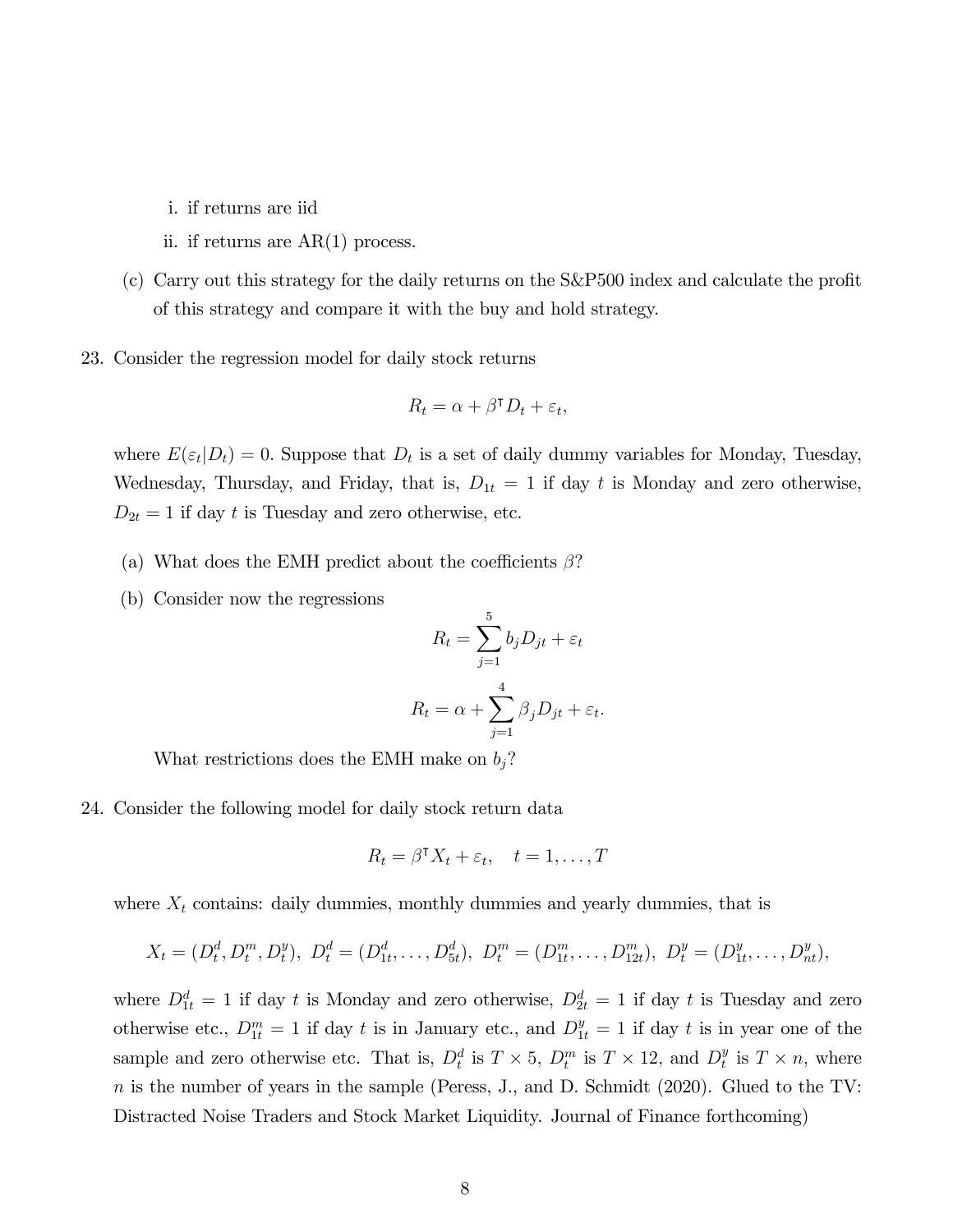i. if returns are iid

   ii. if returns are AR(1) process.

(c) Carry out this strategy for the daily returns on the S&P500 index and calculate the profit of this strategy and compare it with the buy and hold strategy.

23. Consider the regression model for daily stock returns

$$R_t = \alpha + \beta^\intercal D_t + \varepsilon_t,$$

where $E(\varepsilon_t|D_t) = 0$. Suppose that $D_t$ is a set of daily dummy variables for Monday, Tuesday, Wednesday, Thursday, and Friday, that is, $D_{1t} = 1$ if day $t$ is Monday and zero otherwise, $D_{2t} = 1$ if day $t$ is Tuesday and zero otherwise, etc.

   (a) What does the EMH predict about the coefficients $\beta$?

   (b) Consider now the regressions

$$R_t = \sum_{j=1}^{5} b_j D_{jt} + \varepsilon_t$$

$$R_t = \alpha + \sum_{j=1}^{4} \beta_j D_{jt} + \varepsilon_t.$$

   What restrictions does the EMH make on $b_j$?

24. Consider the following model for daily stock return data

$$R_t = \beta^\intercal X_t + \varepsilon_t, \quad t = 1, \ldots, T$$

where $X_t$ contains: daily dummies, monthly dummies and yearly dummies, that is

$$X_t = (D_t^d, D_t^m, D_t^y),\ D_t^d = (D_{1t}^d, \ldots, D_{5t}^d),\ D_t^m = (D_{1t}^m, \ldots, D_{12t}^m),\ D_t^y = (D_{1t}^y, \ldots, D_{nt}^y),$$

where $D_{1t}^d = 1$ if day $t$ is Monday and zero otherwise, $D_{2t}^d = 1$ if day $t$ is Tuesday and zero otherwise etc., $D_{1t}^m = 1$ if day $t$ is in January etc., and $D_{1t}^y = 1$ if day $t$ is in year one of the sample and zero otherwise etc. That is, $D_t^d$ is $T \times 5$, $D_t^m$ is $T \times 12$, and $D_t^y$ is $T \times n$, where $n$ is the number of years in the sample (Peress, J., and D. Schmidt (2020). Glued to the TV: Distracted Noise Traders and Stock Market Liquidity. Journal of Finance forthcoming)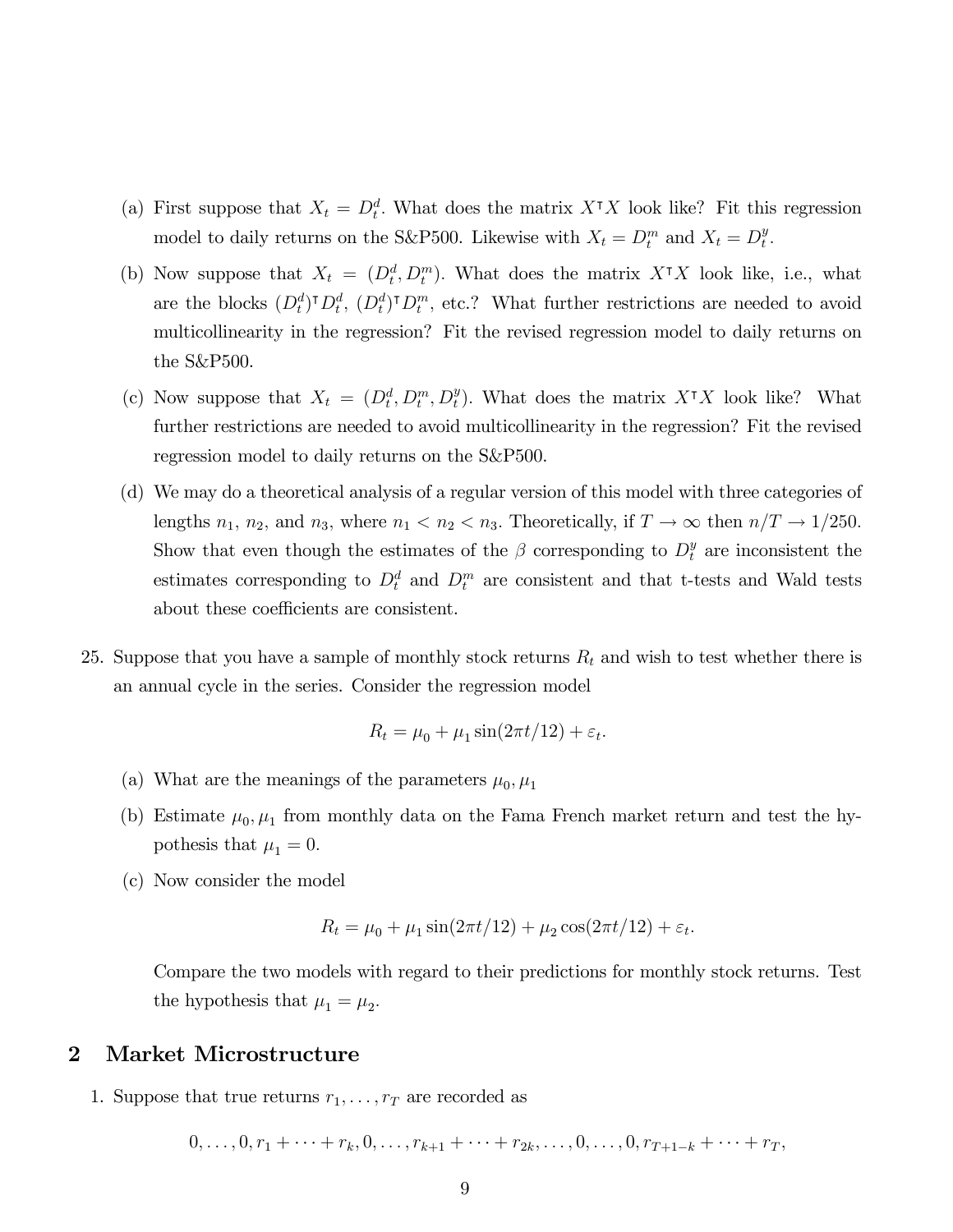(a) First suppose that $X_t = D_t^d$. What does the matrix $X^\intercal X$ look like? Fit this regression model to daily returns on the S&P500. Likewise with $X_t = D_t^m$ and $X_t = D_t^y$.

(b) Now suppose that $X_t = (D_t^d, D_t^m)$. What does the matrix $X^\intercal X$ look like, i.e., what are the blocks $(D_t^d)^\intercal D_t^d$, $(D_t^d)^\intercal D_t^m$, etc.? What further restrictions are needed to avoid multicollinearity in the regression? Fit the revised regression model to daily returns on the S&P500.

(c) Now suppose that $X_t = (D_t^d, D_t^m, D_t^y)$. What does the matrix $X^\intercal X$ look like? What further restrictions are needed to avoid multicollinearity in the regression? Fit the revised regression model to daily returns on the S&P500.

(d) We may do a theoretical analysis of a regular version of this model with three categories of lengths $n_1$, $n_2$, and $n_3$, where $n_1 < n_2 < n_3$. Theoretically, if $T \to \infty$ then $n/T \to 1/250$. Show that even though the estimates of the $\beta$ corresponding to $D_t^y$ are inconsistent the estimates corresponding to $D_t^d$ and $D_t^m$ are consistent and that t-tests and Wald tests about these coefficients are consistent.

25. Suppose that you have a sample of monthly stock returns $R_t$ and wish to test whether there is an annual cycle in the series. Consider the regression model

$$R_t = \mu_0 + \mu_1 \sin(2\pi t/12) + \varepsilon_t.$$

(a) What are the meanings of the parameters $\mu_0, \mu_1$

(b) Estimate $\mu_0, \mu_1$ from monthly data on the Fama French market return and test the hypothesis that $\mu_1 = 0$.

(c) Now consider the model

$$R_t = \mu_0 + \mu_1 \sin(2\pi t/12) + \mu_2 \cos(2\pi t/12) + \varepsilon_t.$$

Compare the two models with regard to their predictions for monthly stock returns. Test the hypothesis that $\mu_1 = \mu_2$.

## 2 Market Microstructure

1. Suppose that true returns $r_1, \ldots, r_T$ are recorded as

$$0, \ldots, 0, r_1 + \cdots + r_k, 0, \ldots, r_{k+1} + \cdots + r_{2k}, \ldots, 0, \ldots, 0, r_{T+1-k} + \cdots + r_T,$$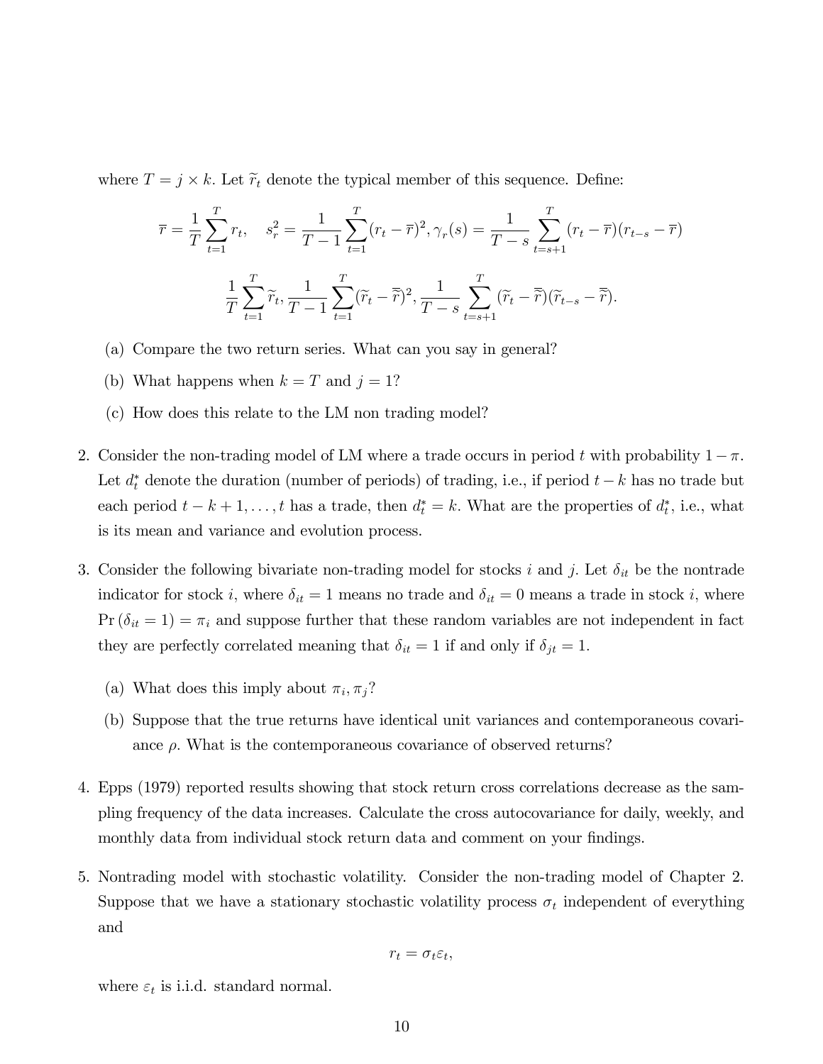where $T = j \times k$. Let $\widetilde{r}_t$ denote the typical member of this sequence. Define:

$$\overline{r} = \frac{1}{T}\sum_{t=1}^{T} r_t, \quad s_r^2 = \frac{1}{T-1}\sum_{t=1}^{T}(r_t - \overline{r})^2, \gamma_r(s) = \frac{1}{T-s}\sum_{t=s+1}^{T}(r_t - \overline{r})(r_{t-s} - \overline{r})$$

$$\frac{1}{T}\sum_{t=1}^{T}\widetilde{r}_t, \frac{1}{T-1}\sum_{t=1}^{T}(\widetilde{r}_t - \overline{\widetilde{r}})^2, \frac{1}{T-s}\sum_{t=s+1}^{T}(\widetilde{r}_t - \overline{\widetilde{r}})(\widetilde{r}_{t-s} - \overline{\widetilde{r}}).$$

(a) Compare the two return series. What can you say in general?

(b) What happens when $k = T$ and $j = 1$?

(c) How does this relate to the LM non trading model?

2. Consider the non-trading model of LM where a trade occurs in period $t$ with probability $1 - \pi$. Let $d_t^*$ denote the duration (number of periods) of trading, i.e., if period $t - k$ has no trade but each period $t - k + 1, \ldots, t$ has a trade, then $d_t^* = k$. What are the properties of $d_t^*$, i.e., what is its mean and variance and evolution process.

3. Consider the following bivariate non-trading model for stocks $i$ and $j$. Let $\delta_{it}$ be the nontrade indicator for stock $i$, where $\delta_{it} = 1$ means no trade and $\delta_{it} = 0$ means a trade in stock $i$, where $\Pr(\delta_{it} = 1) = \pi_i$ and suppose further that these random variables are not independent in fact they are perfectly correlated meaning that $\delta_{it} = 1$ if and only if $\delta_{jt} = 1$.

   (a) What does this imply about $\pi_i, \pi_j$?

   (b) Suppose that the true returns have identical unit variances and contemporaneous covariance $\rho$. What is the contemporaneous covariance of observed returns?

4. Epps (1979) reported results showing that stock return cross correlations decrease as the sampling frequency of the data increases. Calculate the cross autocovariance for daily, weekly, and monthly data from individual stock return data and comment on your findings.

5. Nontrading model with stochastic volatility. Consider the non-trading model of Chapter 2. Suppose that we have a stationary stochastic volatility process $\sigma_t$ independent of everything and

$$r_t = \sigma_t \varepsilon_t,$$

where $\varepsilon_t$ is i.i.d. standard normal.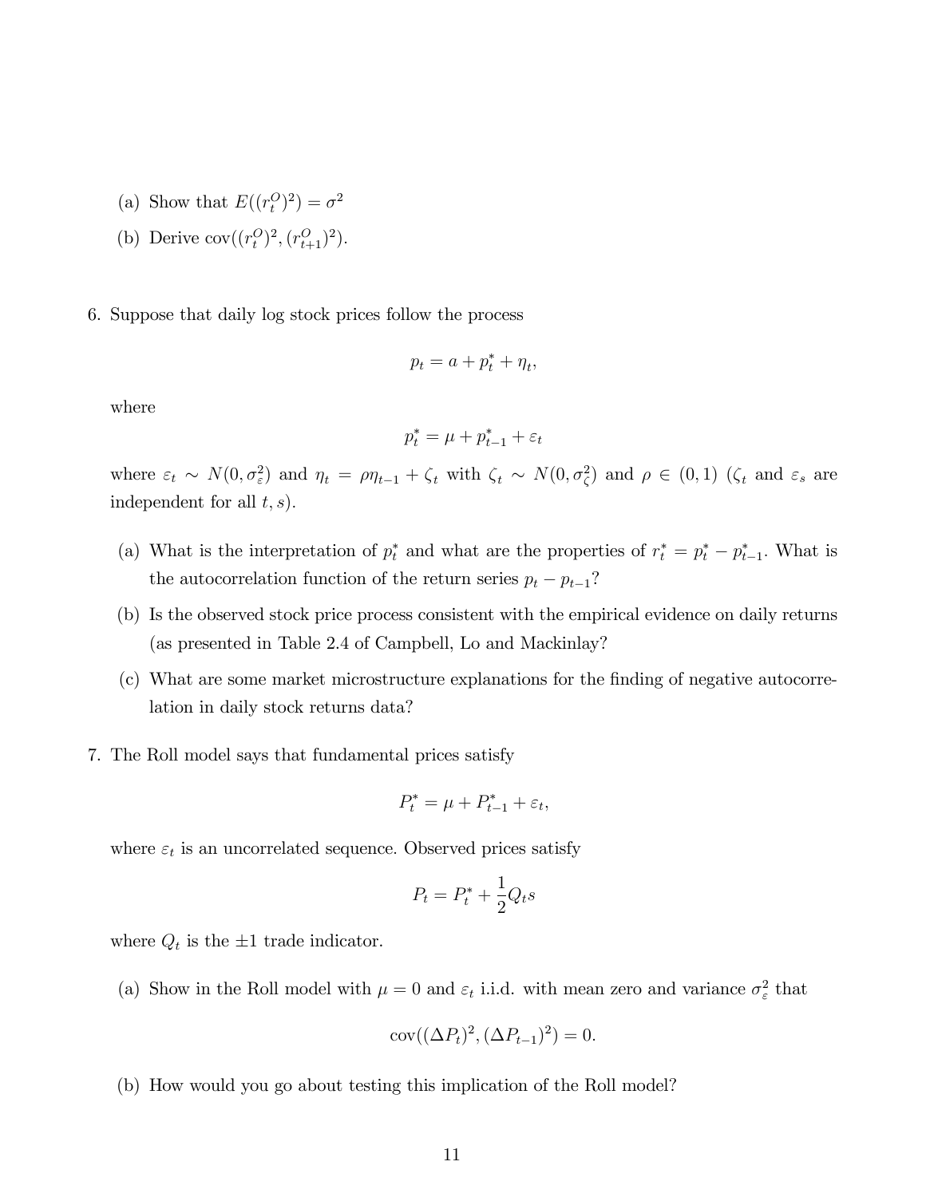(a) Show that $E((r_t^O)^2) = \sigma^2$

(b) Derive $\text{cov}((r_t^O)^2, (r_{t+1}^O)^2)$.

6. Suppose that daily log stock prices follow the process

$$p_t = a + p_t^* + \eta_t,$$

where

$$p_t^* = \mu + p_{t-1}^* + \varepsilon_t$$

where $\varepsilon_t \sim N(0, \sigma_\varepsilon^2)$ and $\eta_t = \rho\eta_{t-1} + \zeta_t$ with $\zeta_t \sim N(0, \sigma_\zeta^2)$ and $\rho \in (0, 1)$ ($\zeta_t$ and $\varepsilon_s$ are independent for all $t, s$).

   (a) What is the interpretation of $p_t^*$ and what are the properties of $r_t^* = p_t^* - p_{t-1}^*$. What is the autocorrelation function of the return series $p_t - p_{t-1}$?

   (b) Is the observed stock price process consistent with the empirical evidence on daily returns (as presented in Table 2.4 of Campbell, Lo and Mackinlay?

   (c) What are some market microstructure explanations for the finding of negative autocorrelation in daily stock returns data?

7. The Roll model says that fundamental prices satisfy

$$P_t^* = \mu + P_{t-1}^* + \varepsilon_t,$$

where $\varepsilon_t$ is an uncorrelated sequence. Observed prices satisfy

$$P_t = P_t^* + \frac{1}{2}Q_t s$$

where $Q_t$ is the $\pm 1$ trade indicator.

   (a) Show in the Roll model with $\mu = 0$ and $\varepsilon_t$ i.i.d. with mean zero and variance $\sigma_\varepsilon^2$ that

$$\text{cov}((\Delta P_t)^2, (\Delta P_{t-1})^2) = 0.$$

   (b) How would you go about testing this implication of the Roll model?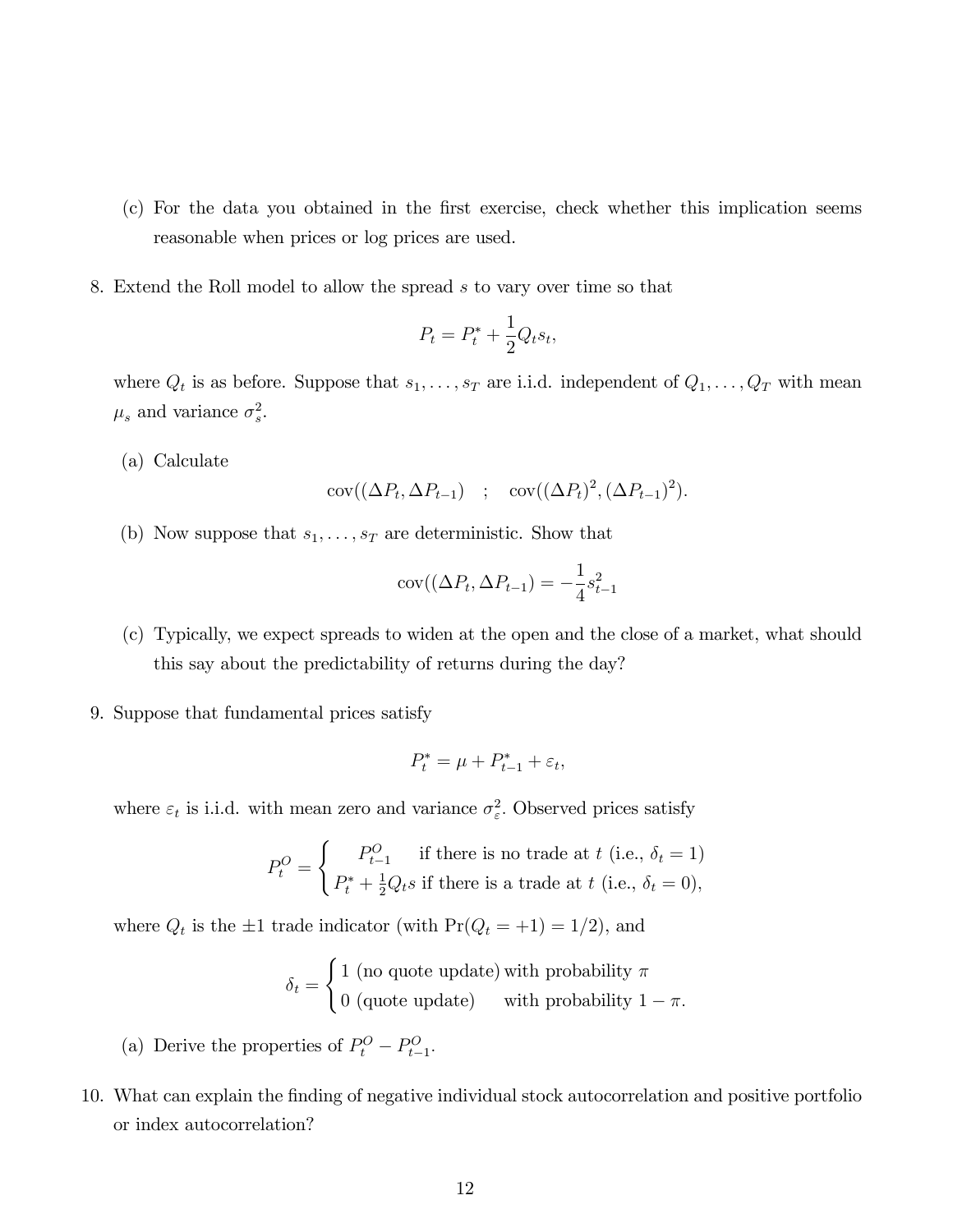(c) For the data you obtained in the first exercise, check whether this implication seems reasonable when prices or log prices are used.

8. Extend the Roll model to allow the spread $s$ to vary over time so that

$$P_t = P_t^* + \frac{1}{2}Q_t s_t,$$

where $Q_t$ is as before. Suppose that $s_1, \ldots, s_T$ are i.i.d. independent of $Q_1, \ldots, Q_T$ with mean $\mu_s$ and variance $\sigma_s^2$.

(a) Calculate

$$\text{cov}((\Delta P_t, \Delta P_{t-1}) \quad ; \quad \text{cov}((\Delta P_t)^2, (\Delta P_{t-1})^2).$$

(b) Now suppose that $s_1, \ldots, s_T$ are deterministic. Show that

$$\text{cov}((\Delta P_t, \Delta P_{t-1}) = -\frac{1}{4}s_{t-1}^2$$

(c) Typically, we expect spreads to widen at the open and the close of a market, what should this say about the predictability of returns during the day?

9. Suppose that fundamental prices satisfy

$$P_t^* = \mu + P_{t-1}^* + \varepsilon_t,$$

where $\varepsilon_t$ is i.i.d. with mean zero and variance $\sigma_\varepsilon^2$. Observed prices satisfy

$$P_t^O = \begin{cases} P_{t-1}^O & \text{if there is no trade at } t \text{ (i.e., } \delta_t = 1) \\ P_t^* + \frac{1}{2}Q_t s & \text{if there is a trade at } t \text{ (i.e., } \delta_t = 0), \end{cases}$$

where $Q_t$ is the $\pm 1$ trade indicator (with $\Pr(Q_t = +1) = 1/2$), and

$$\delta_t = \begin{cases} 1 \text{ (no quote update)} & \text{with probability } \pi \\ 0 \text{ (quote update)} & \text{with probability } 1 - \pi. \end{cases}$$

(a) Derive the properties of $P_t^O - P_{t-1}^O$.

10. What can explain the finding of negative individual stock autocorrelation and positive portfolio or index autocorrelation?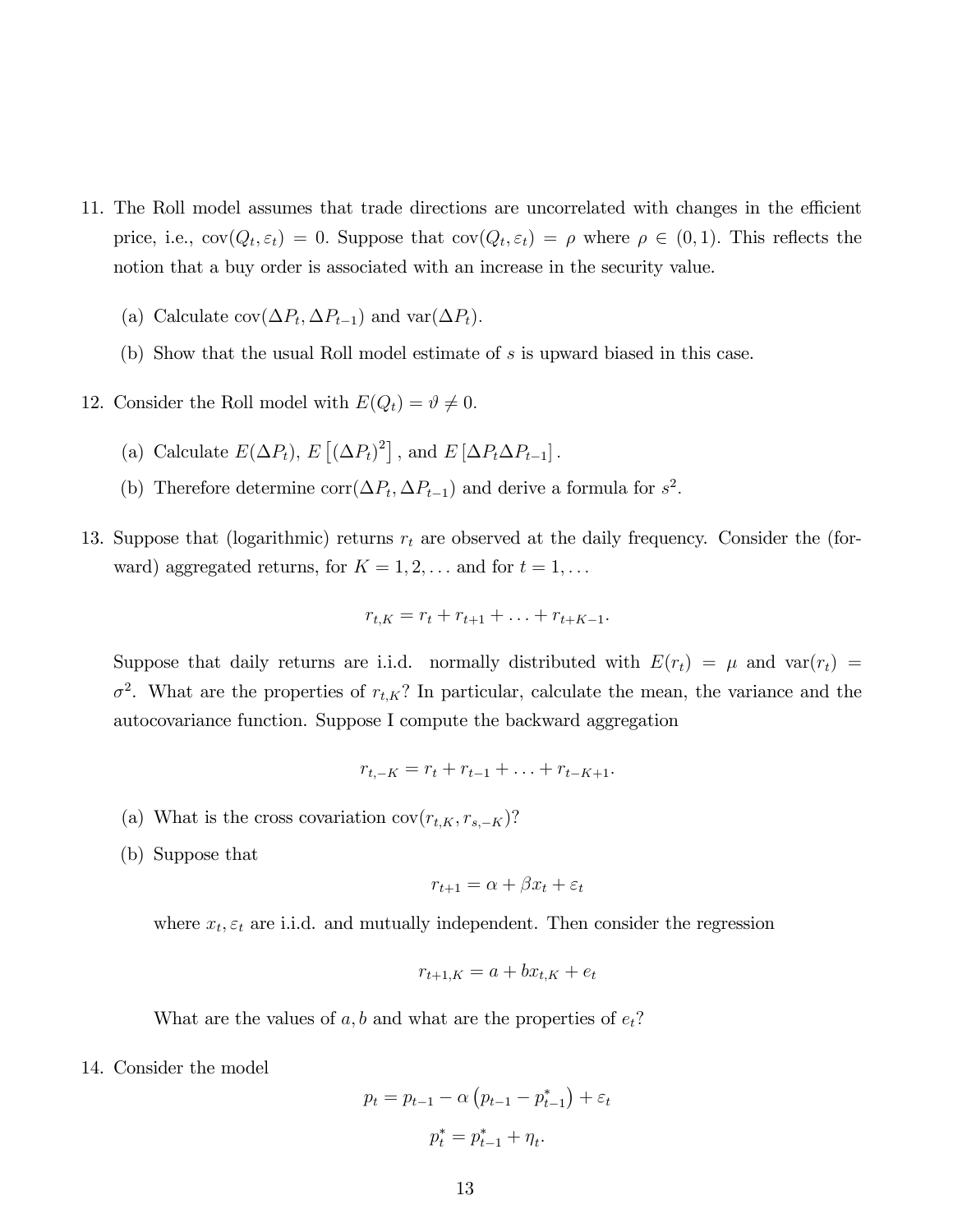11. The Roll model assumes that trade directions are uncorrelated with changes in the efficient price, i.e., $\text{cov}(Q_t, \varepsilon_t) = 0$. Suppose that $\text{cov}(Q_t, \varepsilon_t) = \rho$ where $\rho \in (0, 1)$. This reflects the notion that a buy order is associated with an increase in the security value.

    (a) Calculate $\text{cov}(\Delta P_t, \Delta P_{t-1})$ and $\text{var}(\Delta P_t)$.

    (b) Show that the usual Roll model estimate of $s$ is upward biased in this case.

12. Consider the Roll model with $E(Q_t) = \vartheta \neq 0$.

    (a) Calculate $E(\Delta P_t)$, $E\left[(\Delta P_t)^2\right]$, and $E\left[\Delta P_t \Delta P_{t-1}\right]$.

    (b) Therefore determine $\text{corr}(\Delta P_t, \Delta P_{t-1})$ and derive a formula for $s^2$.

13. Suppose that (logarithmic) returns $r_t$ are observed at the daily frequency. Consider the (forward) aggregated returns, for $K = 1, 2, \ldots$ and for $t = 1, \ldots$

$$r_{t,K} = r_t + r_{t+1} + \ldots + r_{t+K-1}.$$

Suppose that daily returns are i.i.d. normally distributed with $E(r_t) = \mu$ and $\text{var}(r_t) = \sigma^2$. What are the properties of $r_{t,K}$? In particular, calculate the mean, the variance and the autocovariance function. Suppose I compute the backward aggregation

$$r_{t,-K} = r_t + r_{t-1} + \ldots + r_{t-K+1}.$$

   (a) What is the cross covariation $\text{cov}(r_{t,K}, r_{s,-K})$?

   (b) Suppose that

$$r_{t+1} = \alpha + \beta x_t + \varepsilon_t$$

   where $x_t, \varepsilon_t$ are i.i.d. and mutually independent. Then consider the regression

$$r_{t+1,K} = a + b x_{t,K} + e_t$$

   What are the values of $a, b$ and what are the properties of $e_t$?

14. Consider the model

$$p_t = p_{t-1} - \alpha\left(p_{t-1} - p_{t-1}^*\right) + \varepsilon_t$$

$$p_t^* = p_{t-1}^* + \eta_t.$$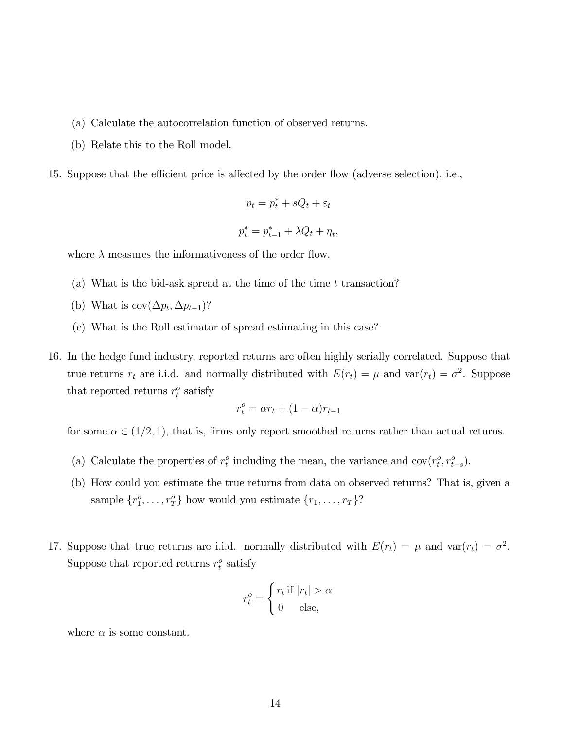(a) Calculate the autocorrelation function of observed returns.

(b) Relate this to the Roll model.

15. Suppose that the efficient price is affected by the order flow (adverse selection), i.e.,

$$p_t = p_t^* + sQ_t + \varepsilon_t$$

$$p_t^* = p_{t-1}^* + \lambda Q_t + \eta_t,$$

where $\lambda$ measures the informativeness of the order flow.

(a) What is the bid-ask spread at the time of the time $t$ transaction?

(b) What is $\text{cov}(\Delta p_t, \Delta p_{t-1})$?

(c) What is the Roll estimator of spread estimating in this case?

16. In the hedge fund industry, reported returns are often highly serially correlated. Suppose that true returns $r_t$ are i.i.d. and normally distributed with $E(r_t) = \mu$ and $\text{var}(r_t) = \sigma^2$. Suppose that reported returns $r_t^o$ satisfy

$$r_t^o = \alpha r_t + (1 - \alpha) r_{t-1}$$

for some $\alpha \in (1/2, 1)$, that is, firms only report smoothed returns rather than actual returns.

(a) Calculate the properties of $r_t^o$ including the mean, the variance and $\text{cov}(r_t^o, r_{t-s}^o)$.

(b) How could you estimate the true returns from data on observed returns? That is, given a sample $\{r_1^o, \ldots, r_T^o\}$ how would you estimate $\{r_1, \ldots, r_T\}$?

17. Suppose that true returns are i.i.d. normally distributed with $E(r_t) = \mu$ and $\text{var}(r_t) = \sigma^2$. Suppose that reported returns $r_t^o$ satisfy

$$r_t^o = \begin{cases} r_t \text{ if } |r_t| > \alpha \\ 0 \quad \text{else,} \end{cases}$$

where $\alpha$ is some constant.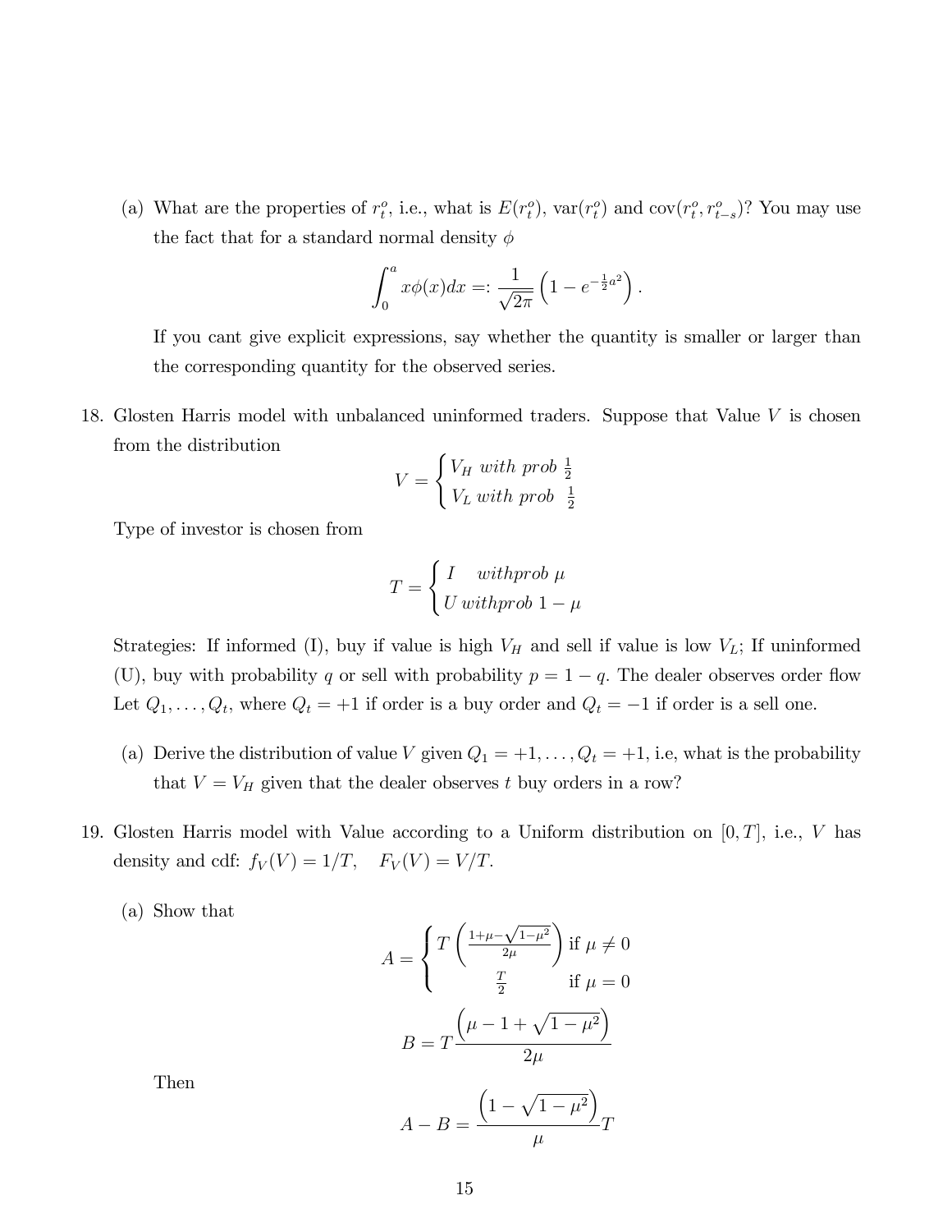(a) What are the properties of $r_t^o$, i.e., what is $E(r_t^o)$, $\text{var}(r_t^o)$ and $\text{cov}(r_t^o, r_{t-s}^o)$? You may use the fact that for a standard normal density $\phi$

$$\int_0^a x\phi(x)dx =: \frac{1}{\sqrt{2\pi}}\left(1 - e^{-\frac{1}{2}a^2}\right).$$

If you cant give explicit expressions, say whether the quantity is smaller or larger than the corresponding quantity for the observed series.

18. Glosten Harris model with unbalanced uninformed traders. Suppose that Value $V$ is chosen from the distribution

$$V = \begin{cases} V_H \textit{ with prob } \frac{1}{2} \\ V_L \textit{ with prob } \frac{1}{2} \end{cases}$$

Type of investor is chosen from

$$T = \begin{cases} I \quad \textit{withprob } \mu \\ U \textit{ withprob } 1-\mu \end{cases}$$

Strategies: If informed (I), buy if value is high $V_H$ and sell if value is low $V_L$; If uninformed (U), buy with probability $q$ or sell with probability $p = 1 - q$. The dealer observes order flow Let $Q_1, \ldots, Q_t$, where $Q_t = +1$ if order is a buy order and $Q_t = -1$ if order is a sell one.

(a) Derive the distribution of value $V$ given $Q_1 = +1, \ldots, Q_t = +1$, i.e, what is the probability that $V = V_H$ given that the dealer observes $t$ buy orders in a row?

19. Glosten Harris model with Value according to a Uniform distribution on $[0, T]$, i.e., $V$ has density and cdf: $f_V(V) = 1/T, \quad F_V(V) = V/T$.

(a) Show that

$$A = \begin{cases} T\left(\frac{1+\mu-\sqrt{1-\mu^2}}{2\mu}\right) & \text{if } \mu \neq 0 \\ \frac{T}{2} & \text{if } \mu = 0 \end{cases}$$

$$B = T\frac{\left(\mu - 1 + \sqrt{1-\mu^2}\right)}{2\mu}$$

Then

$$A - B = \frac{\left(1 - \sqrt{1-\mu^2}\right)}{\mu}T$$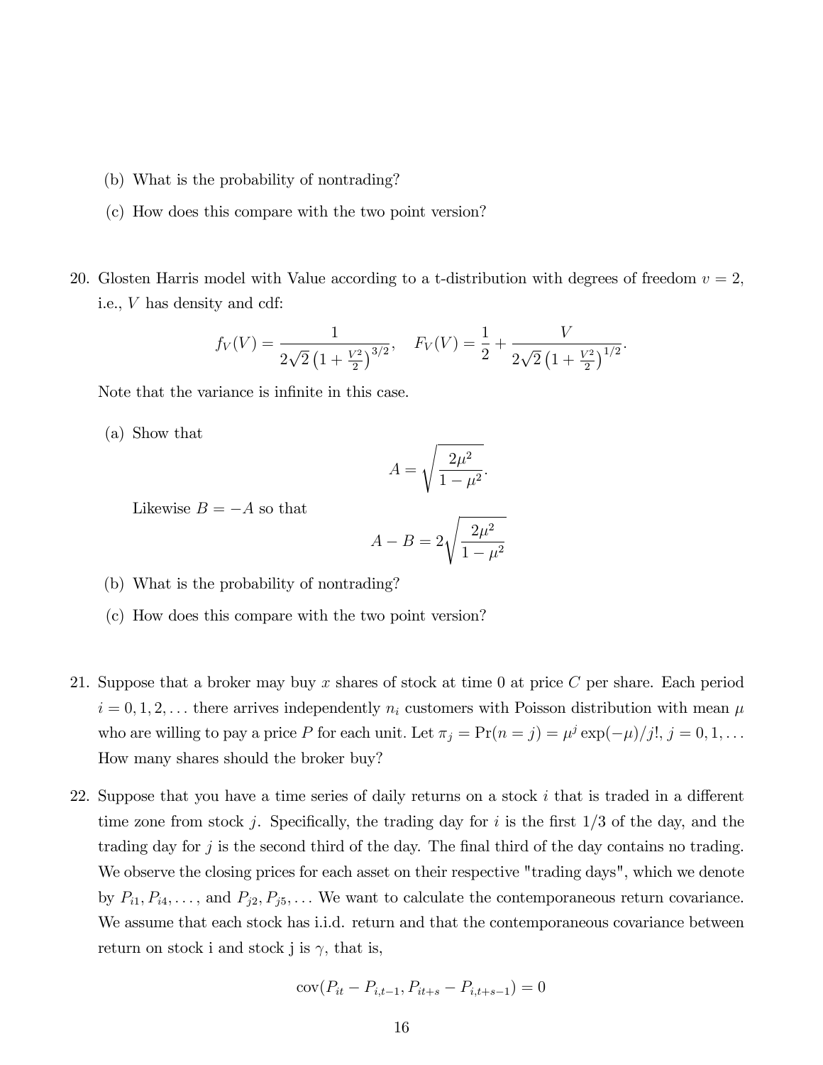(b) What is the probability of nontrading?

(c) How does this compare with the two point version?

20. Glosten Harris model with Value according to a t-distribution with degrees of freedom $v = 2$, i.e., $V$ has density and cdf:

$$f_V(V) = \frac{1}{2\sqrt{2}\left(1 + \frac{V^2}{2}\right)^{3/2}}, \quad F_V(V) = \frac{1}{2} + \frac{V}{2\sqrt{2}\left(1 + \frac{V^2}{2}\right)^{1/2}}.$$

Note that the variance is infinite in this case.

(a) Show that

$$A = \sqrt{\frac{2\mu^2}{1 - \mu^2}}.$$

Likewise $B = -A$ so that

$$A - B = 2\sqrt{\frac{2\mu^2}{1 - \mu^2}}$$

(b) What is the probability of nontrading?

(c) How does this compare with the two point version?

21. Suppose that a broker may buy $x$ shares of stock at time 0 at price $C$ per share. Each period $i = 0, 1, 2, \ldots$ there arrives independently $n_i$ customers with Poisson distribution with mean $\mu$ who are willing to pay a price $P$ for each unit. Let $\pi_j = \Pr(n = j) = \mu^j \exp(-\mu)/j!$, $j = 0, 1, \ldots$ How many shares should the broker buy?

22. Suppose that you have a time series of daily returns on a stock $i$ that is traded in a different time zone from stock $j$. Specifically, the trading day for $i$ is the first 1/3 of the day, and the trading day for $j$ is the second third of the day. The final third of the day contains no trading. We observe the closing prices for each asset on their respective "trading days", which we denote by $P_{i1}, P_{i4}, \ldots$, and $P_{j2}, P_{j5}, \ldots$ We want to calculate the contemporaneous return covariance. We assume that each stock has i.i.d. return and that the contemporaneous covariance between return on stock i and stock j is $\gamma$, that is,

$$\text{cov}(P_{it} - P_{i,t-1}, P_{it+s} - P_{i,t+s-1}) = 0$$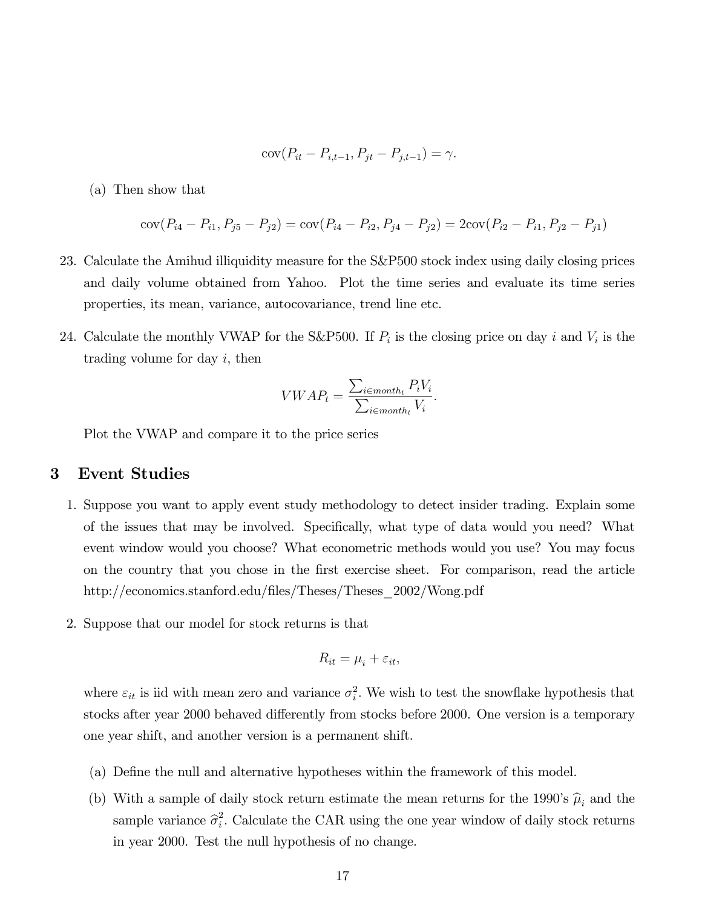$$\text{cov}(P_{it} - P_{i,t-1}, P_{jt} - P_{j,t-1}) = \gamma.$$

(a) Then show that

$$\text{cov}(P_{i4} - P_{i1}, P_{j5} - P_{j2}) = \text{cov}(P_{i4} - P_{i2}, P_{j4} - P_{j2}) = 2\text{cov}(P_{i2} - P_{i1}, P_{j2} - P_{j1})$$

23. Calculate the Amihud illiquidity measure for the S&P500 stock index using daily closing prices and daily volume obtained from Yahoo. Plot the time series and evaluate its time series properties, its mean, variance, autocovariance, trend line etc.

24. Calculate the monthly VWAP for the S&P500. If $P_i$ is the closing price on day $i$ and $V_i$ is the trading volume for day $i$, then

$$VWAP_t = \frac{\sum_{i \in month_t} P_i V_i}{\sum_{i \in month_t} V_i}.$$

Plot the VWAP and compare it to the price series

# 3 Event Studies

1. Suppose you want to apply event study methodology to detect insider trading. Explain some of the issues that may be involved. Specifically, what type of data would you need? What event window would you choose? What econometric methods would you use? You may focus on the country that you chose in the first exercise sheet. For comparison, read the article http://economics.stanford.edu/files/Theses/Theses_2002/Wong.pdf

2. Suppose that our model for stock returns is that

$$R_{it} = \mu_i + \varepsilon_{it},$$

where $\varepsilon_{it}$ is iid with mean zero and variance $\sigma_i^2$. We wish to test the snowflake hypothesis that stocks after year 2000 behaved differently from stocks before 2000. One version is a temporary one year shift, and another version is a permanent shift.

   (a) Define the null and alternative hypotheses within the framework of this model.

   (b) With a sample of daily stock return estimate the mean returns for the 1990's $\widehat{\mu}_i$ and the sample variance $\widehat{\sigma}_i^2$. Calculate the CAR using the one year window of daily stock returns in year 2000. Test the null hypothesis of no change.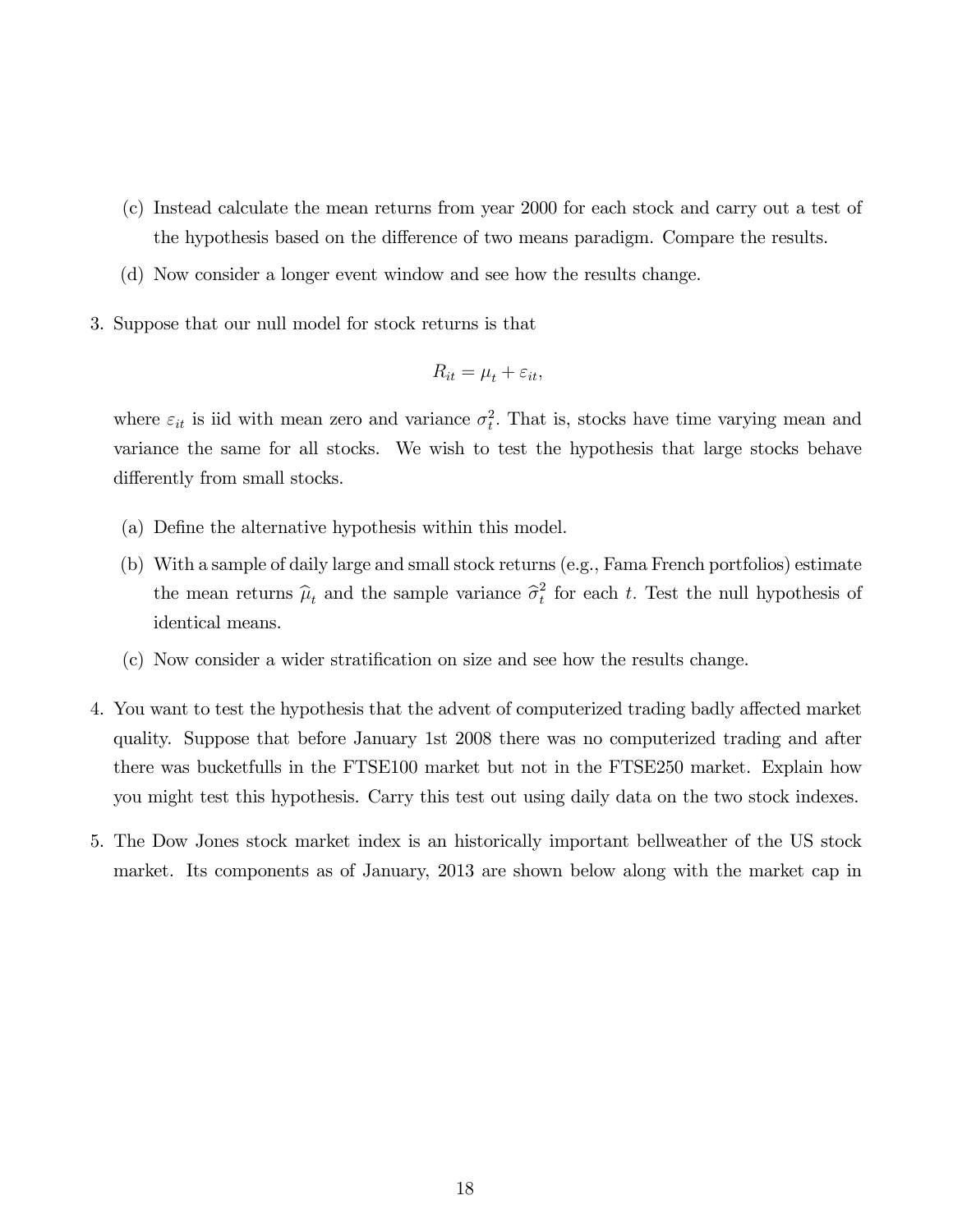(c) Instead calculate the mean returns from year 2000 for each stock and carry out a test of the hypothesis based on the difference of two means paradigm. Compare the results.

(d) Now consider a longer event window and see how the results change.

3. Suppose that our null model for stock returns is that

$$R_{it} = \mu_t + \varepsilon_{it},$$

where $\varepsilon_{it}$ is iid with mean zero and variance $\sigma_t^2$. That is, stocks have time varying mean and variance the same for all stocks. We wish to test the hypothesis that large stocks behave differently from small stocks.

   (a) Define the alternative hypothesis within this model.

   (b) With a sample of daily large and small stock returns (e.g., Fama French portfolios) estimate the mean returns $\widehat{\mu}_t$ and the sample variance $\widehat{\sigma}_t^2$ for each $t$. Test the null hypothesis of identical means.

   (c) Now consider a wider stratification on size and see how the results change.

4. You want to test the hypothesis that the advent of computerized trading badly affected market quality. Suppose that before January 1st 2008 there was no computerized trading and after there was bucketfulls in the FTSE100 market but not in the FTSE250 market. Explain how you might test this hypothesis. Carry this test out using daily data on the two stock indexes.

5. The Dow Jones stock market index is an historically important bellweather of the US stock market. Its components as of January, 2013 are shown below along with the market cap in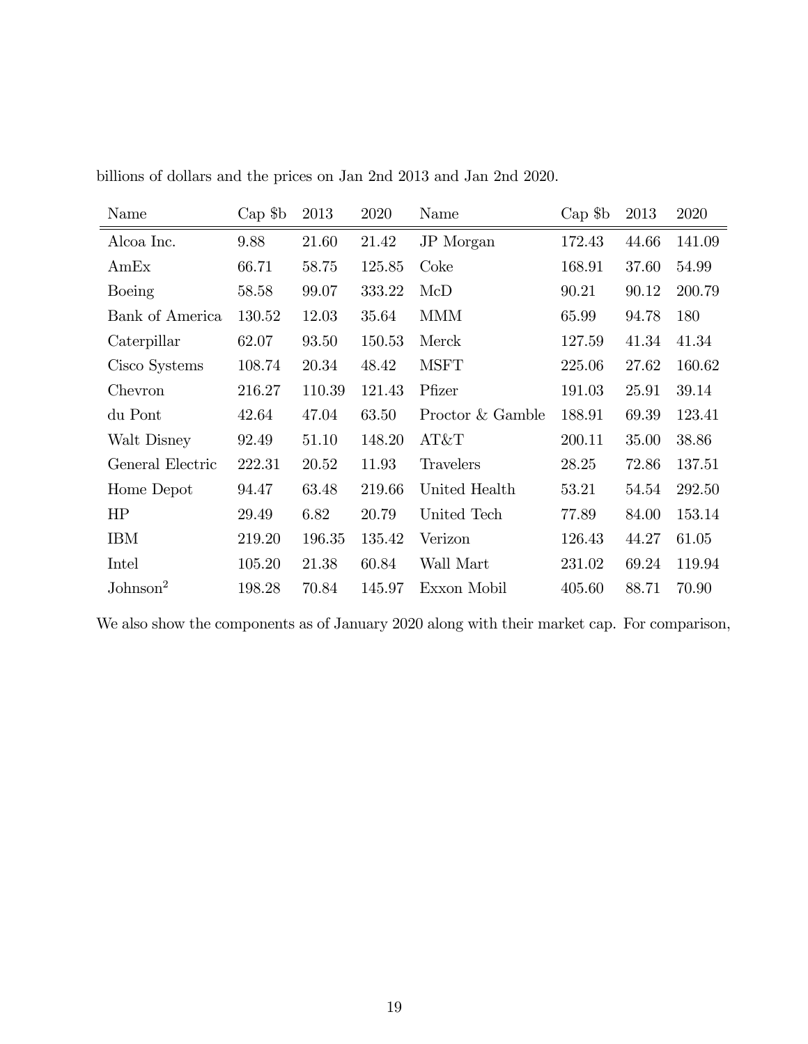billions of dollars and the prices on Jan 2nd 2013 and Jan 2nd 2020.

| Name | Cap $b | 2013 | 2020 | Name | Cap $b | 2013 | 2020 |
|---|---|---|---|---|---|---|---|
| Alcoa Inc. | 9.88 | 21.60 | 21.42 | JP Morgan | 172.43 | 44.66 | 141.09 |
| AmEx | 66.71 | 58.75 | 125.85 | Coke | 168.91 | 37.60 | 54.99 |
| Boeing | 58.58 | 99.07 | 333.22 | McD | 90.21 | 90.12 | 200.79 |
| Bank of America | 130.52 | 12.03 | 35.64 | MMM | 65.99 | 94.78 | 180 |
| Caterpillar | 62.07 | 93.50 | 150.53 | Merck | 127.59 | 41.34 | 41.34 |
| Cisco Systems | 108.74 | 20.34 | 48.42 | MSFT | 225.06 | 27.62 | 160.62 |
| Chevron | 216.27 | 110.39 | 121.43 | Pfizer | 191.03 | 25.91 | 39.14 |
| du Pont | 42.64 | 47.04 | 63.50 | Proctor & Gamble | 188.91 | 69.39 | 123.41 |
| Walt Disney | 92.49 | 51.10 | 148.20 | AT&T | 200.11 | 35.00 | 38.86 |
| General Electric | 222.31 | 20.52 | 11.93 | Travelers | 28.25 | 72.86 | 137.51 |
| Home Depot | 94.47 | 63.48 | 219.66 | United Health | 53.21 | 54.54 | 292.50 |
| HP | 29.49 | 6.82 | 20.79 | United Tech | 77.89 | 84.00 | 153.14 |
| IBM | 219.20 | 196.35 | 135.42 | Verizon | 126.43 | 44.27 | 61.05 |
| Intel | 105.20 | 21.38 | 60.84 | Wall Mart | 231.02 | 69.24 | 119.94 |
| Johnson[2] | 198.28 | 70.84 | 145.97 | Exxon Mobil | 405.60 | 88.71 | 70.90 |

We also show the components as of January 2020 along with their market cap. For comparison,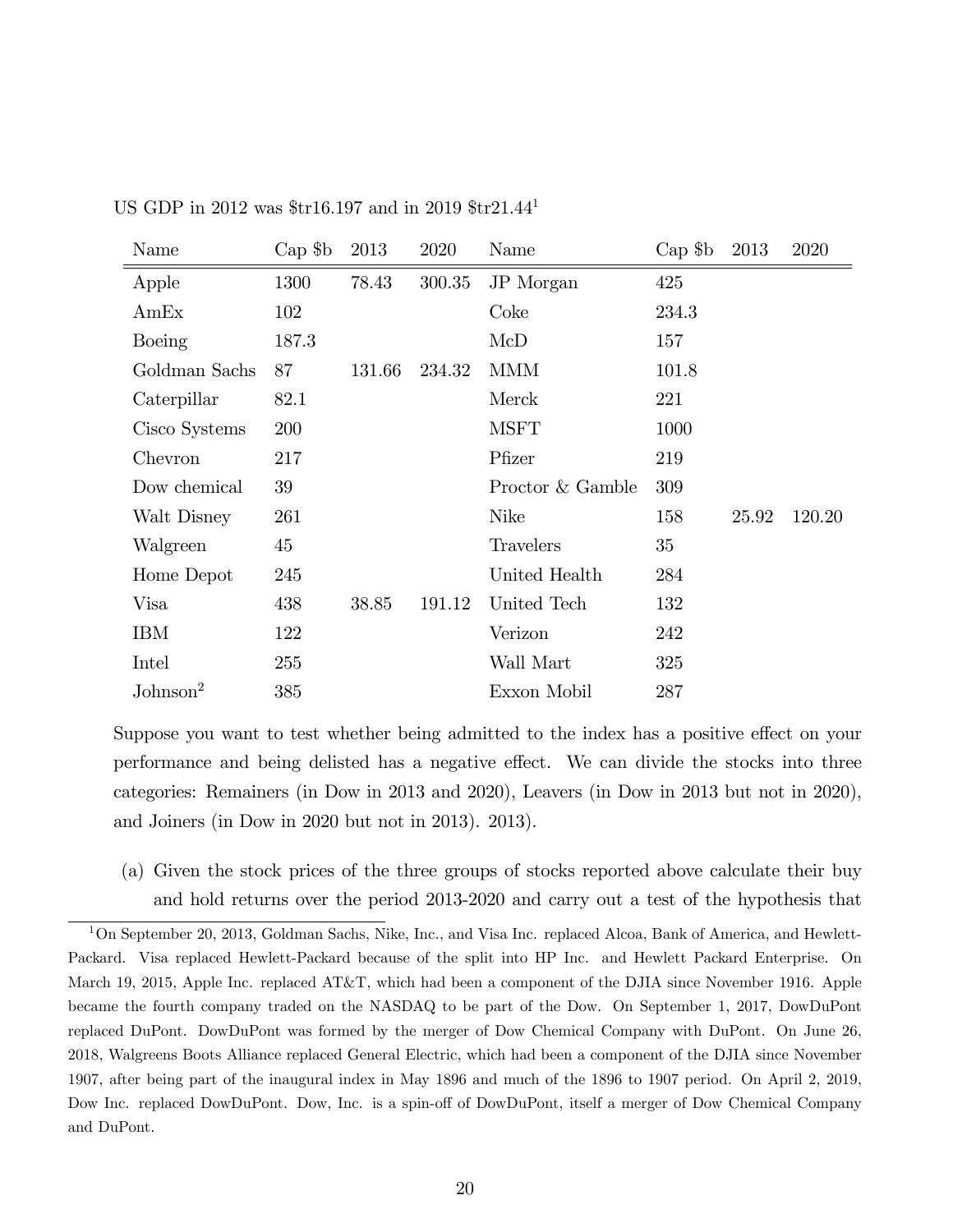US GDP in 2012 was \$tr16.197 and in 2019 \$tr21.44[1]

| Name | Cap \$b | 2013 | 2020 | Name | Cap \$b | 2013 | 2020 |
|---|---|---|---|---|---|---|---|
| Apple | 1300 | 78.43 | 300.35 | JP Morgan | 425 | | |
| AmEx | 102 | | | Coke | 234.3 | | |
| Boeing | 187.3 | | | McD | 157 | | |
| Goldman Sachs | 87 | 131.66 | 234.32 | MMM | 101.8 | | |
| Caterpillar | 82.1 | | | Merck | 221 | | |
| Cisco Systems | 200 | | | MSFT | 1000 | | |
| Chevron | 217 | | | Pfizer | 219 | | |
| Dow chemical | 39 | | | Proctor & Gamble | 309 | | |
| Walt Disney | 261 | | | Nike | 158 | 25.92 | 120.20 |
| Walgreen | 45 | | | Travelers | 35 | | |
| Home Depot | 245 | | | United Health | 284 | | |
| Visa | 438 | 38.85 | 191.12 | United Tech | 132 | | |
| IBM | 122 | | | Verizon | 242 | | |
| Intel | 255 | | | Wall Mart | 325 | | |
| Johnson[2] | 385 | | | Exxon Mobil | 287 | | |

Suppose you want to test whether being admitted to the index has a positive effect on your performance and being delisted has a negative effect. We can divide the stocks into three categories: Remainers (in Dow in 2013 and 2020), Leavers (in Dow in 2013 but not in 2020), and Joiners (in Dow in 2020 but not in 2013). 2013).

(a) Given the stock prices of the three groups of stocks reported above calculate their buy and hold returns over the period 2013-2020 and carry out a test of the hypothesis that

[1] On September 20, 2013, Goldman Sachs, Nike, Inc., and Visa Inc. replaced Alcoa, Bank of America, and Hewlett-Packard. Visa replaced Hewlett-Packard because of the split into HP Inc. and Hewlett Packard Enterprise. On March 19, 2015, Apple Inc. replaced AT&T, which had been a component of the DJIA since November 1916. Apple became the fourth company traded on the NASDAQ to be part of the Dow. On September 1, 2017, DowDuPont replaced DuPont. DowDuPont was formed by the merger of Dow Chemical Company with DuPont. On June 26, 2018, Walgreens Boots Alliance replaced General Electric, which had been a component of the DJIA since November 1907, after being part of the inaugural index in May 1896 and much of the 1896 to 1907 period. On April 2, 2019, Dow Inc. replaced DowDuPont. Dow, Inc. is a spin-off of DowDuPont, itself a merger of Dow Chemical Company and DuPont.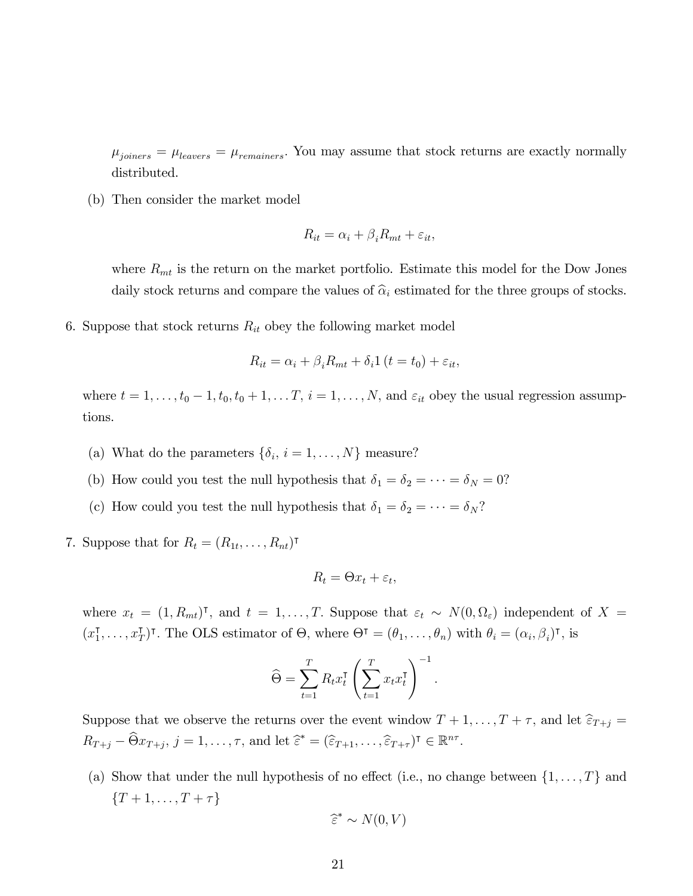$\mu_{joiners} = \mu_{leavers} = \mu_{remainers}$. You may assume that stock returns are exactly normally distributed.

(b) Then consider the market model

$$R_{it} = \alpha_i + \beta_i R_{mt} + \varepsilon_{it},$$

where $R_{mt}$ is the return on the market portfolio. Estimate this model for the Dow Jones daily stock returns and compare the values of $\widehat{\alpha}_i$ estimated for the three groups of stocks.

6. Suppose that stock returns $R_{it}$ obey the following market model

$$R_{it} = \alpha_i + \beta_i R_{mt} + \delta_i 1\left(t = t_0\right) + \varepsilon_{it},$$

where $t = 1, \ldots, t_0 - 1, t_0, t_0 + 1, \ldots T$, $i = 1, \ldots, N$, and $\varepsilon_{it}$ obey the usual regression assumptions.

   (a) What do the parameters $\{\delta_i,\ i = 1, \ldots, N\}$ measure?

   (b) How could you test the null hypothesis that $\delta_1 = \delta_2 = \cdots = \delta_N = 0$?

   (c) How could you test the null hypothesis that $\delta_1 = \delta_2 = \cdots = \delta_N$?

7. Suppose that for $R_t = (R_{1t}, \ldots, R_{nt})^\intercal$

$$R_t = \Theta x_t + \varepsilon_t,$$

where $x_t = (1, R_{mt})^\intercal$, and $t = 1, \ldots, T$. Suppose that $\varepsilon_t \sim N(0, \Omega_\varepsilon)$ independent of $X = (x_1^\intercal, \ldots, x_T^\intercal)^\intercal$. The OLS estimator of $\Theta$, where $\Theta^\intercal = (\theta_1, \ldots, \theta_n)$ with $\theta_i = (\alpha_i, \beta_i)^\intercal$, is

$$\widehat{\Theta} = \sum_{t=1}^{T} R_t x_t^\intercal \left( \sum_{t=1}^{T} x_t x_t^\intercal \right)^{-1}.$$

Suppose that we observe the returns over the event window $T+1, \ldots, T+\tau$, and let $\widehat{\varepsilon}_{T+j} = R_{T+j} - \widehat{\Theta} x_{T+j}$, $j = 1, \ldots, \tau$, and let $\widehat{\varepsilon}^* = (\widehat{\varepsilon}_{T+1}, \ldots, \widehat{\varepsilon}_{T+\tau})^\intercal \in \mathbb{R}^{n\tau}$.

   (a) Show that under the null hypothesis of no effect (i.e., no change between $\{1, \ldots, T\}$ and $\{T+1, \ldots, T+\tau\}$

$$\widehat{\varepsilon}^* \sim N(0, V)$$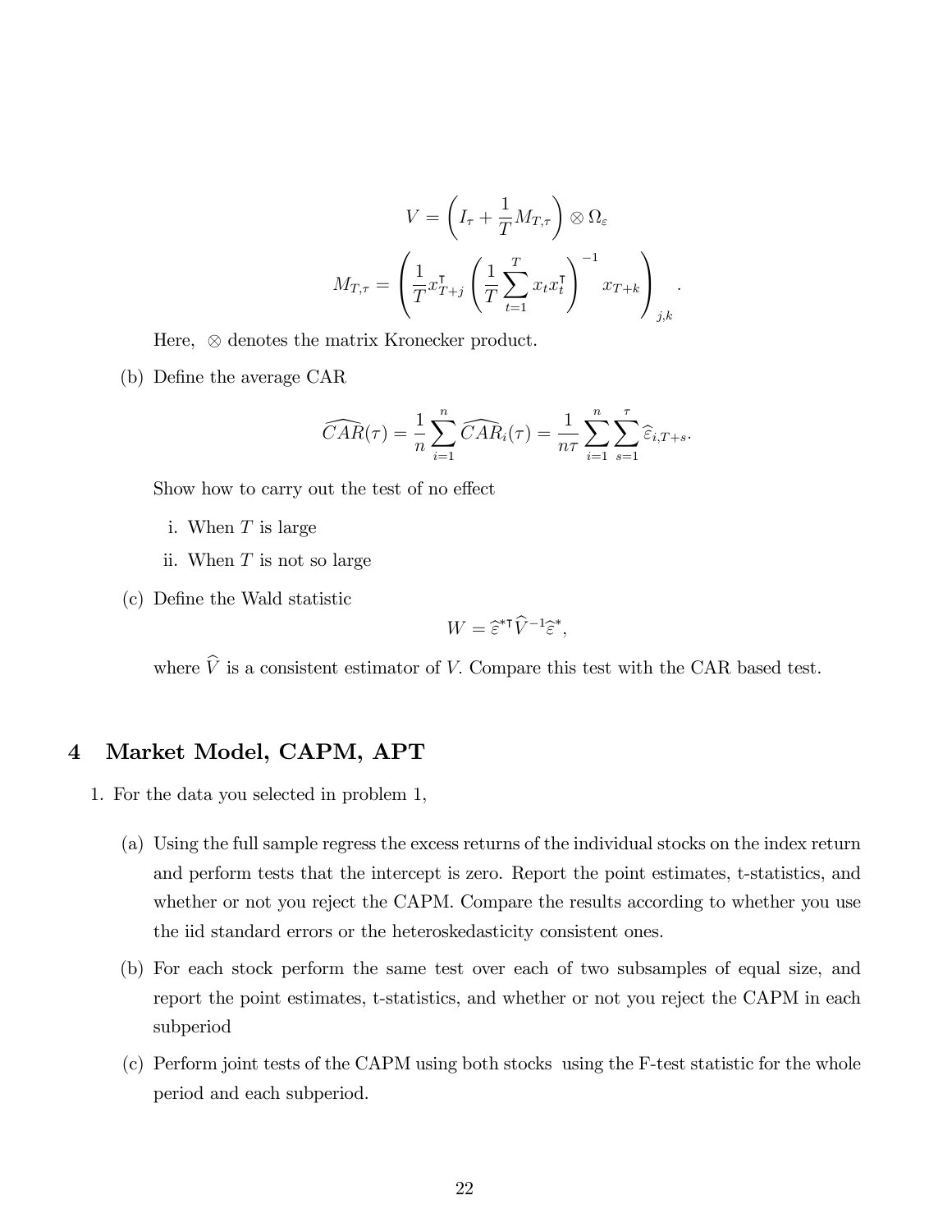$$V = \left(I_\tau + \frac{1}{T}M_{T,\tau}\right) \otimes \Omega_\varepsilon$$

$$M_{T,\tau} = \left(\frac{1}{T}x_{T+j}^\intercal \left(\frac{1}{T}\sum_{t=1}^{T} x_t x_t^\intercal\right)^{-1} x_{T+k}\right)_{j,k}.$$

Here, $\otimes$ denotes the matrix Kronecker product.

(b) Define the average CAR

$$\widehat{CAR}(\tau) = \frac{1}{n}\sum_{i=1}^{n}\widehat{CAR}_i(\tau) = \frac{1}{n\tau}\sum_{i=1}^{n}\sum_{s=1}^{\tau}\widehat{\varepsilon}_{i,T+s}.$$

Show how to carry out the test of no effect

i. When $T$ is large

ii. When $T$ is not so large

(c) Define the Wald statistic

$$W = \widehat{\varepsilon}^{*\intercal}\widehat{V}^{-1}\widehat{\varepsilon}^{*},$$

where $\widehat{V}$ is a consistent estimator of $V$. Compare this test with the CAR based test.

# 4 Market Model, CAPM, APT

1. For the data you selected in problem 1,

   (a) Using the full sample regress the excess returns of the individual stocks on the index return and perform tests that the intercept is zero. Report the point estimates, t-statistics, and whether or not you reject the CAPM. Compare the results according to whether you use the iid standard errors or the heteroskedasticity consistent ones.

   (b) For each stock perform the same test over each of two subsamples of equal size, and report the point estimates, t-statistics, and whether or not you reject the CAPM in each subperiod

   (c) Perform joint tests of the CAPM using both stocks using the F-test statistic for the whole period and each subperiod.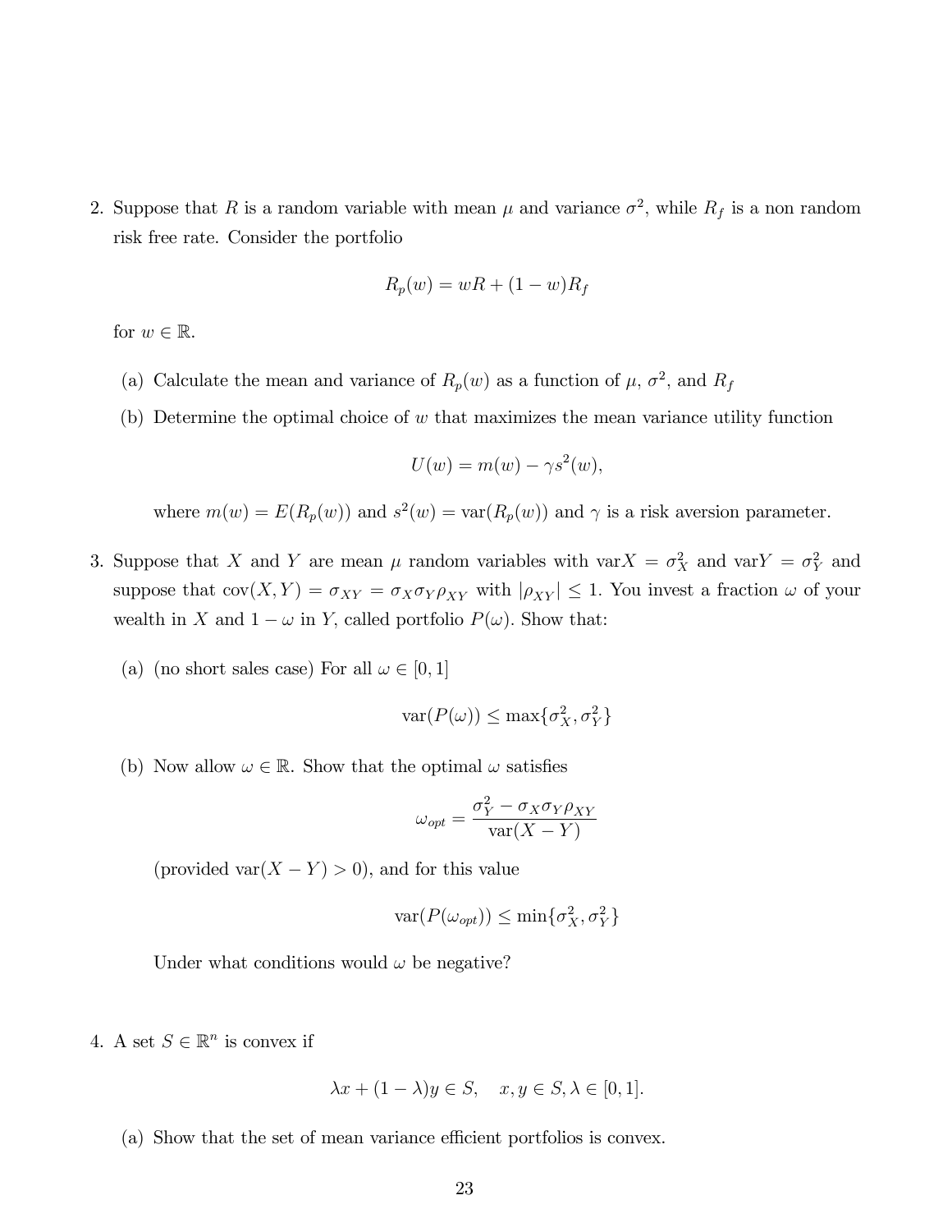2. Suppose that $R$ is a random variable with mean $\mu$ and variance $\sigma^2$, while $R_f$ is a non random risk free rate. Consider the portfolio

$$R_p(w) = wR + (1-w)R_f$$

for $w \in \mathbb{R}$.

   (a) Calculate the mean and variance of $R_p(w)$ as a function of $\mu$, $\sigma^2$, and $R_f$

   (b) Determine the optimal choice of $w$ that maximizes the mean variance utility function

$$U(w) = m(w) - \gamma s^2(w),$$

   where $m(w) = E(R_p(w))$ and $s^2(w) = \text{var}(R_p(w))$ and $\gamma$ is a risk aversion parameter.

3. Suppose that $X$ and $Y$ are mean $\mu$ random variables with $\text{var}X = \sigma_X^2$ and $\text{var}Y = \sigma_Y^2$ and suppose that $\text{cov}(X,Y) = \sigma_{XY} = \sigma_X\sigma_Y\rho_{XY}$ with $|\rho_{XY}| \leq 1$. You invest a fraction $\omega$ of your wealth in $X$ and $1-\omega$ in $Y$, called portfolio $P(\omega)$. Show that:

   (a) (no short sales case) For all $\omega \in [0,1]$

$$\text{var}(P(\omega)) \leq \max\{\sigma_X^2, \sigma_Y^2\}$$

   (b) Now allow $\omega \in \mathbb{R}$. Show that the optimal $\omega$ satisfies

$$\omega_{opt} = \frac{\sigma_Y^2 - \sigma_X\sigma_Y\rho_{XY}}{\text{var}(X-Y)}$$

   (provided $\text{var}(X-Y) > 0$), and for this value

$$\text{var}(P(\omega_{opt})) \leq \min\{\sigma_X^2, \sigma_Y^2\}$$

   Under what conditions would $\omega$ be negative?

4. A set $S \in \mathbb{R}^n$ is convex if

$$\lambda x + (1-\lambda)y \in S, \quad x, y \in S, \lambda \in [0,1].$$

   (a) Show that the set of mean variance efficient portfolios is convex.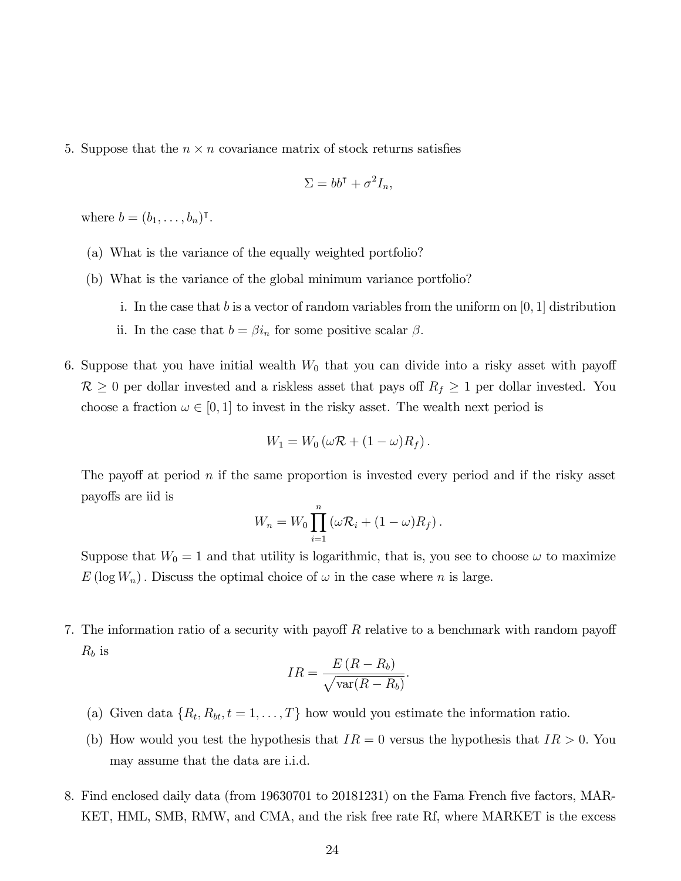5. Suppose that the $n \times n$ covariance matrix of stock returns satisfies

$$\Sigma = bb^\intercal + \sigma^2 I_n,$$

where $b = (b_1, \ldots, b_n)^\intercal$.

   (a) What is the variance of the equally weighted portfolio?

   (b) What is the variance of the global minimum variance portfolio?

      i. In the case that $b$ is a vector of random variables from the uniform on $[0, 1]$ distribution

      ii. In the case that $b = \beta i_n$ for some positive scalar $\beta$.

6. Suppose that you have initial wealth $W_0$ that you can divide into a risky asset with payoff $\mathcal{R} \geq 0$ per dollar invested and a riskless asset that pays off $R_f \geq 1$ per dollar invested. You choose a fraction $\omega \in [0, 1]$ to invest in the risky asset. The wealth next period is

$$W_1 = W_0 \left( \omega \mathcal{R} + (1 - \omega) R_f \right).$$

The payoff at period $n$ if the same proportion is invested every period and if the risky asset payoffs are iid is

$$W_n = W_0 \prod_{i=1}^{n} \left( \omega \mathcal{R}_i + (1 - \omega) R_f \right).$$

Suppose that $W_0 = 1$ and that utility is logarithmic, that is, you see to choose $\omega$ to maximize $E(\log W_n)$. Discuss the optimal choice of $\omega$ in the case where $n$ is large.

7. The information ratio of a security with payoff $R$ relative to a benchmark with random payoff $R_b$ is

$$IR = \frac{E(R - R_b)}{\sqrt{\text{var}(R - R_b)}}.$$

   (a) Given data $\{R_t, R_{bt}, t = 1, \ldots, T\}$ how would you estimate the information ratio.

   (b) How would you test the hypothesis that $IR = 0$ versus the hypothesis that $IR > 0$. You may assume that the data are i.i.d.

8. Find enclosed daily data (from 19630701 to 20181231) on the Fama French five factors, MARKET, HML, SMB, RMW, and CMA, and the risk free rate Rf, where MARKET is the excess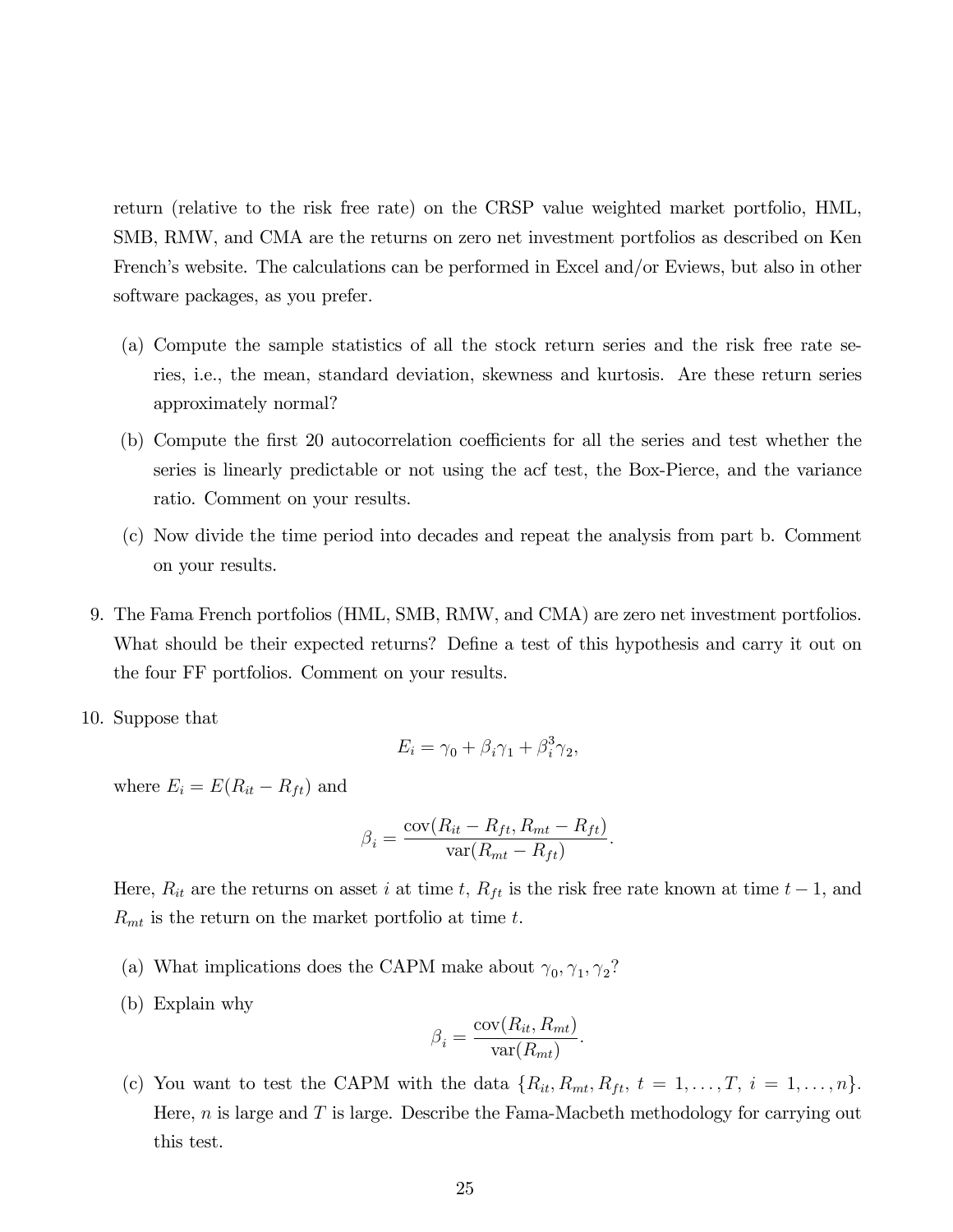return (relative to the risk free rate) on the CRSP value weighted market portfolio, HML, SMB, RMW, and CMA are the returns on zero net investment portfolios as described on Ken French's website. The calculations can be performed in Excel and/or Eviews, but also in other software packages, as you prefer.

(a) Compute the sample statistics of all the stock return series and the risk free rate series, i.e., the mean, standard deviation, skewness and kurtosis. Are these return series approximately normal?

(b) Compute the first 20 autocorrelation coefficients for all the series and test whether the series is linearly predictable or not using the acf test, the Box-Pierce, and the variance ratio. Comment on your results.

(c) Now divide the time period into decades and repeat the analysis from part b. Comment on your results.

9. The Fama French portfolios (HML, SMB, RMW, and CMA) are zero net investment portfolios. What should be their expected returns? Define a test of this hypothesis and carry it out on the four FF portfolios. Comment on your results.

10. Suppose that

$$E_i = \gamma_0 + \beta_i \gamma_1 + \beta_i^3 \gamma_2,$$

where $E_i = E(R_{it} - R_{ft})$ and

$$\beta_i = \frac{\text{cov}(R_{it} - R_{ft}, R_{mt} - R_{ft})}{\text{var}(R_{mt} - R_{ft})}.$$

Here, $R_{it}$ are the returns on asset $i$ at time $t$, $R_{ft}$ is the risk free rate known at time $t-1$, and $R_{mt}$ is the return on the market portfolio at time $t$.

(a) What implications does the CAPM make about $\gamma_0, \gamma_1, \gamma_2$?

(b) Explain why

$$\beta_i = \frac{\text{cov}(R_{it}, R_{mt})}{\text{var}(R_{mt})}.$$

(c) You want to test the CAPM with the data $\{R_{it}, R_{mt}, R_{ft},\ t = 1, \ldots, T,\ i = 1, \ldots, n\}$. Here, $n$ is large and $T$ is large. Describe the Fama-Macbeth methodology for carrying out this test.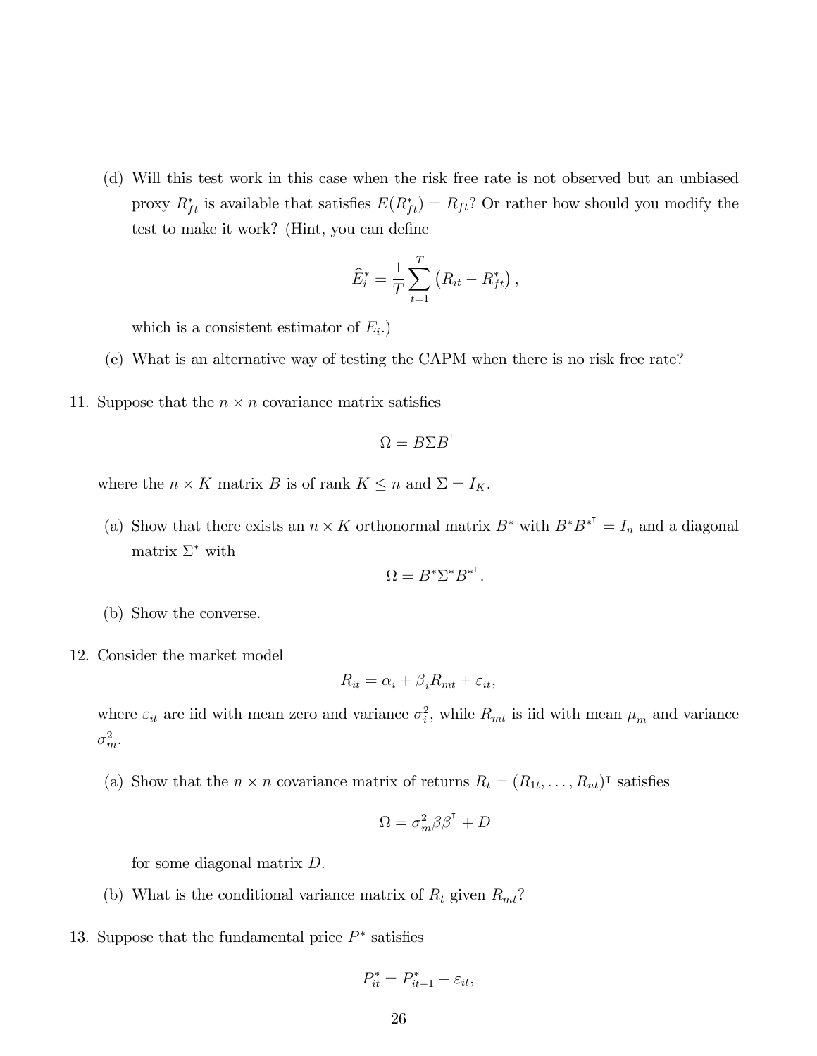(d) Will this test work in this case when the risk free rate is not observed but an unbiased proxy $R^*_{ft}$ is available that satisfies $E(R^*_{ft}) = R_{ft}$? Or rather how should you modify the test to make it work? (Hint, you can define

$$\widehat{E}^*_i = \frac{1}{T}\sum_{t=1}^{T}\left(R_{it} - R^*_{ft}\right),$$

which is a consistent estimator of $E_i$.)

(e) What is an alternative way of testing the CAPM when there is no risk free rate?

11. Suppose that the $n \times n$ covariance matrix satisfies

$$\Omega = B\Sigma B^{\intercal}$$

where the $n \times K$ matrix $B$ is of rank $K \leq n$ and $\Sigma = I_K$.

(a) Show that there exists an $n \times K$ orthonormal matrix $B^*$ with $B^* B^{*\intercal} = I_n$ and a diagonal matrix $\Sigma^*$ with

$$\Omega = B^*\Sigma^* B^{*\intercal}.$$

(b) Show the converse.

12. Consider the market model

$$R_{it} = \alpha_i + \beta_i R_{mt} + \varepsilon_{it},$$

where $\varepsilon_{it}$ are iid with mean zero and variance $\sigma^2_i$, while $R_{mt}$ is iid with mean $\mu_m$ and variance $\sigma^2_m$.

(a) Show that the $n \times n$ covariance matrix of returns $R_t = (R_{1t}, \ldots, R_{nt})^{\intercal}$ satisfies

$$\Omega = \sigma^2_m \beta\beta^{\intercal} + D$$

for some diagonal matrix $D$.

(b) What is the conditional variance matrix of $R_t$ given $R_{mt}$?

13. Suppose that the fundamental price $P^*$ satisfies

$$P^*_{it} = P^*_{it-1} + \varepsilon_{it},$$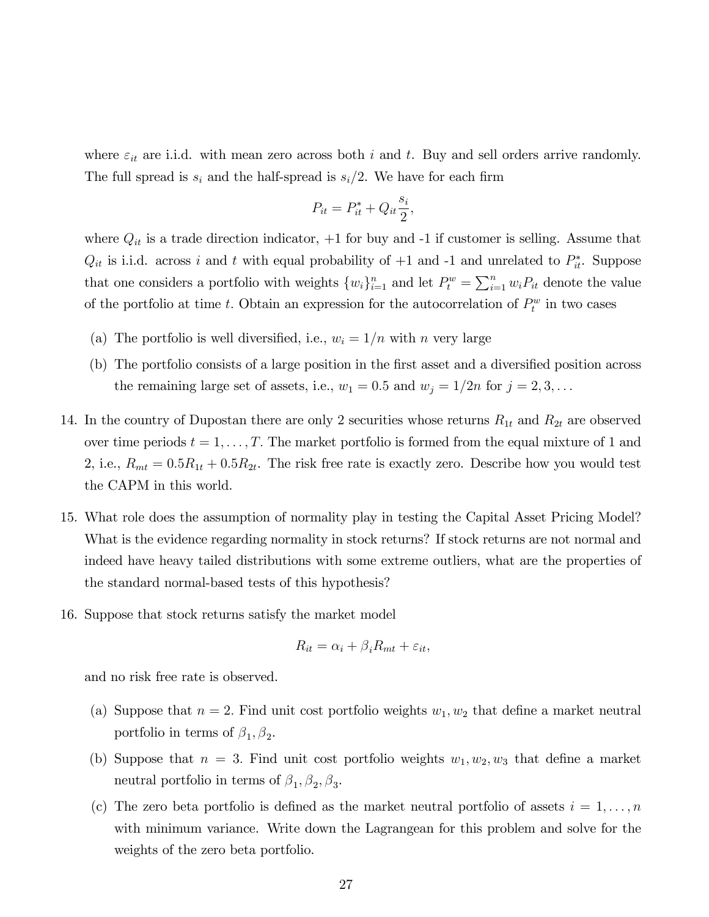where $\varepsilon_{it}$ are i.i.d. with mean zero across both $i$ and $t$. Buy and sell orders arrive randomly. The full spread is $s_i$ and the half-spread is $s_i/2$. We have for each firm

$$P_{it} = P_{it}^* + Q_{it}\frac{s_i}{2},$$

where $Q_{it}$ is a trade direction indicator, +1 for buy and -1 if customer is selling. Assume that $Q_{it}$ is i.i.d. across $i$ and $t$ with equal probability of +1 and -1 and unrelated to $P_{it}^*$. Suppose that one considers a portfolio with weights $\{w_i\}_{i=1}^n$ and let $P_t^w = \sum_{i=1}^n w_i P_{it}$ denote the value of the portfolio at time $t$. Obtain an expression for the autocorrelation of $P_t^w$ in two cases

(a) The portfolio is well diversified, i.e., $w_i = 1/n$ with $n$ very large

(b) The portfolio consists of a large position in the first asset and a diversified position across the remaining large set of assets, i.e., $w_1 = 0.5$ and $w_j = 1/2n$ for $j = 2, 3, \ldots$

14. In the country of Dupostan there are only 2 securities whose returns $R_{1t}$ and $R_{2t}$ are observed over time periods $t = 1, \ldots, T$. The market portfolio is formed from the equal mixture of 1 and 2, i.e., $R_{mt} = 0.5R_{1t} + 0.5R_{2t}$. The risk free rate is exactly zero. Describe how you would test the CAPM in this world.

15. What role does the assumption of normality play in testing the Capital Asset Pricing Model? What is the evidence regarding normality in stock returns? If stock returns are not normal and indeed have heavy tailed distributions with some extreme outliers, what are the properties of the standard normal-based tests of this hypothesis?

16. Suppose that stock returns satisfy the market model

$$R_{it} = \alpha_i + \beta_i R_{mt} + \varepsilon_{it},$$

and no risk free rate is observed.

(a) Suppose that $n = 2$. Find unit cost portfolio weights $w_1, w_2$ that define a market neutral portfolio in terms of $\beta_1, \beta_2$.

(b) Suppose that $n = 3$. Find unit cost portfolio weights $w_1, w_2, w_3$ that define a market neutral portfolio in terms of $\beta_1, \beta_2, \beta_3$.

(c) The zero beta portfolio is defined as the market neutral portfolio of assets $i = 1, \ldots, n$ with minimum variance. Write down the Lagrangean for this problem and solve for the weights of the zero beta portfolio.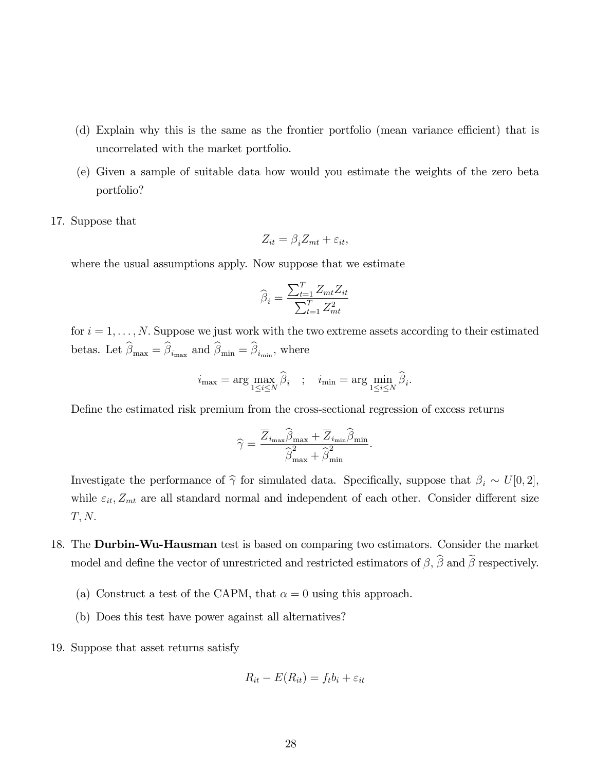(d) Explain why this is the same as the frontier portfolio (mean variance efficient) that is uncorrelated with the market portfolio.

(e) Given a sample of suitable data how would you estimate the weights of the zero beta portfolio?

17. Suppose that

$$Z_{it} = \beta_i Z_{mt} + \varepsilon_{it},$$

where the usual assumptions apply. Now suppose that we estimate

$$\widehat{\beta}_i = \frac{\sum_{t=1}^{T} Z_{mt} Z_{it}}{\sum_{t=1}^{T} Z_{mt}^2}$$

for $i = 1, \ldots, N$. Suppose we just work with the two extreme assets according to their estimated betas. Let $\widehat{\beta}_{\max} = \widehat{\beta}_{i_{\max}}$ and $\widehat{\beta}_{\min} = \widehat{\beta}_{i_{\min}}$, where

$$i_{\max} = \arg\max_{1 \leq i \leq N} \widehat{\beta}_i \quad ; \quad i_{\min} = \arg\min_{1 \leq i \leq N} \widehat{\beta}_i.$$

Define the estimated risk premium from the cross-sectional regression of excess returns

$$\widehat{\gamma} = \frac{\overline{Z}_{i_{\max}} \widehat{\beta}_{\max} + \overline{Z}_{i_{\min}} \widehat{\beta}_{\min}}{\widehat{\beta}_{\max}^2 + \widehat{\beta}_{\min}^2}.$$

Investigate the performance of $\widehat{\gamma}$ for simulated data. Specifically, suppose that $\beta_i \sim U[0, 2]$, while $\varepsilon_{it}, Z_{mt}$ are all standard normal and independent of each other. Consider different size $T, N$.

18. The **Durbin-Wu-Hausman** test is based on comparing two estimators. Consider the market model and define the vector of unrestricted and restricted estimators of $\beta$, $\widehat{\beta}$ and $\widetilde{\beta}$ respectively.

(a) Construct a test of the CAPM, that $\alpha = 0$ using this approach.

(b) Does this test have power against all alternatives?

19. Suppose that asset returns satisfy

$$R_{it} - E(R_{it}) = f_t b_i + \varepsilon_{it}$$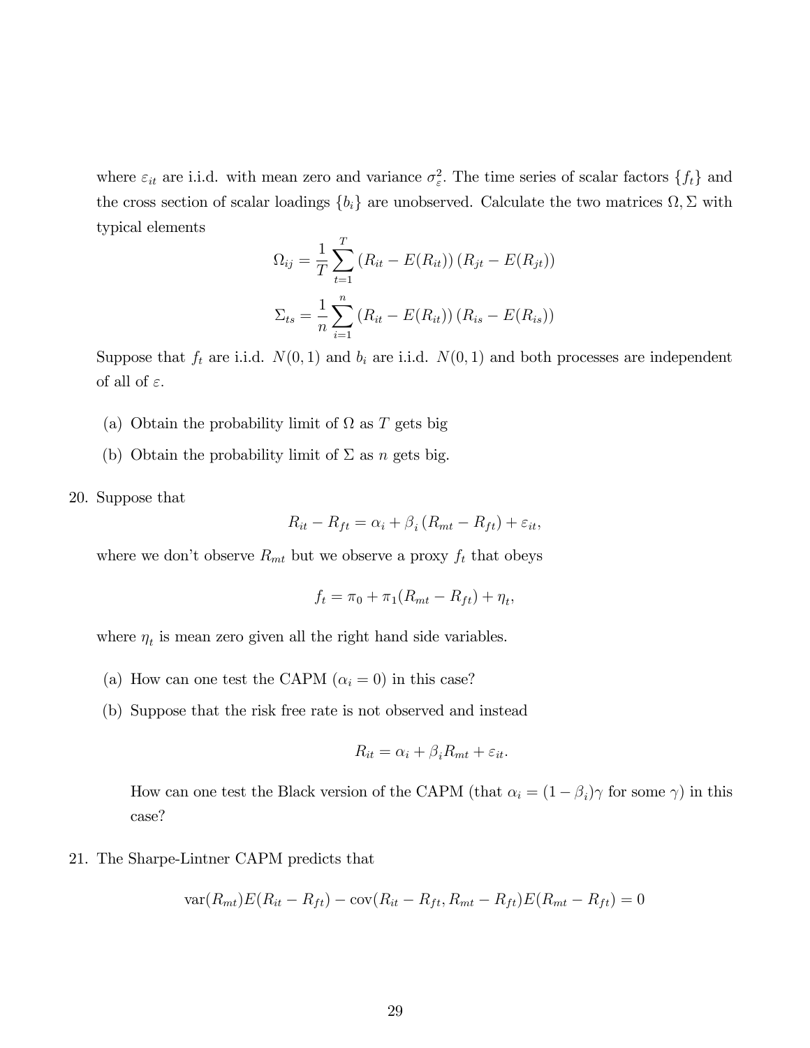where $\varepsilon_{it}$ are i.i.d. with mean zero and variance $\sigma_\varepsilon^2$. The time series of scalar factors $\{f_t\}$ and the cross section of scalar loadings $\{b_i\}$ are unobserved. Calculate the two matrices $\Omega, \Sigma$ with typical elements

$$\Omega_{ij} = \frac{1}{T}\sum_{t=1}^{T}\left(R_{it} - E(R_{it})\right)\left(R_{jt} - E(R_{jt})\right)$$

$$\Sigma_{ts} = \frac{1}{n}\sum_{i=1}^{n}\left(R_{it} - E(R_{it})\right)\left(R_{is} - E(R_{is})\right)$$

Suppose that $f_t$ are i.i.d. $N(0,1)$ and $b_i$ are i.i.d. $N(0,1)$ and both processes are independent of all of $\varepsilon$.

(a) Obtain the probability limit of $\Omega$ as $T$ gets big

(b) Obtain the probability limit of $\Sigma$ as $n$ gets big.

20. Suppose that

$$R_{it} - R_{ft} = \alpha_i + \beta_i\left(R_{mt} - R_{ft}\right) + \varepsilon_{it},$$

where we don't observe $R_{mt}$ but we observe a proxy $f_t$ that obeys

$$f_t = \pi_0 + \pi_1(R_{mt} - R_{ft}) + \eta_t,$$

where $\eta_t$ is mean zero given all the right hand side variables.

(a) How can one test the CAPM ($\alpha_i = 0$) in this case?

(b) Suppose that the risk free rate is not observed and instead

$$R_{it} = \alpha_i + \beta_i R_{mt} + \varepsilon_{it}.$$

How can one test the Black version of the CAPM (that $\alpha_i = (1-\beta_i)\gamma$ for some $\gamma$) in this case?

21. The Sharpe-Lintner CAPM predicts that

$$\mathrm{var}(R_{mt})E(R_{it} - R_{ft}) - \mathrm{cov}(R_{it} - R_{ft}, R_{mt} - R_{ft})E(R_{mt} - R_{ft}) = 0$$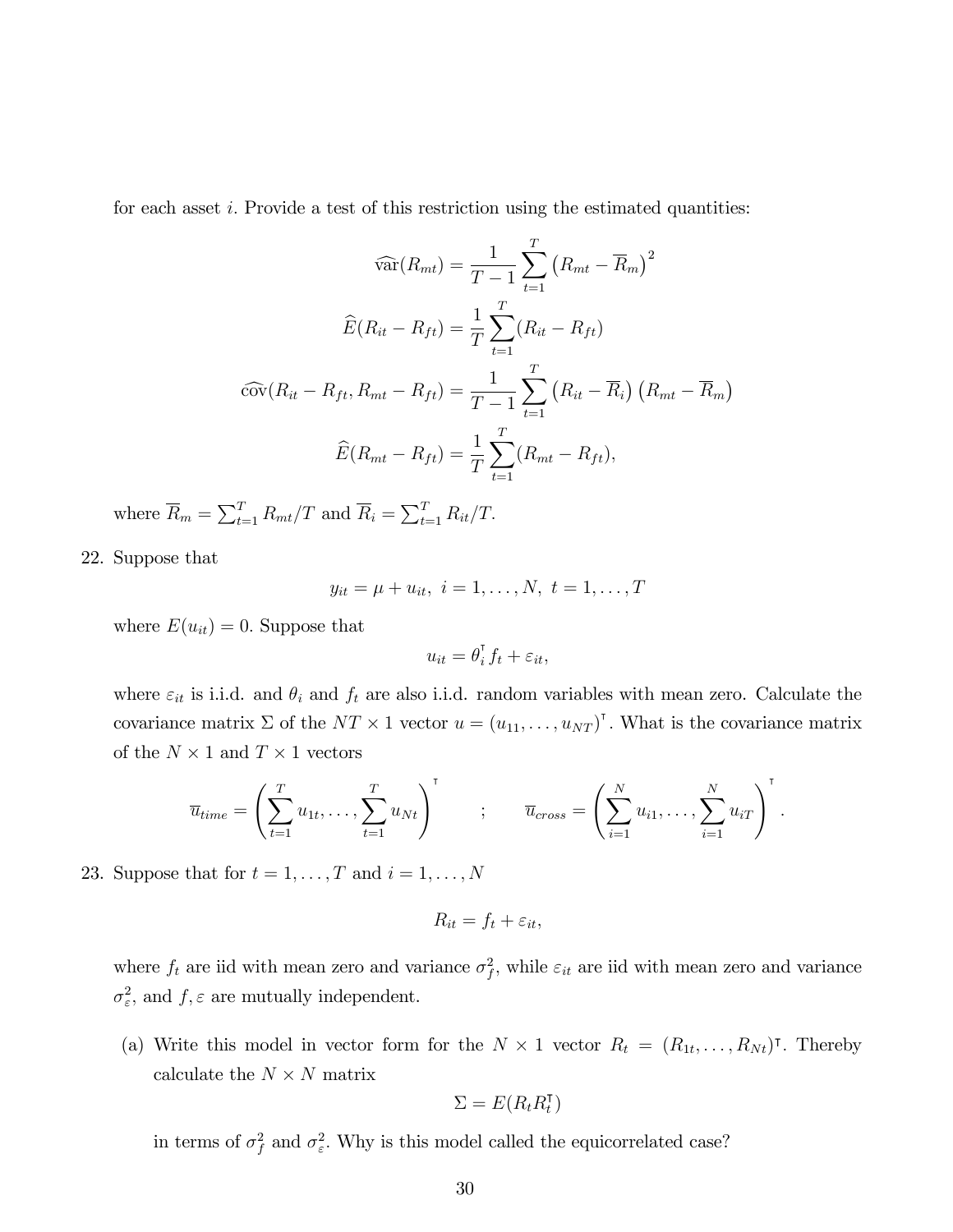for each asset $i$. Provide a test of this restriction using the estimated quantities:

$$\widehat{\text{var}}(R_{mt}) = \frac{1}{T-1}\sum_{t=1}^{T}\left(R_{mt} - \overline{R}_m\right)^2$$

$$\widehat{E}(R_{it} - R_{ft}) = \frac{1}{T}\sum_{t=1}^{T}(R_{it} - R_{ft})$$

$$\widehat{\text{cov}}(R_{it} - R_{ft}, R_{mt} - R_{ft}) = \frac{1}{T-1}\sum_{t=1}^{T}\left(R_{it} - \overline{R}_i\right)\left(R_{mt} - \overline{R}_m\right)$$

$$\widehat{E}(R_{mt} - R_{ft}) = \frac{1}{T}\sum_{t=1}^{T}(R_{mt} - R_{ft}),$$

where $\overline{R}_m = \sum_{t=1}^{T} R_{mt}/T$ and $\overline{R}_i = \sum_{t=1}^{T} R_{it}/T$.

22. Suppose that

$$y_{it} = \mu + u_{it},\ i = 1, \ldots, N,\ t = 1, \ldots, T$$

where $E(u_{it}) = 0$. Suppose that

$$u_{it} = \theta_i^{\intercal} f_t + \varepsilon_{it},$$

where $\varepsilon_{it}$ is i.i.d. and $\theta_i$ and $f_t$ are also i.i.d. random variables with mean zero. Calculate the covariance matrix $\Sigma$ of the $NT \times 1$ vector $u = (u_{11}, \ldots, u_{NT})^{\intercal}$. What is the covariance matrix of the $N \times 1$ and $T \times 1$ vectors

$$\overline{u}_{time} = \left(\sum_{t=1}^{T} u_{1t}, \ldots, \sum_{t=1}^{T} u_{Nt}\right)^{\intercal} \quad ; \quad \overline{u}_{cross} = \left(\sum_{i=1}^{N} u_{i1}, \ldots, \sum_{i=1}^{N} u_{iT}\right)^{\intercal}.$$

23. Suppose that for $t = 1, \ldots, T$ and $i = 1, \ldots, N$

$$R_{it} = f_t + \varepsilon_{it},$$

where $f_t$ are iid with mean zero and variance $\sigma_f^2$, while $\varepsilon_{it}$ are iid with mean zero and variance $\sigma_\varepsilon^2$, and $f, \varepsilon$ are mutually independent.

   (a) Write this model in vector form for the $N \times 1$ vector $R_t = (R_{1t}, \ldots, R_{Nt})^{\intercal}$. Thereby calculate the $N \times N$ matrix

   $$\Sigma = E(R_t R_t^{\intercal})$$

   in terms of $\sigma_f^2$ and $\sigma_\varepsilon^2$. Why is this model called the equicorrelated case?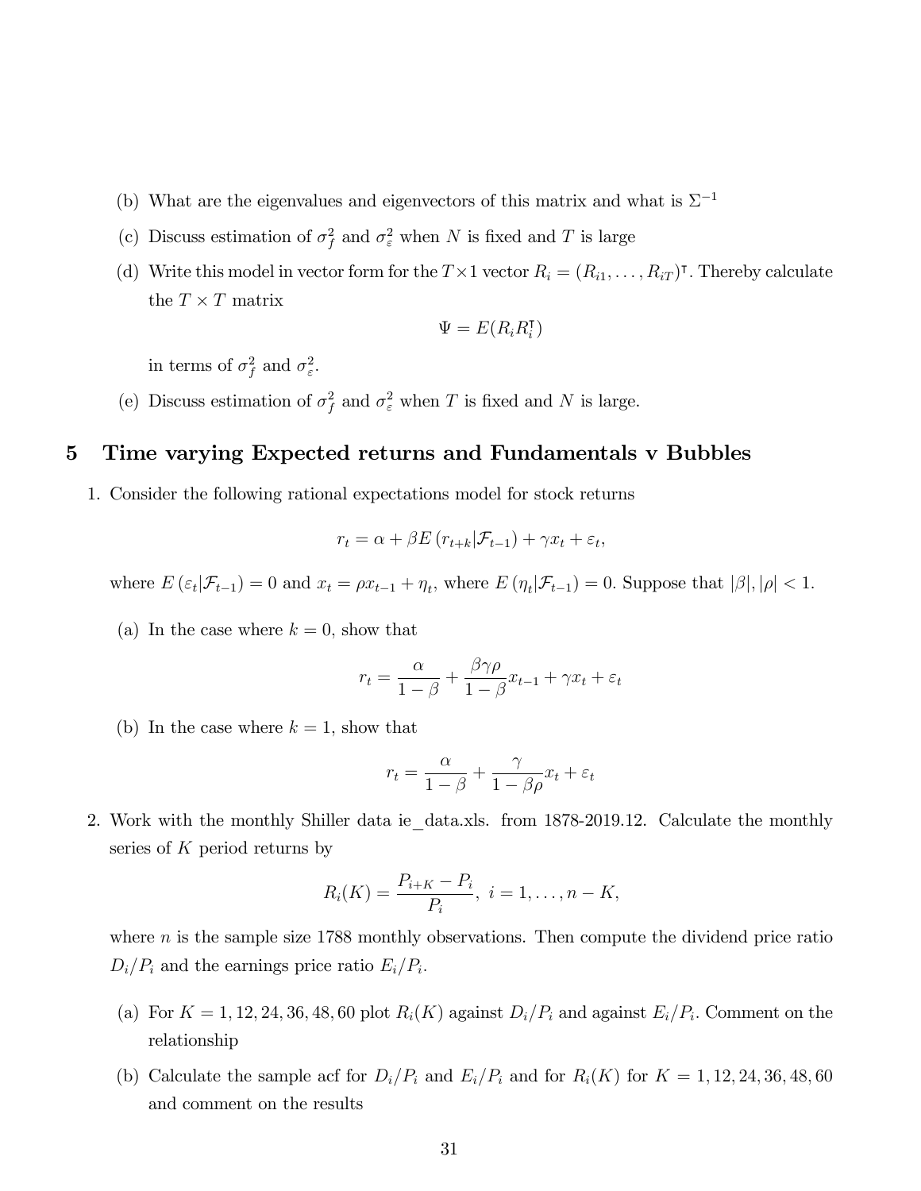(b) What are the eigenvalues and eigenvectors of this matrix and what is $\Sigma^{-1}$

(c) Discuss estimation of $\sigma_f^2$ and $\sigma_\varepsilon^2$ when $N$ is fixed and $T$ is large

(d) Write this model in vector form for the $T \times 1$ vector $R_i = (R_{i1}, \ldots, R_{iT})^\intercal$. Thereby calculate the $T \times T$ matrix

$$\Psi = E(R_i R_i^\intercal)$$

in terms of $\sigma_f^2$ and $\sigma_\varepsilon^2$.

(e) Discuss estimation of $\sigma_f^2$ and $\sigma_\varepsilon^2$ when $T$ is fixed and $N$ is large.

# 5 Time varying Expected returns and Fundamentals v Bubbles

1. Consider the following rational expectations model for stock returns

$$r_t = \alpha + \beta E\left(r_{t+k} | \mathcal{F}_{t-1}\right) + \gamma x_t + \varepsilon_t,$$

where $E\left(\varepsilon_t | \mathcal{F}_{t-1}\right) = 0$ and $x_t = \rho x_{t-1} + \eta_t$, where $E\left(\eta_t | \mathcal{F}_{t-1}\right) = 0$. Suppose that $|\beta|, |\rho| < 1$.

(a) In the case where $k = 0$, show that

$$r_t = \frac{\alpha}{1-\beta} + \frac{\beta\gamma\rho}{1-\beta} x_{t-1} + \gamma x_t + \varepsilon_t$$

(b) In the case where $k = 1$, show that

$$r_t = \frac{\alpha}{1-\beta} + \frac{\gamma}{1-\beta\rho} x_t + \varepsilon_t$$

2. Work with the monthly Shiller data ie_data.xls. from 1878-2019.12. Calculate the monthly series of $K$ period returns by

$$R_i(K) = \frac{P_{i+K} - P_i}{P_i}, \ i = 1, \ldots, n-K,$$

where $n$ is the sample size 1788 monthly observations. Then compute the dividend price ratio $D_i/P_i$ and the earnings price ratio $E_i/P_i$.

(a) For $K = 1, 12, 24, 36, 48, 60$ plot $R_i(K)$ against $D_i/P_i$ and against $E_i/P_i$. Comment on the relationship

(b) Calculate the sample acf for $D_i/P_i$ and $E_i/P_i$ and for $R_i(K)$ for $K = 1, 12, 24, 36, 48, 60$ and comment on the results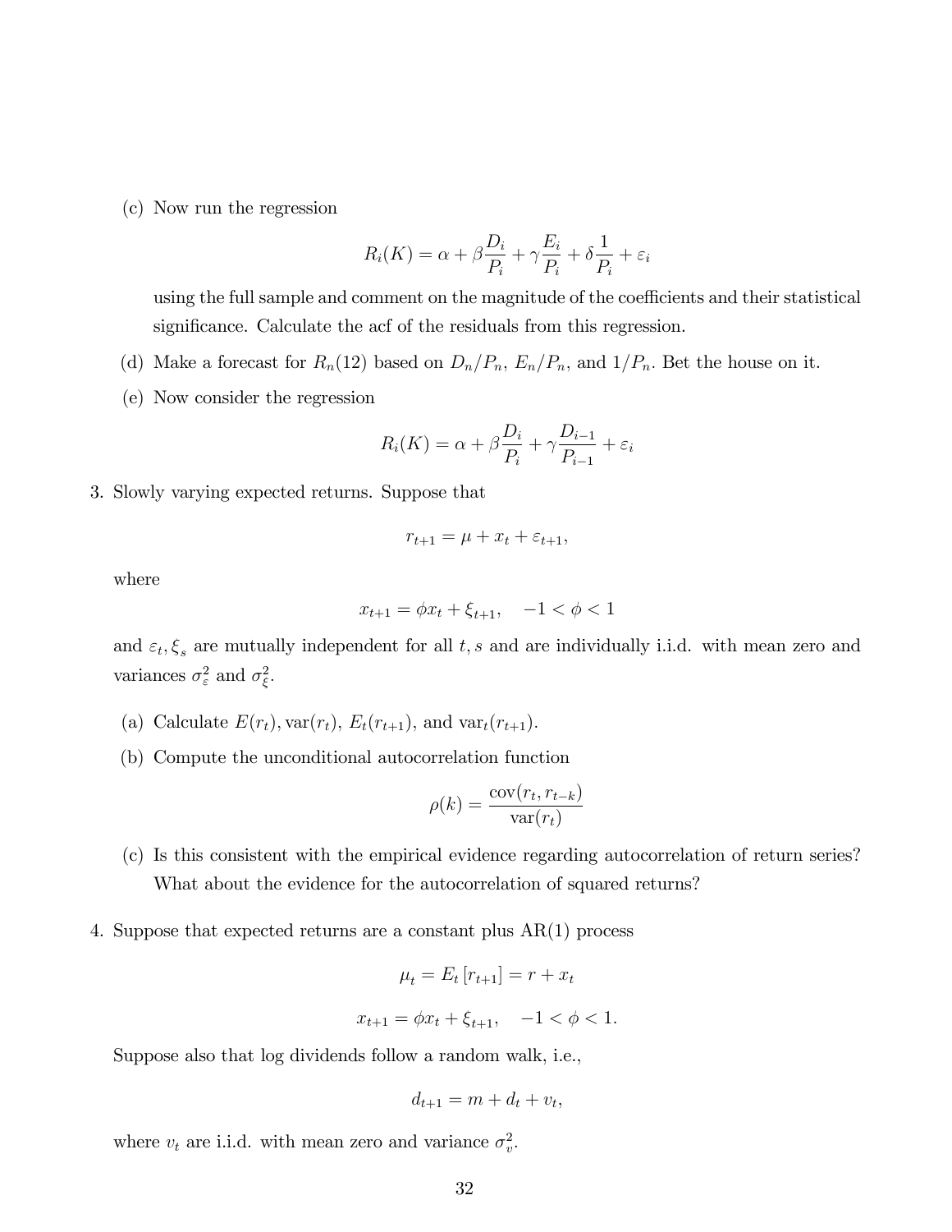(c) Now run the regression

$$R_i(K) = \alpha + \beta \frac{D_i}{P_i} + \gamma \frac{E_i}{P_i} + \delta \frac{1}{P_i} + \varepsilon_i$$

using the full sample and comment on the magnitude of the coefficients and their statistical significance. Calculate the acf of the residuals from this regression.

(d) Make a forecast for $R_n(12)$ based on $D_n/P_n$, $E_n/P_n$, and $1/P_n$. Bet the house on it.

(e) Now consider the regression

$$R_i(K) = \alpha + \beta \frac{D_i}{P_i} + \gamma \frac{D_{i-1}}{P_{i-1}} + \varepsilon_i$$

3. Slowly varying expected returns. Suppose that

$$r_{t+1} = \mu + x_t + \varepsilon_{t+1},$$

where

$$x_{t+1} = \phi x_t + \xi_{t+1}, \quad -1 < \phi < 1$$

and $\varepsilon_t, \xi_s$ are mutually independent for all $t, s$ and are individually i.i.d. with mean zero and variances $\sigma_\varepsilon^2$ and $\sigma_\xi^2$.

(a) Calculate $E(r_t)$, $\text{var}(r_t)$, $E_t(r_{t+1})$, and $\text{var}_t(r_{t+1})$.

(b) Compute the unconditional autocorrelation function

$$\rho(k) = \frac{\text{cov}(r_t, r_{t-k})}{\text{var}(r_t)}$$

(c) Is this consistent with the empirical evidence regarding autocorrelation of return series? What about the evidence for the autocorrelation of squared returns?

4. Suppose that expected returns are a constant plus AR(1) process

$$\mu_t = E_t\left[r_{t+1}\right] = r + x_t$$

$$x_{t+1} = \phi x_t + \xi_{t+1}, \quad -1 < \phi < 1.$$

Suppose also that log dividends follow a random walk, i.e.,

$$d_{t+1} = m + d_t + v_t,$$

where $v_t$ are i.i.d. with mean zero and variance $\sigma_v^2$.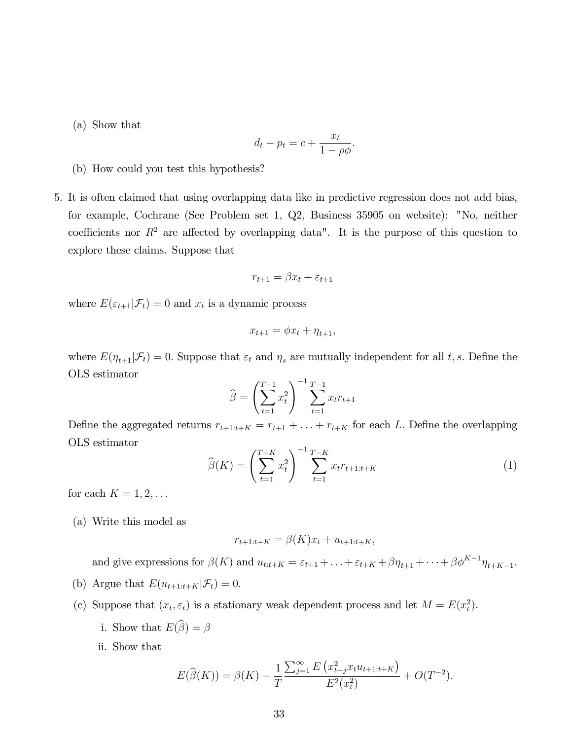(a) Show that

$$d_t - p_t = c + \frac{x_t}{1 - \rho\phi}.$$

(b) How could you test this hypothesis?

5. It is often claimed that using overlapping data like in predictive regression does not add bias, for example, Cochrane (See Problem set 1, Q2, Business 35905 on website): "No, neither coefficients nor $R^2$ are affected by overlapping data". It is the purpose of this question to explore these claims. Suppose that

$$r_{t+1} = \beta x_t + \varepsilon_{t+1}$$

where $E(\varepsilon_{t+1}|\mathcal{F}_t) = 0$ and $x_t$ is a dynamic process

$$x_{t+1} = \phi x_t + \eta_{t+1},$$

where $E(\eta_{t+1}|\mathcal{F}_t) = 0$. Suppose that $\varepsilon_t$ and $\eta_s$ are mutually independent for all $t, s$. Define the OLS estimator

$$\widehat{\beta} = \left(\sum_{t=1}^{T-1} x_t^2\right)^{-1} \sum_{t=1}^{T-1} x_t r_{t+1}$$

Define the aggregated returns $r_{t+1:t+K} = r_{t+1} + \ldots + r_{t+K}$ for each $L$. Define the overlapping OLS estimator

$$\widehat{\beta}(K) = \left(\sum_{t=1}^{T-K} x_t^2\right)^{-1} \sum_{t=1}^{T-K} x_t r_{t+1:t+K} \tag{1}$$

for each $K = 1, 2, \ldots$

(a) Write this model as

$$r_{t+1:t+K} = \beta(K) x_t + u_{t+1:t+K},$$

and give expressions for $\beta(K)$ and $u_{t:t+K} = \varepsilon_{t+1} + \ldots + \varepsilon_{t+K} + \beta\eta_{t+1} + \cdots + \beta\phi^{K-1}\eta_{t+K-1}$.

(b) Argue that $E(u_{t+1:t+K}|\mathcal{F}_t) = 0$.

(c) Suppose that $(x_t, \varepsilon_t)$ is a stationary weak dependent process and let $M = E(x_t^2)$.

i. Show that $E(\widehat{\beta}) = \beta$

ii. Show that

$$E(\widehat{\beta}(K)) = \beta(K) - \frac{1}{T} \frac{\sum_{j=1}^{\infty} E\left(x_{t+j}^2 x_t u_{t+1:t+K}\right)}{E^2(x_t^2)} + O(T^{-2}).$$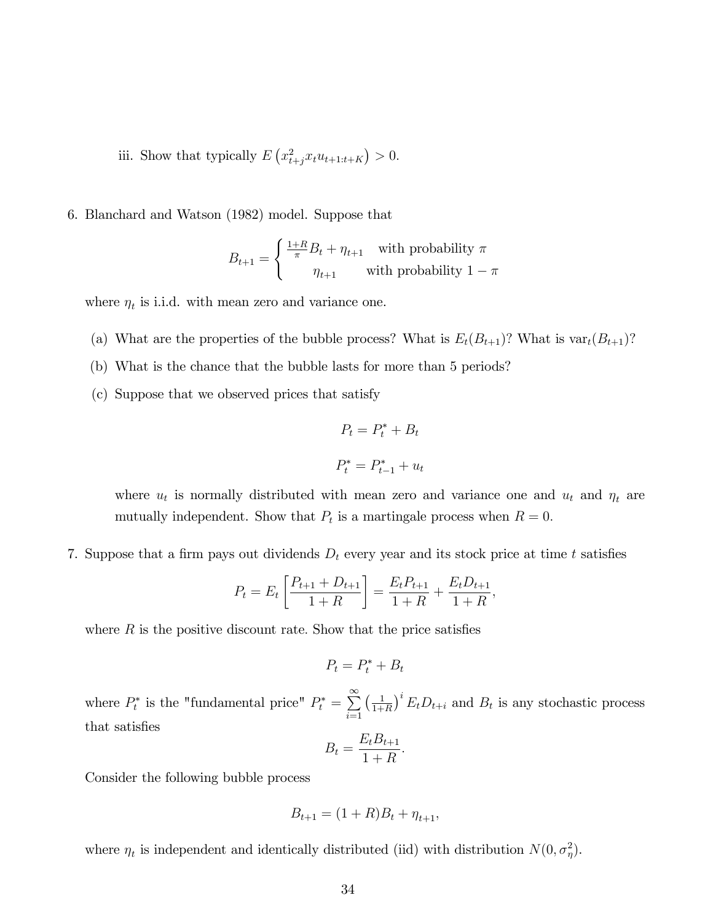iii. Show that typically $E\left(x_{t+j}^2 x_t u_{t+1:t+K}\right) > 0$.

6. Blanchard and Watson (1982) model. Suppose that

$$B_{t+1} = \begin{cases} \frac{1+R}{\pi} B_t + \eta_{t+1} & \text{with probability } \pi \\ \eta_{t+1} & \text{with probability } 1-\pi \end{cases}$$

where $\eta_t$ is i.i.d. with mean zero and variance one.

   (a) What are the properties of the bubble process? What is $E_t(B_{t+1})$? What is $\text{var}_t(B_{t+1})$?

   (b) What is the chance that the bubble lasts for more than 5 periods?

   (c) Suppose that we observed prices that satisfy

$$P_t = P_t^* + B_t$$

$$P_t^* = P_{t-1}^* + u_t$$

   where $u_t$ is normally distributed with mean zero and variance one and $u_t$ and $\eta_t$ are mutually independent. Show that $P_t$ is a martingale process when $R = 0$.

7. Suppose that a firm pays out dividends $D_t$ every year and its stock price at time $t$ satisfies

$$P_t = E_t\left[\frac{P_{t+1} + D_{t+1}}{1+R}\right] = \frac{E_t P_{t+1}}{1+R} + \frac{E_t D_{t+1}}{1+R},$$

where $R$ is the positive discount rate. Show that the price satisfies

$$P_t = P_t^* + B_t$$

where $P_t^*$ is the "fundamental price" $P_t^* = \sum_{i=1}^{\infty} \left(\frac{1}{1+R}\right)^i E_t D_{t+i}$ and $B_t$ is any stochastic process that satisfies

$$B_t = \frac{E_t B_{t+1}}{1+R}.$$

Consider the following bubble process

$$B_{t+1} = (1+R)B_t + \eta_{t+1},$$

where $\eta_t$ is independent and identically distributed (iid) with distribution $N(0, \sigma_\eta^2)$.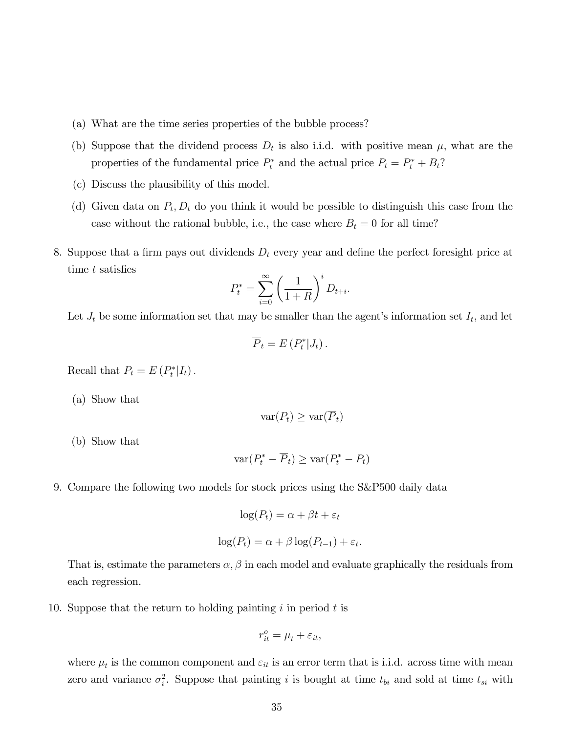(a) What are the time series properties of the bubble process?

(b) Suppose that the dividend process $D_t$ is also i.i.d. with positive mean $\mu$, what are the properties of the fundamental price $P_t^*$ and the actual price $P_t = P_t^* + B_t$?

(c) Discuss the plausibility of this model.

(d) Given data on $P_t, D_t$ do you think it would be possible to distinguish this case from the case without the rational bubble, i.e., the case where $B_t = 0$ for all time?

8. Suppose that a firm pays out dividends $D_t$ every year and define the perfect foresight price at time $t$ satisfies

$$P_t^* = \sum_{i=0}^{\infty} \left( \frac{1}{1+R} \right)^i D_{t+i}.$$

Let $J_t$ be some information set that may be smaller than the agent's information set $I_t$, and let

$$\overline{P}_t = E\left(P_t^* | J_t\right).$$

Recall that $P_t = E\left(P_t^* | I_t\right)$.

(a) Show that

$$\text{var}(P_t) \geq \text{var}(\overline{P}_t)$$

(b) Show that

$$\text{var}(P_t^* - \overline{P}_t) \geq \text{var}(P_t^* - P_t)$$

9. Compare the following two models for stock prices using the S&P500 daily data

$$\log(P_t) = \alpha + \beta t + \varepsilon_t$$

$$\log(P_t) = \alpha + \beta \log(P_{t-1}) + \varepsilon_t.$$

That is, estimate the parameters $\alpha, \beta$ in each model and evaluate graphically the residuals from each regression.

10. Suppose that the return to holding painting $i$ in period $t$ is

$$r_{it}^o = \mu_t + \varepsilon_{it},$$

where $\mu_t$ is the common component and $\varepsilon_{it}$ is an error term that is i.i.d. across time with mean zero and variance $\sigma_i^2$. Suppose that painting $i$ is bought at time $t_{bi}$ and sold at time $t_{si}$ with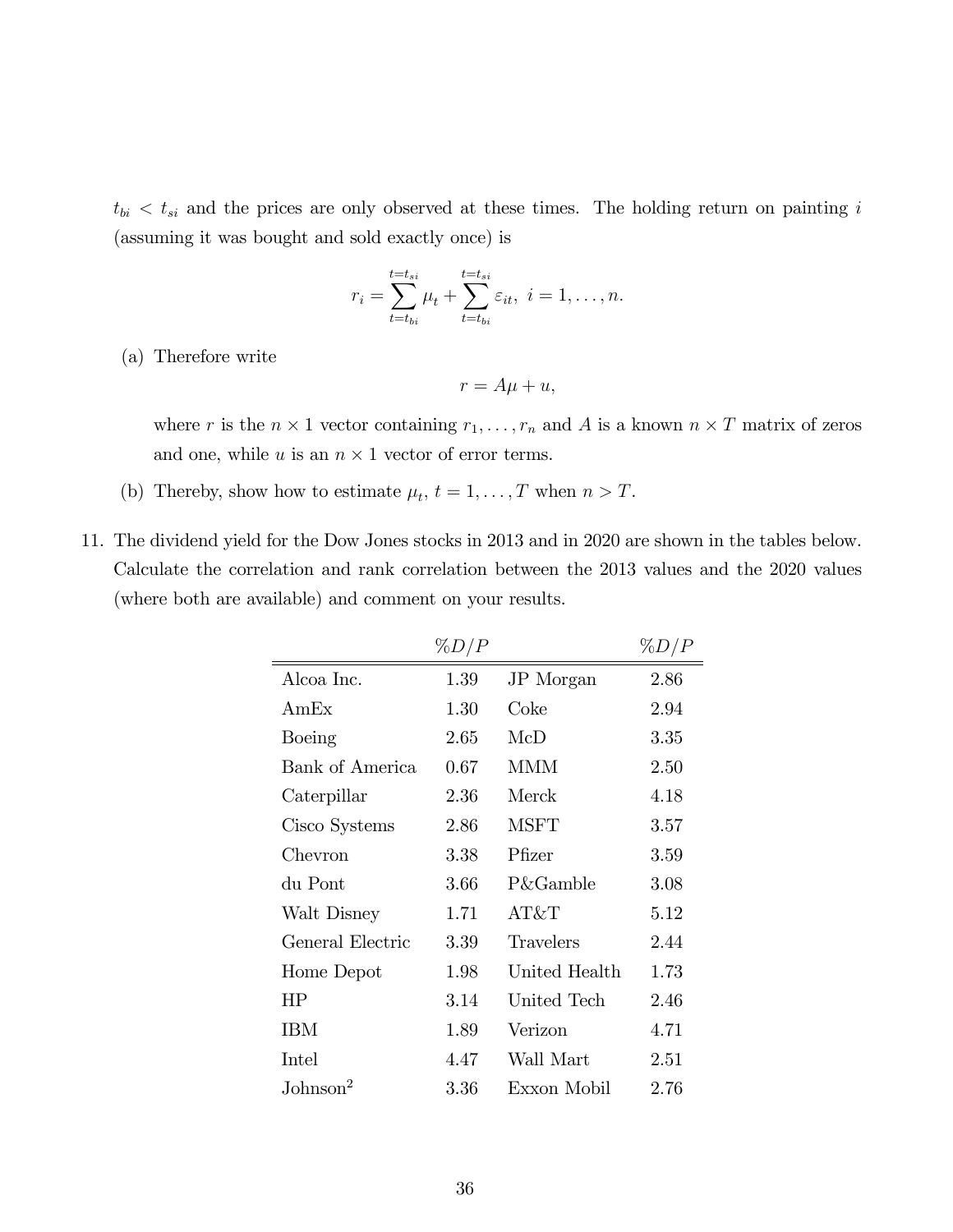$t_{bi} < t_{si}$ and the prices are only observed at these times. The holding return on painting $i$ (assuming it was bought and sold exactly once) is

$$r_i = \sum_{t=t_{bi}}^{t=t_{si}} \mu_t + \sum_{t=t_{bi}}^{t=t_{si}} \varepsilon_{it}, \; i = 1, \ldots, n.$$

(a) Therefore write

$$r = A\mu + u,$$

where $r$ is the $n \times 1$ vector containing $r_1, \ldots, r_n$ and $A$ is a known $n \times T$ matrix of zeros and one, while $u$ is an $n \times 1$ vector of error terms.

(b) Thereby, show how to estimate $\mu_t$, $t = 1, \ldots, T$ when $n > T$.

11. The dividend yield for the Dow Jones stocks in 2013 and in 2020 are shown in the tables below. Calculate the correlation and rank correlation between the 2013 values and the 2020 values (where both are available) and comment on your results.

| | $\%D/P$ | | $\%D/P$ |
|---|---|---|---|
| Alcoa Inc. | 1.39 | JP Morgan | 2.86 |
| AmEx | 1.30 | Coke | 2.94 |
| Boeing | 2.65 | McD | 3.35 |
| Bank of America | 0.67 | MMM | 2.50 |
| Caterpillar | 2.36 | Merck | 4.18 |
| Cisco Systems | 2.86 | MSFT | 3.57 |
| Chevron | 3.38 | Pfizer | 3.59 |
| du Pont | 3.66 | P&Gamble | 3.08 |
| Walt Disney | 1.71 | AT&T | 5.12 |
| General Electric | 3.39 | Travelers | 2.44 |
| Home Depot | 1.98 | United Health | 1.73 |
| HP | 3.14 | United Tech | 2.46 |
| IBM | 1.89 | Verizon | 4.71 |
| Intel | 4.47 | Wall Mart | 2.51 |
| Johnson[2] | 3.36 | Exxon Mobil | 2.76 |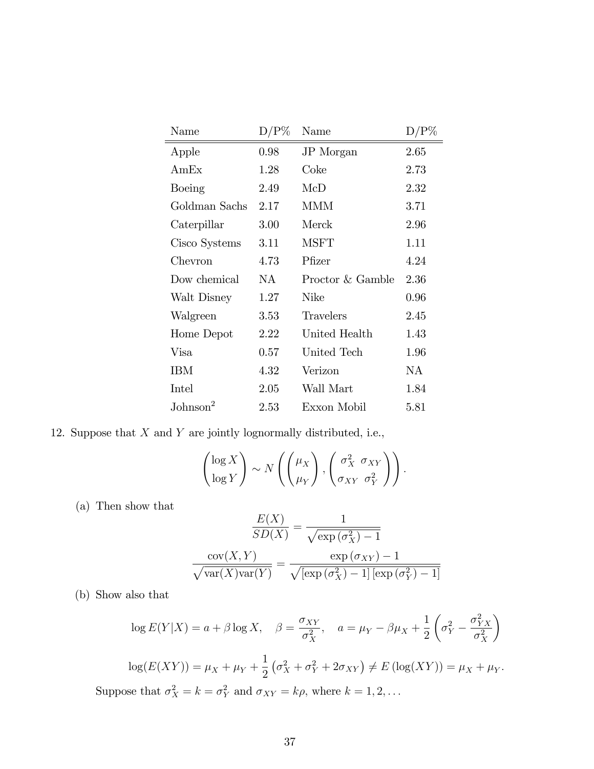| Name | D/P% | Name | D/P% |
|---|---|---|---|
| Apple | 0.98 | JP Morgan | 2.65 |
| AmEx | 1.28 | Coke | 2.73 |
| Boeing | 2.49 | McD | 2.32 |
| Goldman Sachs | 2.17 | MMM | 3.71 |
| Caterpillar | 3.00 | Merck | 2.96 |
| Cisco Systems | 3.11 | MSFT | 1.11 |
| Chevron | 4.73 | Pfizer | 4.24 |
| Dow chemical | NA | Proctor & Gamble | 2.36 |
| Walt Disney | 1.27 | Nike | 0.96 |
| Walgreen | 3.53 | Travelers | 2.45 |
| Home Depot | 2.22 | United Health | 1.43 |
| Visa | 0.57 | United Tech | 1.96 |
| IBM | 4.32 | Verizon | NA |
| Intel | 2.05 | Wall Mart | 1.84 |
| Johnson[2] | 2.53 | Exxon Mobil | 5.81 |

12. Suppose that $X$ and $Y$ are jointly lognormally distributed, i.e.,

$$\begin{pmatrix} \log X \\ \log Y \end{pmatrix} \sim N\left( \begin{pmatrix} \mu_X \\ \mu_Y \end{pmatrix}, \begin{pmatrix} \sigma_X^2 & \sigma_{XY} \\ \sigma_{XY} & \sigma_Y^2 \end{pmatrix} \right).$$

(a) Then show that

$$\frac{E(X)}{SD(X)} = \frac{1}{\sqrt{\exp\left(\sigma_X^2\right) - 1}}$$

$$\frac{\mathrm{cov}(X,Y)}{\sqrt{\mathrm{var}(X)\mathrm{var}(Y)}} = \frac{\exp\left(\sigma_{XY}\right) - 1}{\sqrt{\left[\exp\left(\sigma_X^2\right) - 1\right]\left[\exp\left(\sigma_Y^2\right) - 1\right]}}$$

(b) Show also that

$$\log E(Y|X) = a + \beta \log X, \quad \beta = \frac{\sigma_{XY}}{\sigma_X^2}, \quad a = \mu_Y - \beta\mu_X + \frac{1}{2}\left(\sigma_Y^2 - \frac{\sigma_{YX}^2}{\sigma_X^2}\right)$$

$$\log(E(XY)) = \mu_X + \mu_Y + \frac{1}{2}\left(\sigma_X^2 + \sigma_Y^2 + 2\sigma_{XY}\right) \neq E\left(\log(XY)\right) = \mu_X + \mu_Y.$$

Suppose that $\sigma_X^2 = k = \sigma_Y^2$ and $\sigma_{XY} = k\rho$, where $k = 1, 2, \ldots$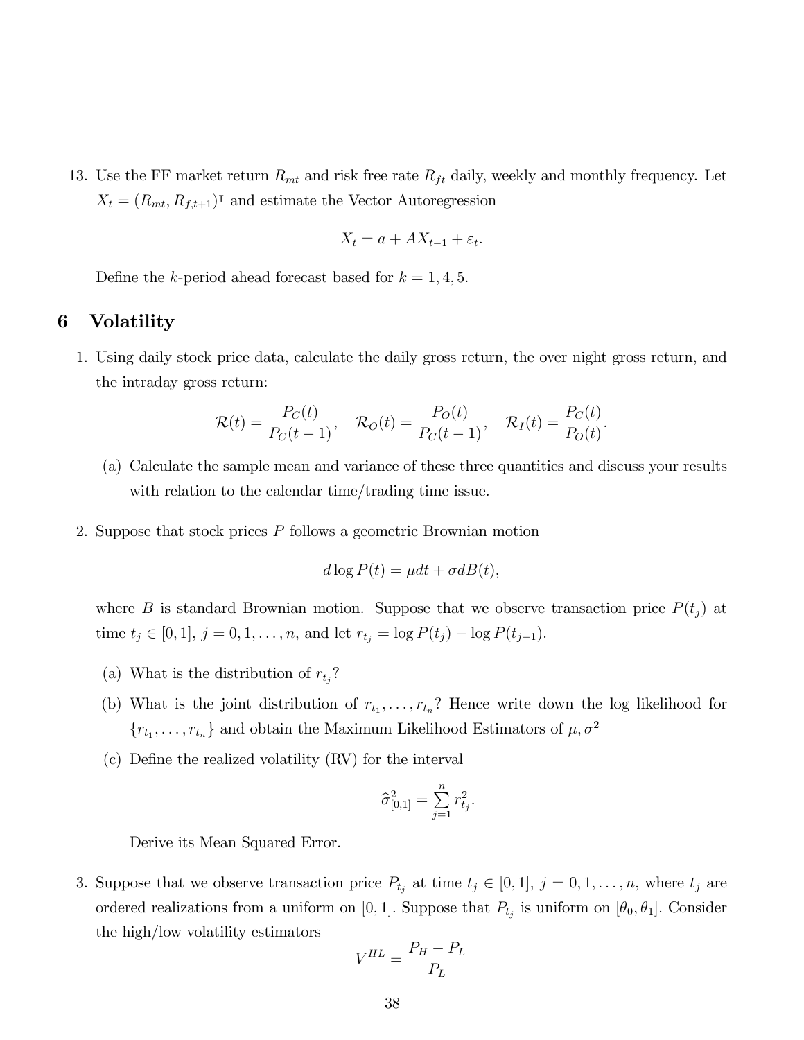13. Use the FF market return $R_{mt}$ and risk free rate $R_{ft}$ daily, weekly and monthly frequency. Let $X_t = (R_{mt}, R_{f,t+1})^\intercal$ and estimate the Vector Autoregression

$$X_t = a + AX_{t-1} + \varepsilon_t.$$

Define the $k$-period ahead forecast based for $k = 1, 4, 5$.

# 6 Volatility

1. Using daily stock price data, calculate the daily gross return, the over night gross return, and the intraday gross return:

$$\mathcal{R}(t) = \frac{P_C(t)}{P_C(t-1)}, \quad \mathcal{R}_O(t) = \frac{P_O(t)}{P_C(t-1)}, \quad \mathcal{R}_I(t) = \frac{P_C(t)}{P_O(t)}.$$

   (a) Calculate the sample mean and variance of these three quantities and discuss your results with relation to the calendar time/trading time issue.

2. Suppose that stock prices $P$ follows a geometric Brownian motion

$$d \log P(t) = \mu dt + \sigma dB(t),$$

where $B$ is standard Brownian motion. Suppose that we observe transaction price $P(t_j)$ at time $t_j \in [0, 1]$, $j = 0, 1, \ldots, n$, and let $r_{t_j} = \log P(t_j) - \log P(t_{j-1})$.

   (a) What is the distribution of $r_{t_j}$?

   (b) What is the joint distribution of $r_{t_1}, \ldots, r_{t_n}$? Hence write down the log likelihood for $\{r_{t_1}, \ldots, r_{t_n}\}$ and obtain the Maximum Likelihood Estimators of $\mu, \sigma^2$

   (c) Define the realized volatility (RV) for the interval

$$\widehat{\sigma}^2_{[0,1]} = \sum_{j=1}^{n} r^2_{t_j}.$$

   Derive its Mean Squared Error.

3. Suppose that we observe transaction price $P_{t_j}$ at time $t_j \in [0, 1]$, $j = 0, 1, \ldots, n$, where $t_j$ are ordered realizations from a uniform on $[0, 1]$. Suppose that $P_{t_j}$ is uniform on $[\theta_0, \theta_1]$. Consider the high/low volatility estimators

$$V^{HL} = \frac{P_H - P_L}{P_L}$$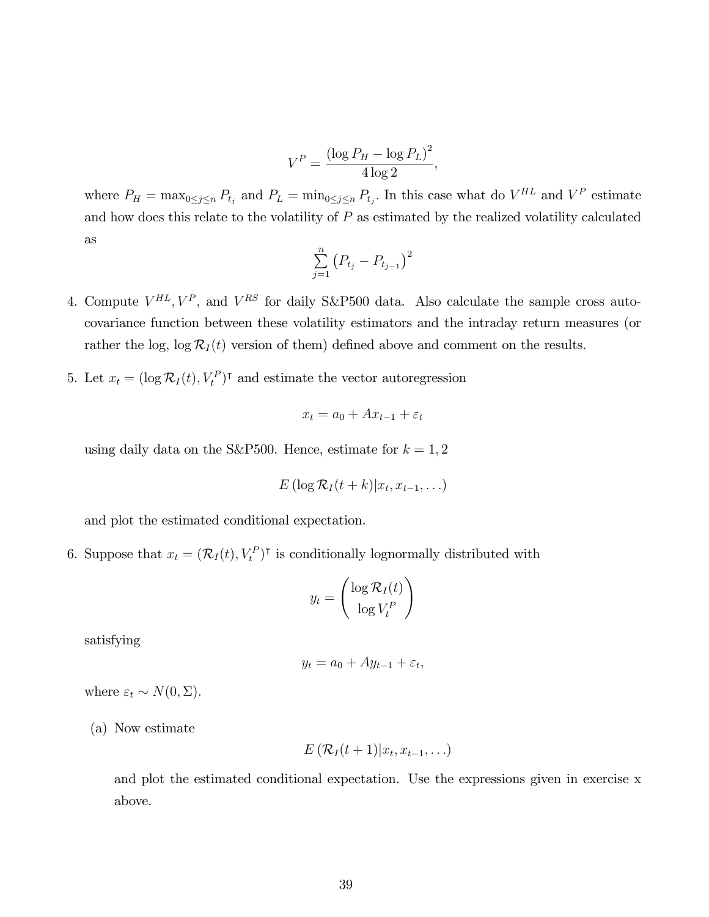$$V^P = \frac{(\log P_H - \log P_L)^2}{4 \log 2},$$

where $P_H = \max_{0 \leq j \leq n} P_{t_j}$ and $P_L = \min_{0 \leq j \leq n} P_{t_j}$. In this case what do $V^{HL}$ and $V^P$ estimate and how does this relate to the volatility of $P$ as estimated by the realized volatility calculated as

$$\sum_{j=1}^{n} \left(P_{t_j} - P_{t_{j-1}}\right)^2$$

4. Compute $V^{HL}, V^P$, and $V^{RS}$ for daily S&P500 data. Also calculate the sample cross autocovariance function between these volatility estimators and the intraday return measures (or rather the log, $\log \mathcal{R}_I(t)$ version of them) defined above and comment on the results.

5. Let $x_t = (\log \mathcal{R}_I(t), V_t^P)^\intercal$ and estimate the vector autoregression

$$x_t = a_0 + A x_{t-1} + \varepsilon_t$$

using daily data on the S&P500. Hence, estimate for $k = 1, 2$

$$E\left(\log \mathcal{R}_I(t+k) | x_t, x_{t-1}, \ldots\right)$$

and plot the estimated conditional expectation.

6. Suppose that $x_t = (\mathcal{R}_I(t), V_t^P)^\intercal$ is conditionally lognormally distributed with

$$y_t = \begin{pmatrix} \log \mathcal{R}_I(t) \\ \log V_t^P \end{pmatrix}$$

satisfying

$$y_t = a_0 + A y_{t-1} + \varepsilon_t,$$

where $\varepsilon_t \sim N(0, \Sigma)$.

(a) Now estimate

$$E\left(\mathcal{R}_I(t+1) | x_t, x_{t-1}, \ldots\right)$$

and plot the estimated conditional expectation. Use the expressions given in exercise x above.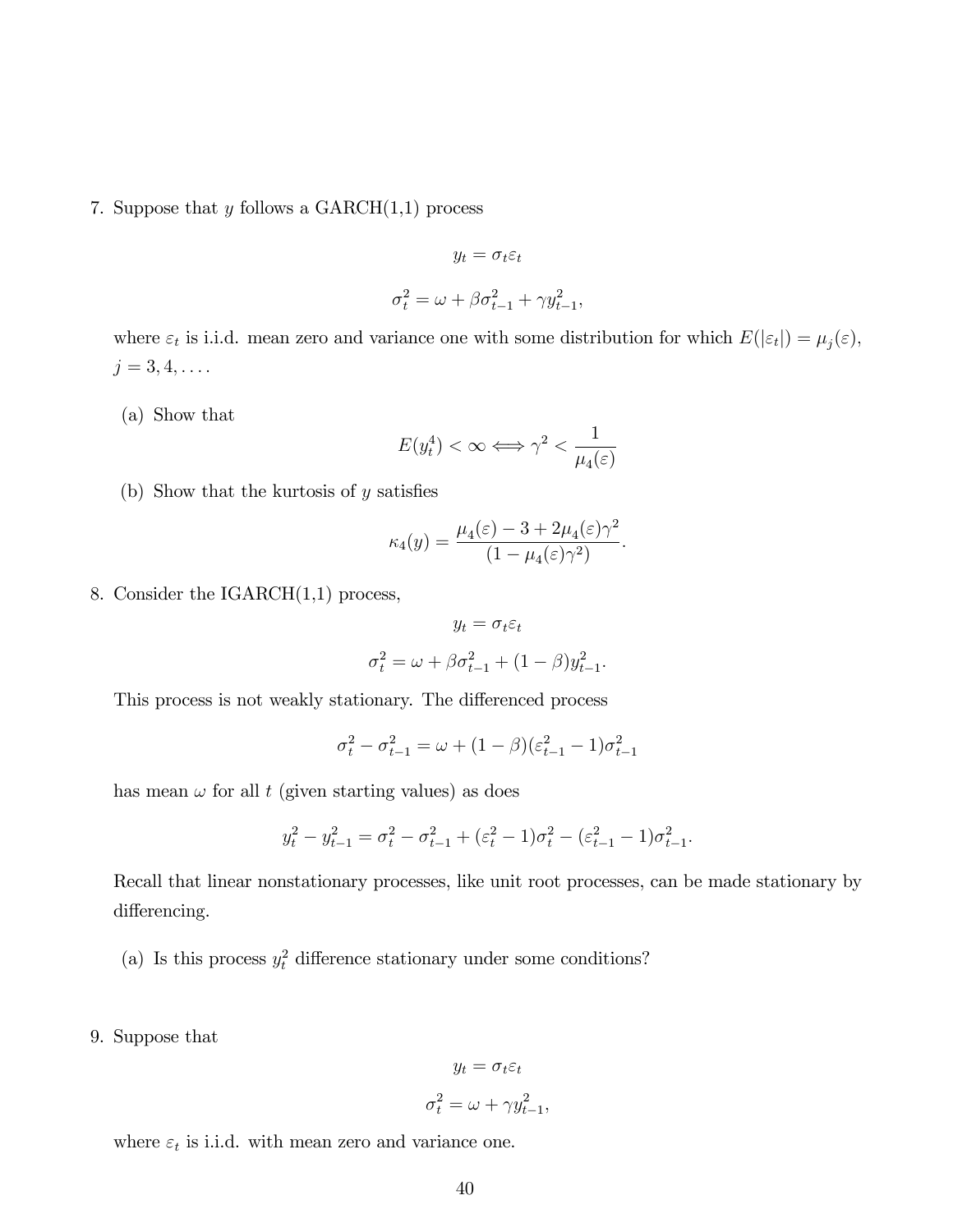7. Suppose that $y$ follows a GARCH(1,1) process

$$y_t = \sigma_t \varepsilon_t$$

$$\sigma_t^2 = \omega + \beta \sigma_{t-1}^2 + \gamma y_{t-1}^2,$$

where $\varepsilon_t$ is i.i.d. mean zero and variance one with some distribution for which $E(|\varepsilon_t|) = \mu_j(\varepsilon)$, $j = 3, 4, \ldots$.

   (a) Show that

$$E(y_t^4) < \infty \Longleftrightarrow \gamma^2 < \frac{1}{\mu_4(\varepsilon)}$$

   (b) Show that the kurtosis of $y$ satisfies

$$\kappa_4(y) = \frac{\mu_4(\varepsilon) - 3 + 2\mu_4(\varepsilon)\gamma^2}{(1 - \mu_4(\varepsilon)\gamma^2)}.$$

8. Consider the IGARCH(1,1) process,

$$y_t = \sigma_t \varepsilon_t$$

$$\sigma_t^2 = \omega + \beta \sigma_{t-1}^2 + (1 - \beta) y_{t-1}^2.$$

This process is not weakly stationary. The differenced process

$$\sigma_t^2 - \sigma_{t-1}^2 = \omega + (1 - \beta)(\varepsilon_{t-1}^2 - 1)\sigma_{t-1}^2$$

has mean $\omega$ for all $t$ (given starting values) as does

$$y_t^2 - y_{t-1}^2 = \sigma_t^2 - \sigma_{t-1}^2 + (\varepsilon_t^2 - 1)\sigma_t^2 - (\varepsilon_{t-1}^2 - 1)\sigma_{t-1}^2.$$

Recall that linear nonstationary processes, like unit root processes, can be made stationary by differencing.

   (a) Is this process $y_t^2$ difference stationary under some conditions?

9. Suppose that

$$y_t = \sigma_t \varepsilon_t$$

$$\sigma_t^2 = \omega + \gamma y_{t-1}^2,$$

where $\varepsilon_t$ is i.i.d. with mean zero and variance one.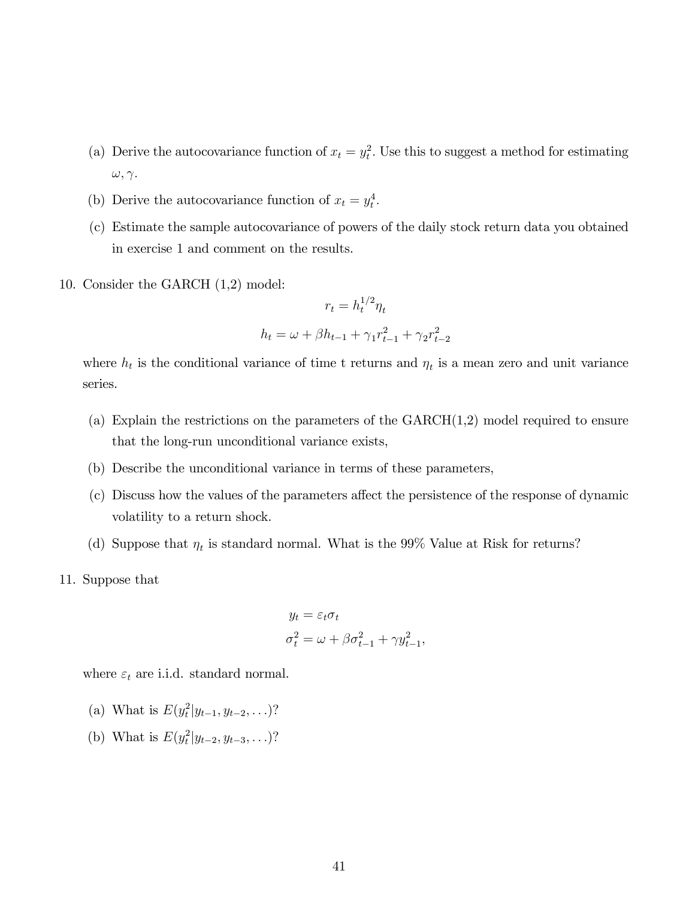(a) Derive the autocovariance function of $x_t = y_t^2$. Use this to suggest a method for estimating $\omega, \gamma$.

(b) Derive the autocovariance function of $x_t = y_t^4$.

(c) Estimate the sample autocovariance of powers of the daily stock return data you obtained in exercise 1 and comment on the results.

10. Consider the GARCH (1,2) model:

$$r_t = h_t^{1/2} \eta_t$$

$$h_t = \omega + \beta h_{t-1} + \gamma_1 r_{t-1}^2 + \gamma_2 r_{t-2}^2$$

where $h_t$ is the conditional variance of time t returns and $\eta_t$ is a mean zero and unit variance series.

(a) Explain the restrictions on the parameters of the GARCH(1,2) model required to ensure that the long-run unconditional variance exists,

(b) Describe the unconditional variance in terms of these parameters,

(c) Discuss how the values of the parameters affect the persistence of the response of dynamic volatility to a return shock.

(d) Suppose that $\eta_t$ is standard normal. What is the 99% Value at Risk for returns?

11. Suppose that

$$y_t = \varepsilon_t \sigma_t$$

$$\sigma_t^2 = \omega + \beta \sigma_{t-1}^2 + \gamma y_{t-1}^2,$$

where $\varepsilon_t$ are i.i.d. standard normal.

(a) What is $E(y_t^2 | y_{t-1}, y_{t-2}, \ldots)$?

(b) What is $E(y_t^2 | y_{t-2}, y_{t-3}, \ldots)$?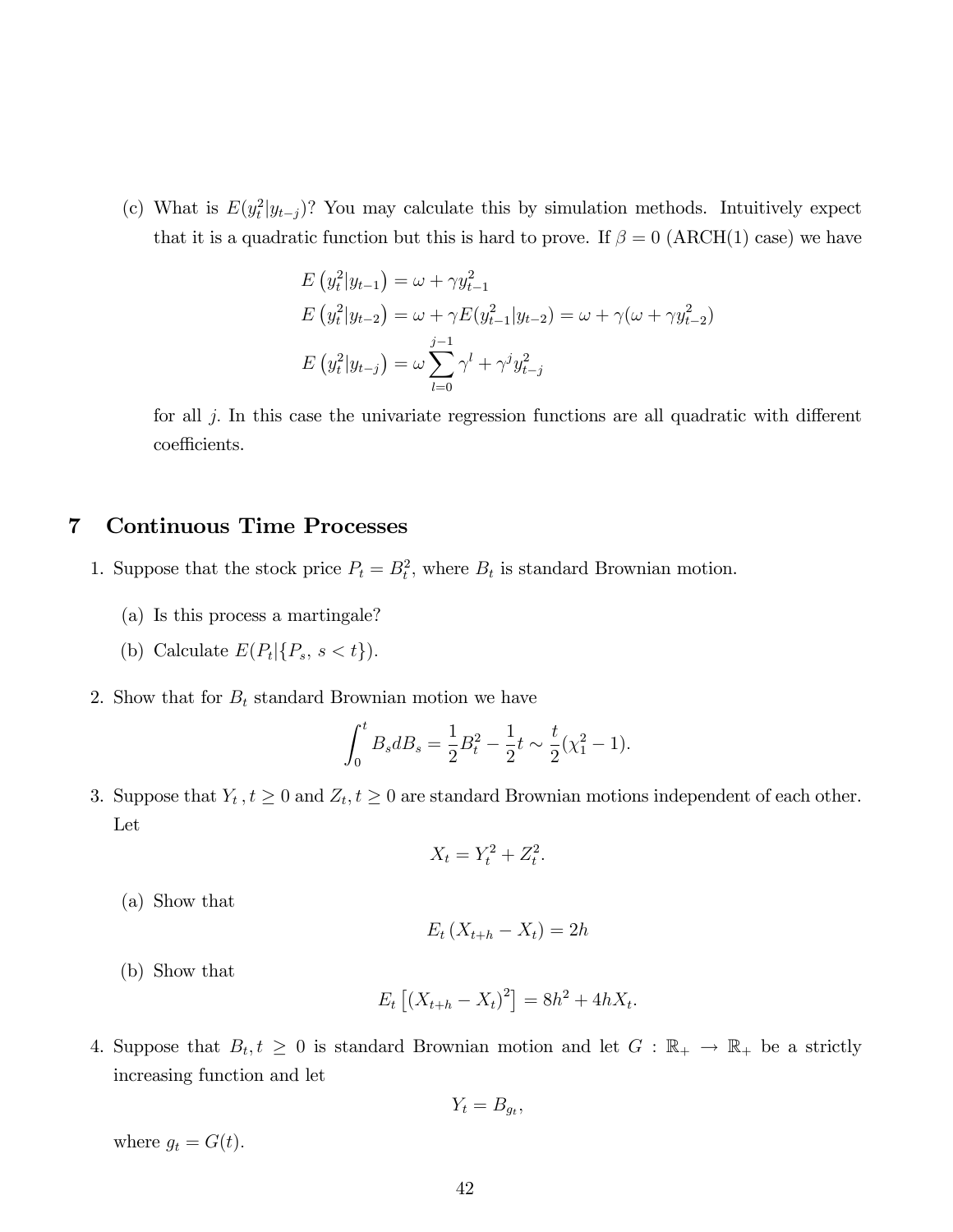(c) What is $E(y_t^2|y_{t-j})$? You may calculate this by simulation methods. Intuitively expect that it is a quadratic function but this is hard to prove. If $\beta = 0$ (ARCH(1) case) we have

$$E\left(y_t^2|y_{t-1}\right) = \omega + \gamma y_{t-1}^2$$

$$E\left(y_t^2|y_{t-2}\right) = \omega + \gamma E(y_{t-1}^2|y_{t-2}) = \omega + \gamma(\omega + \gamma y_{t-2}^2)$$

$$E\left(y_t^2|y_{t-j}\right) = \omega \sum_{l=0}^{j-1} \gamma^l + \gamma^j y_{t-j}^2$$

for all $j$. In this case the univariate regression functions are all quadratic with different coefficients.

# 7 Continuous Time Processes

1. Suppose that the stock price $P_t = B_t^2$, where $B_t$ is standard Brownian motion.

   (a) Is this process a martingale?

   (b) Calculate $E(P_t|\{P_s,\, s < t\})$.

2. Show that for $B_t$ standard Brownian motion we have

$$\int_0^t B_s dB_s = \frac{1}{2}B_t^2 - \frac{1}{2}t \sim \frac{t}{2}(\chi_1^2 - 1).$$

3. Suppose that $Y_t\,, t \geq 0$ and $Z_t, t \geq 0$ are standard Brownian motions independent of each other. Let

$$X_t = Y_t^2 + Z_t^2.$$

   (a) Show that

$$E_t\left(X_{t+h} - X_t\right) = 2h$$

   (b) Show that

$$E_t\left[\left(X_{t+h} - X_t\right)^2\right] = 8h^2 + 4hX_t.$$

4. Suppose that $B_t, t \geq 0$ is standard Brownian motion and let $G : \mathbb{R}_+ \to \mathbb{R}_+$ be a strictly increasing function and let

$$Y_t = B_{g_t},$$

where $g_t = G(t)$.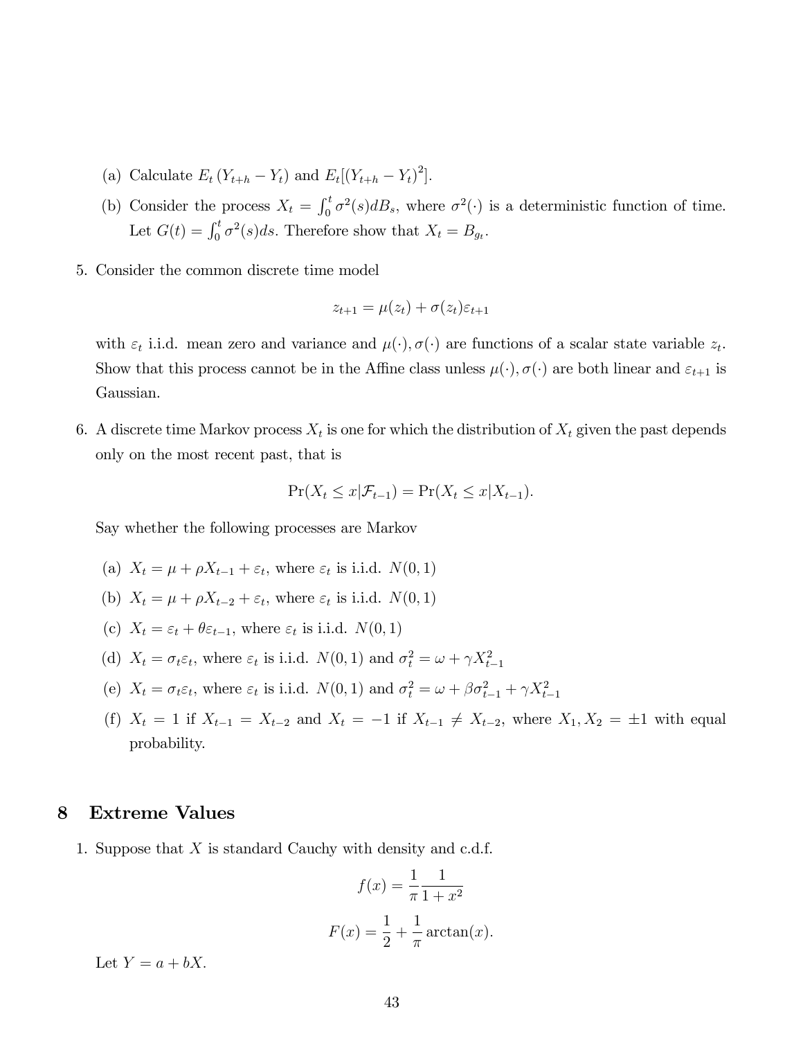(a) Calculate $E_t(Y_{t+h} - Y_t)$ and $E_t[(Y_{t+h} - Y_t)^2]$.

(b) Consider the process $X_t = \int_0^t \sigma^2(s)dB_s$, where $\sigma^2(\cdot)$ is a deterministic function of time. Let $G(t) = \int_0^t \sigma^2(s)ds$. Therefore show that $X_t = B_{g_t}$.

5. Consider the common discrete time model

$$z_{t+1} = \mu(z_t) + \sigma(z_t)\varepsilon_{t+1}$$

with $\varepsilon_t$ i.i.d. mean zero and variance and $\mu(\cdot), \sigma(\cdot)$ are functions of a scalar state variable $z_t$. Show that this process cannot be in the Affine class unless $\mu(\cdot), \sigma(\cdot)$ are both linear and $\varepsilon_{t+1}$ is Gaussian.

6. A discrete time Markov process $X_t$ is one for which the distribution of $X_t$ given the past depends only on the most recent past, that is

$$\Pr(X_t \leq x | \mathcal{F}_{t-1}) = \Pr(X_t \leq x | X_{t-1}).$$

Say whether the following processes are Markov

(a) $X_t = \mu + \rho X_{t-1} + \varepsilon_t$, where $\varepsilon_t$ is i.i.d. $N(0, 1)$

(b) $X_t = \mu + \rho X_{t-2} + \varepsilon_t$, where $\varepsilon_t$ is i.i.d. $N(0, 1)$

(c) $X_t = \varepsilon_t + \theta\varepsilon_{t-1}$, where $\varepsilon_t$ is i.i.d. $N(0, 1)$

(d) $X_t = \sigma_t\varepsilon_t$, where $\varepsilon_t$ is i.i.d. $N(0, 1)$ and $\sigma_t^2 = \omega + \gamma X_{t-1}^2$

(e) $X_t = \sigma_t\varepsilon_t$, where $\varepsilon_t$ is i.i.d. $N(0, 1)$ and $\sigma_t^2 = \omega + \beta\sigma_{t-1}^2 + \gamma X_{t-1}^2$

(f) $X_t = 1$ if $X_{t-1} = X_{t-2}$ and $X_t = -1$ if $X_{t-1} \neq X_{t-2}$, where $X_1, X_2 = \pm 1$ with equal probability.

# 8 Extreme Values

1. Suppose that $X$ is standard Cauchy with density and c.d.f.

$$f(x) = \frac{1}{\pi} \frac{1}{1 + x^2}$$

$$F(x) = \frac{1}{2} + \frac{1}{\pi} \arctan(x).$$

Let $Y = a + bX$.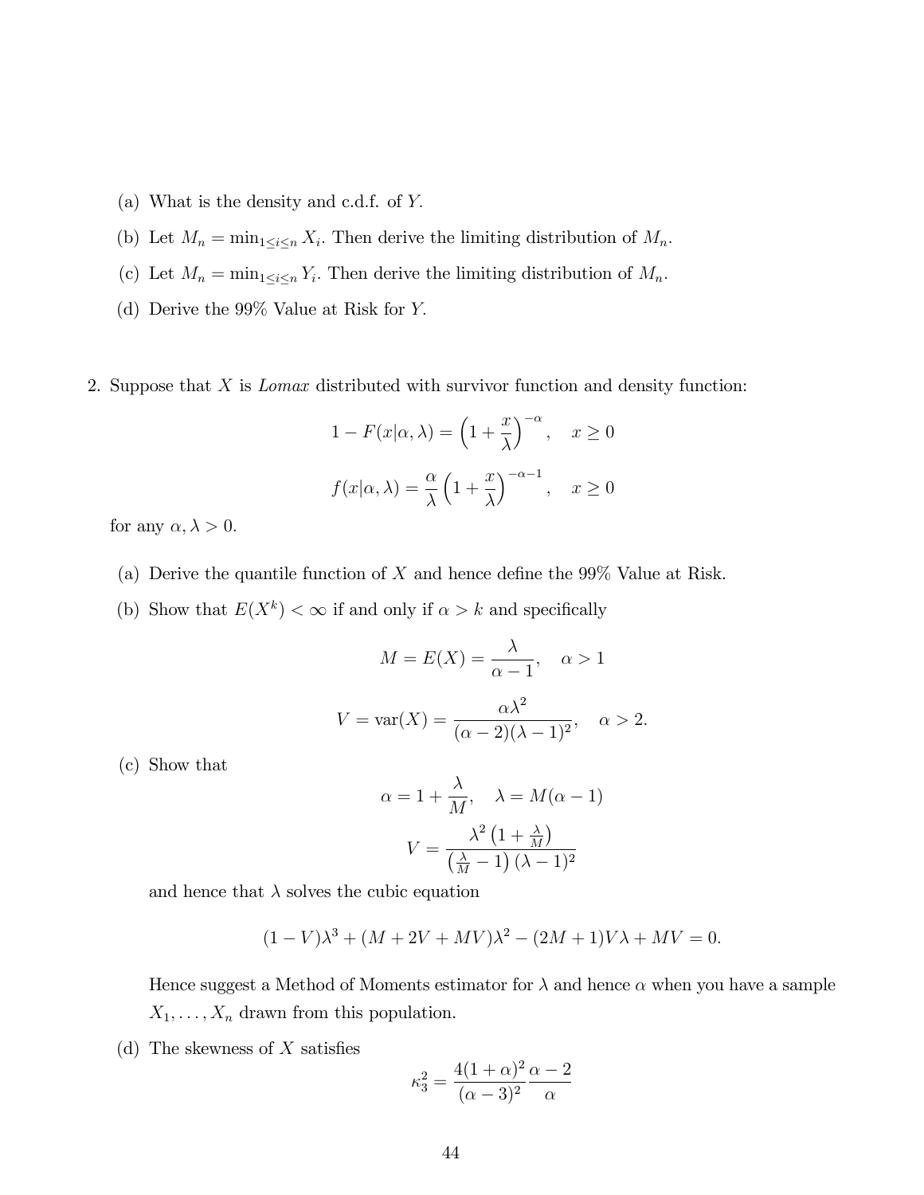(a) What is the density and c.d.f. of $Y$.

(b) Let $M_n = \min_{1 \le i \le n} X_i$. Then derive the limiting distribution of $M_n$.

(c) Let $M_n = \min_{1 \le i \le n} Y_i$. Then derive the limiting distribution of $M_n$.

(d) Derive the 99% Value at Risk for $Y$.

2. Suppose that $X$ is *Lomax* distributed with survivor function and density function:

$$1 - F(x|\alpha, \lambda) = \left(1 + \frac{x}{\lambda}\right)^{-\alpha}, \quad x \ge 0$$

$$f(x|\alpha, \lambda) = \frac{\alpha}{\lambda}\left(1 + \frac{x}{\lambda}\right)^{-\alpha-1}, \quad x \ge 0$$

for any $\alpha, \lambda > 0$.

(a) Derive the quantile function of $X$ and hence define the 99% Value at Risk.

(b) Show that $E(X^k) < \infty$ if and only if $\alpha > k$ and specifically

$$M = E(X) = \frac{\lambda}{\alpha - 1}, \quad \alpha > 1$$

$$V = \text{var}(X) = \frac{\alpha\lambda^2}{(\alpha - 2)(\lambda - 1)^2}, \quad \alpha > 2.$$

(c) Show that

$$\alpha = 1 + \frac{\lambda}{M}, \quad \lambda = M(\alpha - 1)$$

$$V = \frac{\lambda^2\left(1 + \frac{\lambda}{M}\right)}{\left(\frac{\lambda}{M} - 1\right)(\lambda - 1)^2}$$

and hence that $\lambda$ solves the cubic equation

$$(1 - V)\lambda^3 + (M + 2V + MV)\lambda^2 - (2M + 1)V\lambda + MV = 0.$$

Hence suggest a Method of Moments estimator for $\lambda$ and hence $\alpha$ when you have a sample $X_1, \ldots, X_n$ drawn from this population.

(d) The skewness of $X$ satisfies

$$\kappa_3^2 = \frac{4(1 + \alpha)^2}{(\alpha - 3)^2}\frac{\alpha - 2}{\alpha}$$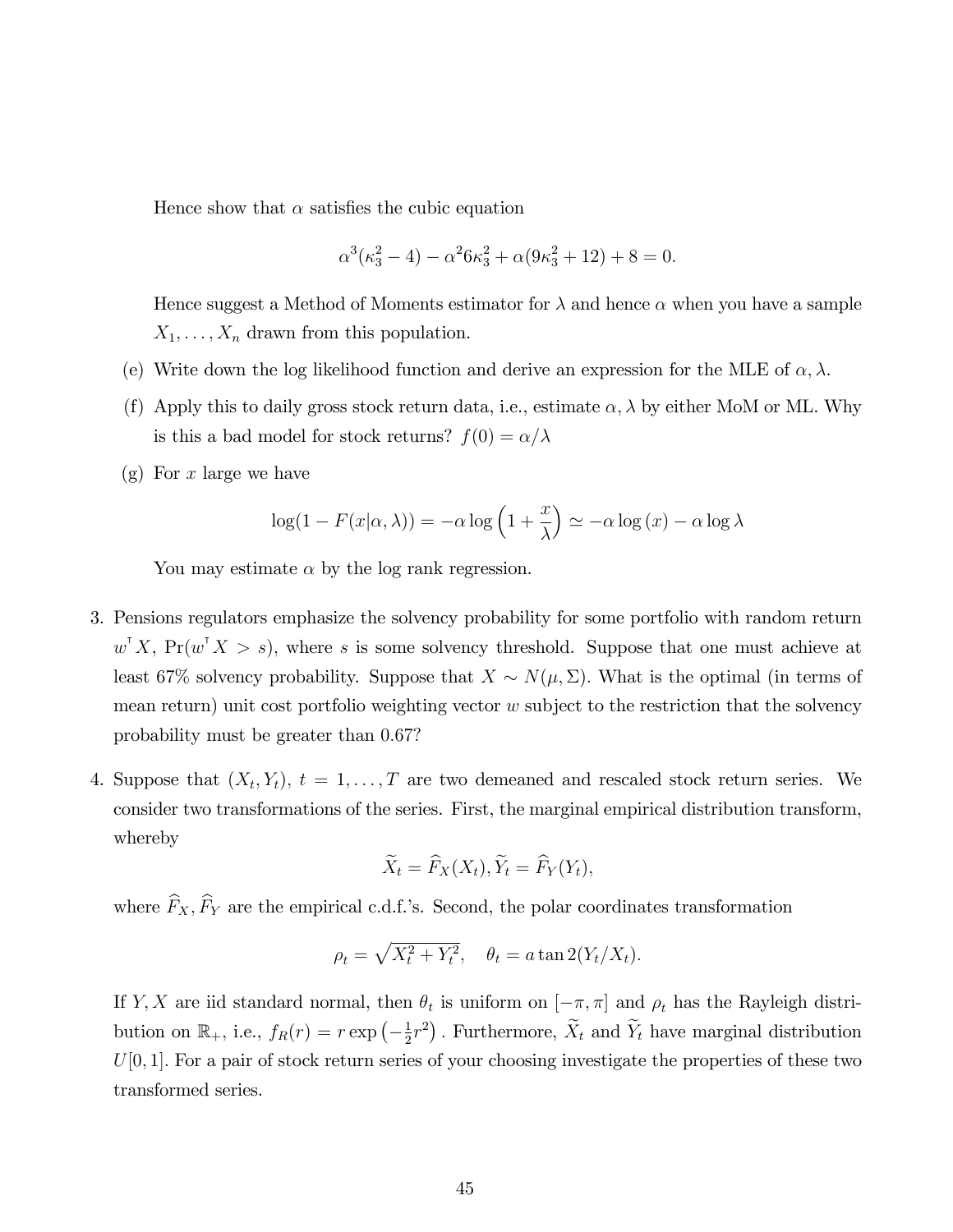Hence show that $\alpha$ satisfies the cubic equation

$$\alpha^3(\kappa_3^2 - 4) - \alpha^2 6\kappa_3^2 + \alpha(9\kappa_3^2 + 12) + 8 = 0.$$

Hence suggest a Method of Moments estimator for $\lambda$ and hence $\alpha$ when you have a sample $X_1, \ldots, X_n$ drawn from this population.

(e) Write down the log likelihood function and derive an expression for the MLE of $\alpha, \lambda$.

(f) Apply this to daily gross stock return data, i.e., estimate $\alpha, \lambda$ by either MoM or ML. Why is this a bad model for stock returns? $f(0) = \alpha/\lambda$

(g) For $x$ large we have

$$\log(1 - F(x|\alpha, \lambda)) = -\alpha \log\left(1 + \frac{x}{\lambda}\right) \simeq -\alpha \log(x) - \alpha \log \lambda$$

You may estimate $\alpha$ by the log rank regression.

3. Pensions regulators emphasize the solvency probability for some portfolio with random return $w^\intercal X$, $\Pr(w^\intercal X > s)$, where $s$ is some solvency threshold. Suppose that one must achieve at least 67% solvency probability. Suppose that $X \sim N(\mu, \Sigma)$. What is the optimal (in terms of mean return) unit cost portfolio weighting vector $w$ subject to the restriction that the solvency probability must be greater than 0.67?

4. Suppose that $(X_t, Y_t)$, $t = 1, \ldots, T$ are two demeaned and rescaled stock return series. We consider two transformations of the series. First, the marginal empirical distribution transform, whereby

$$\widetilde{X}_t = \widehat{F}_X(X_t), \widetilde{Y}_t = \widehat{F}_Y(Y_t),$$

where $\widehat{F}_X, \widehat{F}_Y$ are the empirical c.d.f.'s. Second, the polar coordinates transformation

$$\rho_t = \sqrt{X_t^2 + Y_t^2}, \quad \theta_t = a\tan 2(Y_t/X_t).$$

If $Y, X$ are iid standard normal, then $\theta_t$ is uniform on $[-\pi, \pi]$ and $\rho_t$ has the Rayleigh distribution on $\mathbb{R}_+$, i.e., $f_R(r) = r\exp\left(-\frac{1}{2}r^2\right)$. Furthermore, $\widetilde{X}_t$ and $\widetilde{Y}_t$ have marginal distribution $U[0, 1]$. For a pair of stock return series of your choosing investigate the properties of these two transformed series.